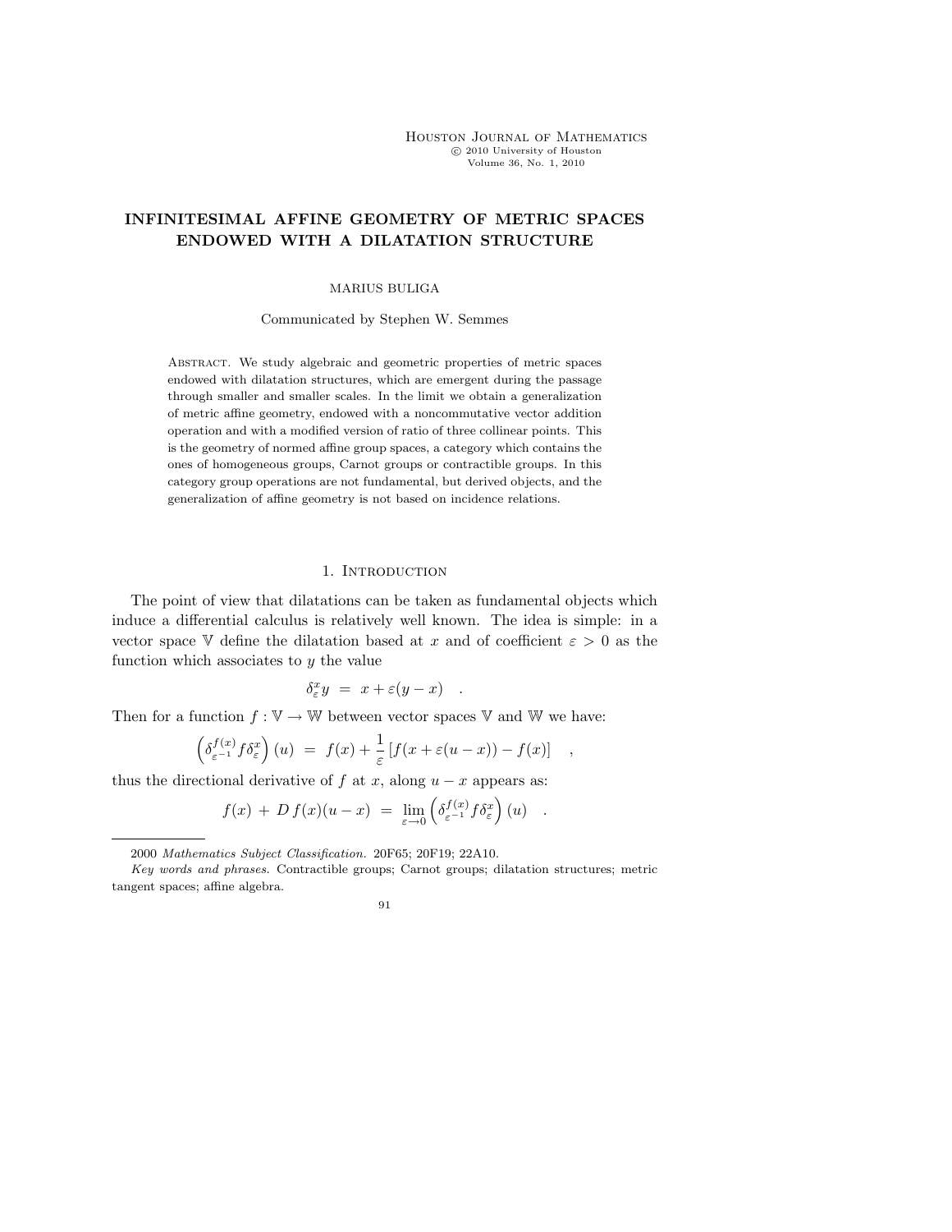# INFINITESIMAL AFFINE GEOMETRY OF METRIC SPACES ENDOWED WITH A DILATATION STRUCTURE

MARIUS BULIGA

Communicated by Stephen W. Semmes

Abstract. We study algebraic and geometric properties of metric spaces endowed with dilatation structures, which are emergent during the passage through smaller and smaller scales. In the limit we obtain a generalization of metric affine geometry, endowed with a noncommutative vector addition operation and with a modified version of ratio of three collinear points. This is the geometry of normed affine group spaces, a category which contains the ones of homogeneous groups, Carnot groups or contractible groups. In this category group operations are not fundamental, but derived objects, and the generalization of affine geometry is not based on incidence relations.

## 1. Introduction

The point of view that dilatations can be taken as fundamental objects which induce a differential calculus is relatively well known. The idea is simple: in a vector space $\mathbb{V}$ define the dilatation based at $x$ and of coefficient $\varepsilon > 0$ as the function which associates to $y$ the value

$$\delta^x_\varepsilon y \ = \ x + \varepsilon(y - x) \quad .$$

Then for a function $f : \mathbb{V} \to \mathbb{W}$ between vector spaces $\mathbb{V}$ and $\mathbb{W}$ we have:

$$\left(\delta^{f(x)}_{\varepsilon^{-1}} f \delta^x_\varepsilon\right)(u) \ = \ f(x) + \frac{1}{\varepsilon}\left[f(x + \varepsilon(u - x)) - f(x)\right] \quad ,$$

thus the directional derivative of $f$ at $x$, along $u - x$ appears as:

$$f(x) \ + \ D\, f(x)(u - x) \ = \ \lim_{\varepsilon \to 0} \left(\delta^{f(x)}_{\varepsilon^{-1}} f \delta^x_\varepsilon\right)(u) \quad .$$

2000 *Mathematics Subject Classification.* 20F65; 20F19; 22A10.

*Key words and phrases.* Contractible groups; Carnot groups; dilatation structures; metric tangent spaces; affine algebra.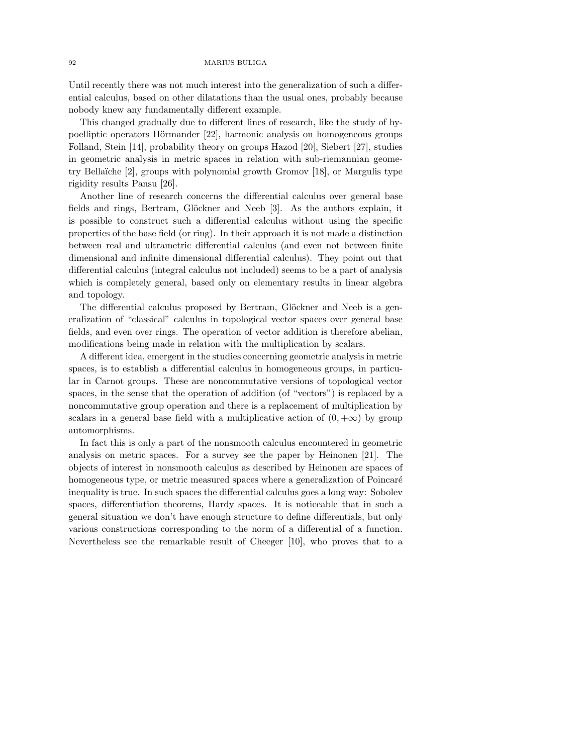Until recently there was not much interest into the generalization of such a differential calculus, based on other dilatations than the usual ones, probably because nobody knew any fundamentally different example.

This changed gradually due to different lines of research, like the study of hypoelliptic operators Hörmander [22], harmonic analysis on homogeneous groups Folland, Stein [14], probability theory on groups Hazod [20], Siebert [27], studies in geometric analysis in metric spaces in relation with sub-riemannian geometry Bellaïche [2], groups with polynomial growth Gromov [18], or Margulis type rigidity results Pansu [26].

Another line of research concerns the differential calculus over general base fields and rings, Bertram, Glöckner and Neeb [3]. As the authors explain, it is possible to construct such a differential calculus without using the specific properties of the base field (or ring). In their approach it is not made a distinction between real and ultrametric differential calculus (and even not between finite dimensional and infinite dimensional differential calculus). They point out that differential calculus (integral calculus not included) seems to be a part of analysis which is completely general, based only on elementary results in linear algebra and topology.

The differential calculus proposed by Bertram, Glöckner and Neeb is a generalization of "classical" calculus in topological vector spaces over general base fields, and even over rings. The operation of vector addition is therefore abelian, modifications being made in relation with the multiplication by scalars.

A different idea, emergent in the studies concerning geometric analysis in metric spaces, is to establish a differential calculus in homogeneous groups, in particular in Carnot groups. These are noncommutative versions of topological vector spaces, in the sense that the operation of addition (of "vectors") is replaced by a noncommutative group operation and there is a replacement of multiplication by scalars in a general base field with a multiplicative action of $(0, +\infty)$ by group automorphisms.

In fact this is only a part of the nonsmooth calculus encountered in geometric analysis on metric spaces. For a survey see the paper by Heinonen [21]. The objects of interest in nonsmooth calculus as described by Heinonen are spaces of homogeneous type, or metric measured spaces where a generalization of Poincaré inequality is true. In such spaces the differential calculus goes a long way: Sobolev spaces, differentiation theorems, Hardy spaces. It is noticeable that in such a general situation we don't have enough structure to define differentials, but only various constructions corresponding to the norm of a differential of a function. Nevertheless see the remarkable result of Cheeger [10], who proves that to a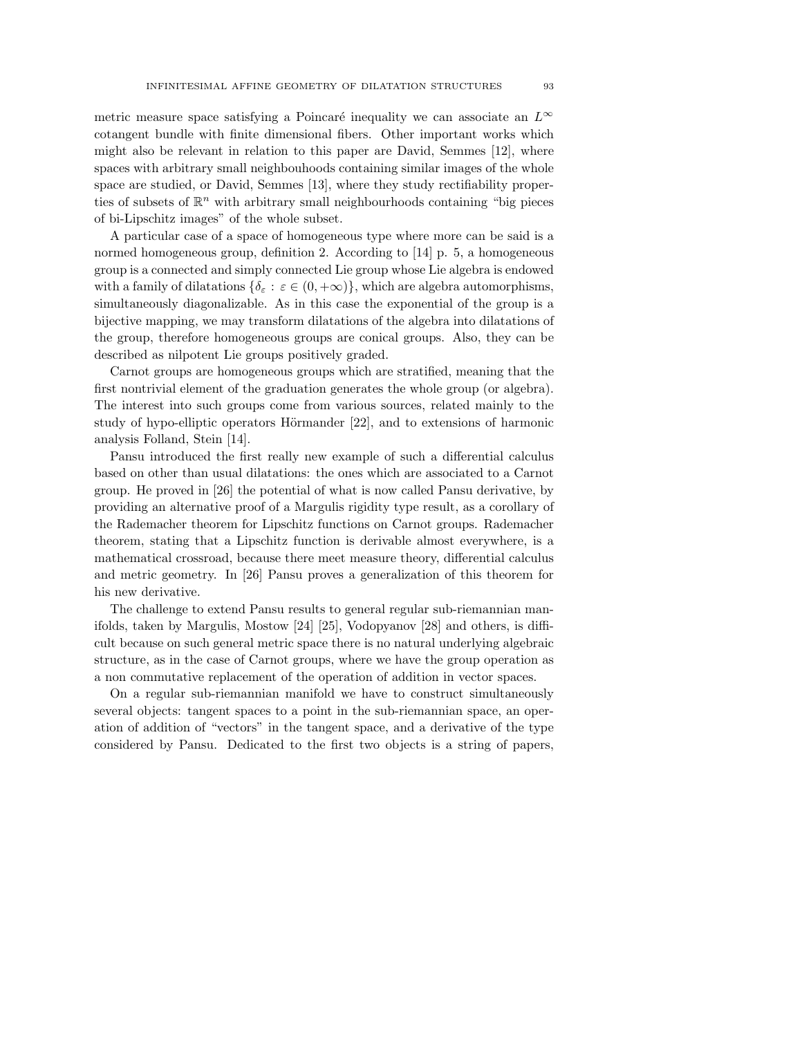metric measure space satisfying a Poincaré inequality we can associate an $L^\infty$ cotangent bundle with finite dimensional fibers. Other important works which might also be relevant in relation to this paper are David, Semmes [12], where spaces with arbitrary small neighbouhoods containing similar images of the whole space are studied, or David, Semmes [13], where they study rectifiability properties of subsets of $\mathbb{R}^n$ with arbitrary small neighbourhoods containing "big pieces of bi-Lipschitz images" of the whole subset.

A particular case of a space of homogeneous type where more can be said is a normed homogeneous group, definition 2. According to [14] p. 5, a homogeneous group is a connected and simply connected Lie group whose Lie algebra is endowed with a family of dilatations $\{\delta_\varepsilon : \varepsilon \in (0, +\infty)\}$, which are algebra automorphisms, simultaneously diagonalizable. As in this case the exponential of the group is a bijective mapping, we may transform dilatations of the algebra into dilatations of the group, therefore homogeneous groups are conical groups. Also, they can be described as nilpotent Lie groups positively graded.

Carnot groups are homogeneous groups which are stratified, meaning that the first nontrivial element of the graduation generates the whole group (or algebra). The interest into such groups come from various sources, related mainly to the study of hypo-elliptic operators Hörmander [22], and to extensions of harmonic analysis Folland, Stein [14].

Pansu introduced the first really new example of such a differential calculus based on other than usual dilatations: the ones which are associated to a Carnot group. He proved in [26] the potential of what is now called Pansu derivative, by providing an alternative proof of a Margulis rigidity type result, as a corollary of the Rademacher theorem for Lipschitz functions on Carnot groups. Rademacher theorem, stating that a Lipschitz function is derivable almost everywhere, is a mathematical crossroad, because there meet measure theory, differential calculus and metric geometry. In [26] Pansu proves a generalization of this theorem for his new derivative.

The challenge to extend Pansu results to general regular sub-riemannian manifolds, taken by Margulis, Mostow [24] [25], Vodopyanov [28] and others, is difficult because on such general metric space there is no natural underlying algebraic structure, as in the case of Carnot groups, where we have the group operation as a non commutative replacement of the operation of addition in vector spaces.

On a regular sub-riemannian manifold we have to construct simultaneously several objects: tangent spaces to a point in the sub-riemannian space, an operation of addition of "vectors" in the tangent space, and a derivative of the type considered by Pansu. Dedicated to the first two objects is a string of papers,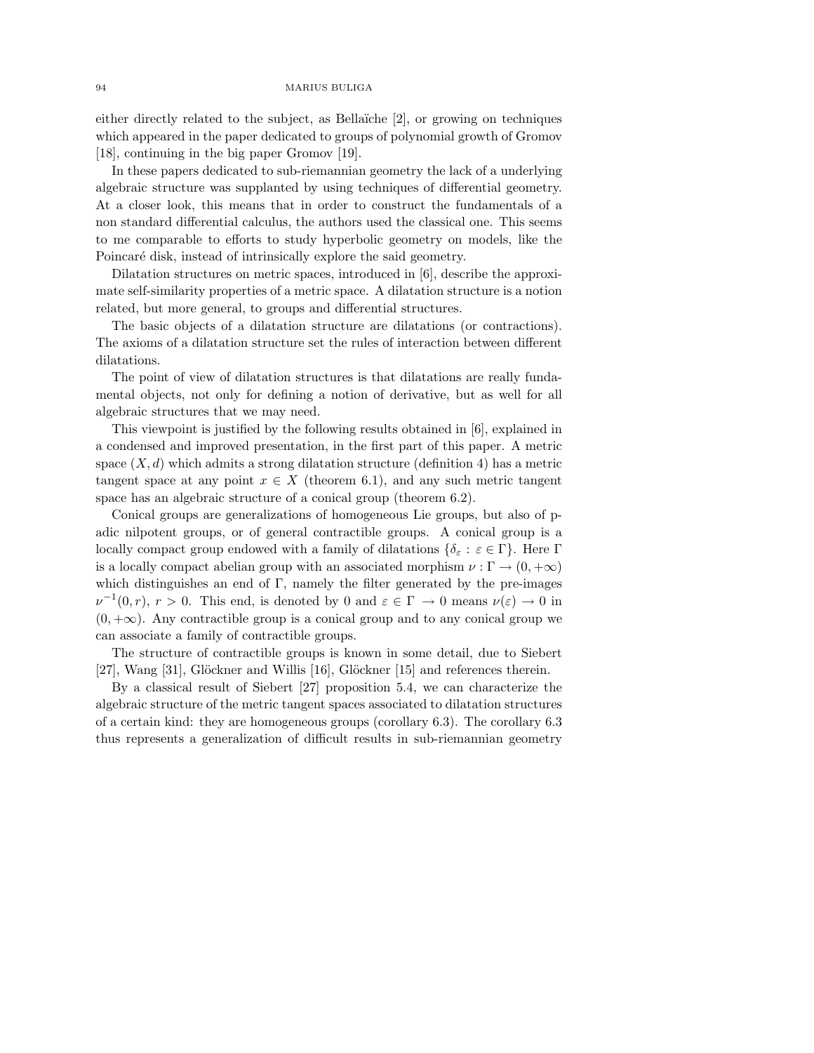either directly related to the subject, as Bellaïche [2], or growing on techniques which appeared in the paper dedicated to groups of polynomial growth of Gromov [18], continuing in the big paper Gromov [19].

In these papers dedicated to sub-riemannian geometry the lack of a underlying algebraic structure was supplanted by using techniques of differential geometry. At a closer look, this means that in order to construct the fundamentals of a non standard differential calculus, the authors used the classical one. This seems to me comparable to efforts to study hyperbolic geometry on models, like the Poincaré disk, instead of intrinsically explore the said geometry.

Dilatation structures on metric spaces, introduced in [6], describe the approximate self-similarity properties of a metric space. A dilatation structure is a notion related, but more general, to groups and differential structures.

The basic objects of a dilatation structure are dilatations (or contractions). The axioms of a dilatation structure set the rules of interaction between different dilatations.

The point of view of dilatation structures is that dilatations are really fundamental objects, not only for defining a notion of derivative, but as well for all algebraic structures that we may need.

This viewpoint is justified by the following results obtained in [6], explained in a condensed and improved presentation, in the first part of this paper. A metric space $(X, d)$ which admits a strong dilatation structure (definition 4) has a metric tangent space at any point $x \in X$ (theorem 6.1), and any such metric tangent space has an algebraic structure of a conical group (theorem 6.2).

Conical groups are generalizations of homogeneous Lie groups, but also of p-adic nilpotent groups, or of general contractible groups. A conical group is a locally compact group endowed with a family of dilatations $\{\delta_\varepsilon : \varepsilon \in \Gamma\}$. Here $\Gamma$ is a locally compact abelian group with an associated morphism $\nu : \Gamma \rightarrow (0, +\infty)$ which distinguishes an end of $\Gamma$, namely the filter generated by the pre-images $\nu^{-1}(0, r)$, $r > 0$. This end, is denoted by 0 and $\varepsilon \in \Gamma \rightarrow 0$ means $\nu(\varepsilon) \rightarrow 0$ in $(0, +\infty)$. Any contractible group is a conical group and to any conical group we can associate a family of contractible groups.

The structure of contractible groups is known in some detail, due to Siebert [27], Wang [31], Glöckner and Willis [16], Glöckner [15] and references therein.

By a classical result of Siebert [27] proposition 5.4, we can characterize the algebraic structure of the metric tangent spaces associated to dilatation structures of a certain kind: they are homogeneous groups (corollary 6.3). The corollary 6.3 thus represents a generalization of difficult results in sub-riemannian geometry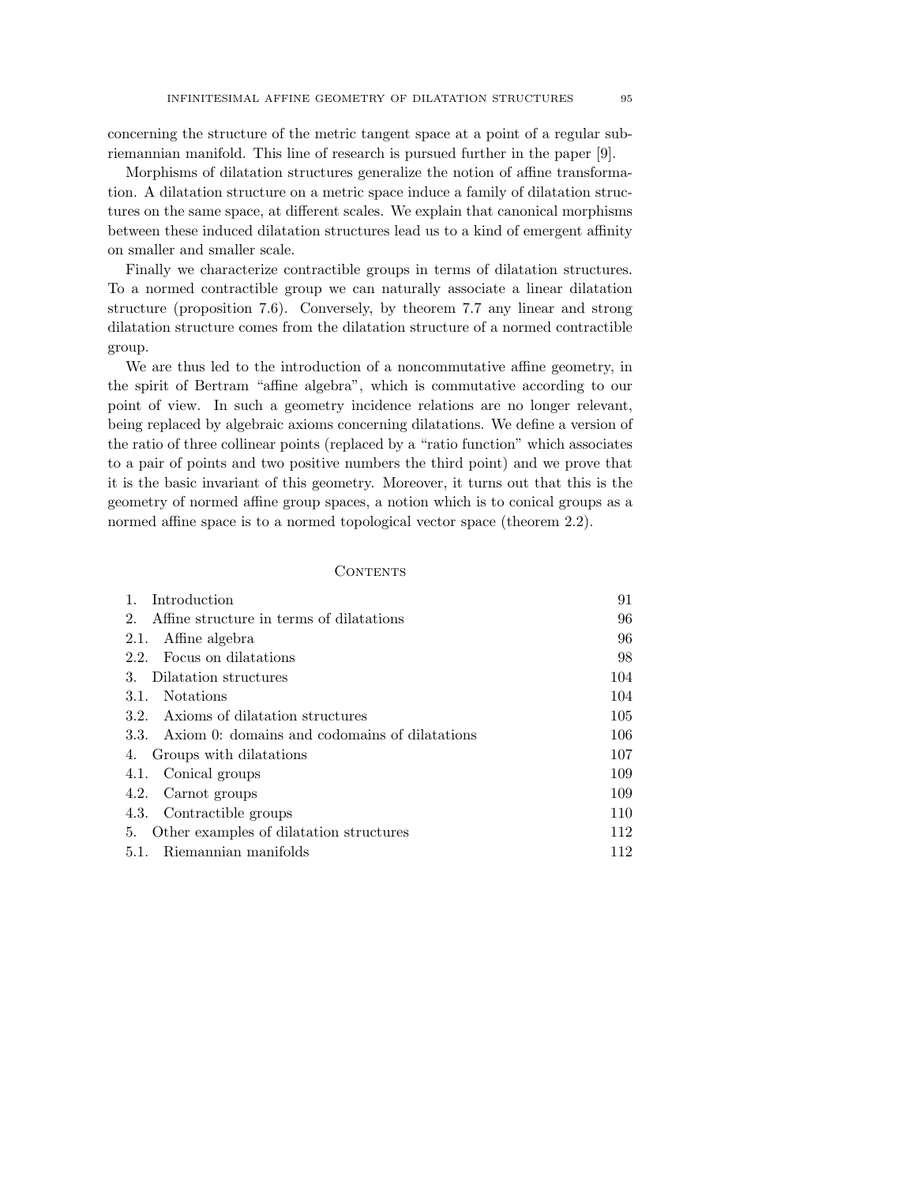concerning the structure of the metric tangent space at a point of a regular sub-riemannian manifold. This line of research is pursued further in the paper [9].

Morphisms of dilatation structures generalize the notion of affine transformation. A dilatation structure on a metric space induce a family of dilatation structures on the same space, at different scales. We explain that canonical morphisms between these induced dilatation structures lead us to a kind of emergent affinity on smaller and smaller scale.

Finally we characterize contractible groups in terms of dilatation structures. To a normed contractible group we can naturally associate a linear dilatation structure (proposition 7.6). Conversely, by theorem 7.7 any linear and strong dilatation structure comes from the dilatation structure of a normed contractible group.

We are thus led to the introduction of a noncommutative affine geometry, in the spirit of Bertram "affine algebra", which is commutative according to our point of view. In such a geometry incidence relations are no longer relevant, being replaced by algebraic axioms concerning dilatations. We define a version of the ratio of three collinear points (replaced by a "ratio function" which associates to a pair of points and two positive numbers the third point) and we prove that it is the basic invariant of this geometry. Moreover, it turns out that this is the geometry of normed affine group spaces, a notion which is to conical groups as a normed affine space is to a normed topological vector space (theorem 2.2).

## Contents

| | |
|---|---|
| 1. Introduction | 91 |
| 2. Affine structure in terms of dilatations | 96 |
| 2.1. Affine algebra | 96 |
| 2.2. Focus on dilatations | 98 |
| 3. Dilatation structures | 104 |
| 3.1. Notations | 104 |
| 3.2. Axioms of dilatation structures | 105 |
| 3.3. Axiom 0: domains and codomains of dilatations | 106 |
| 4. Groups with dilatations | 107 |
| 4.1. Conical groups | 109 |
| 4.2. Carnot groups | 109 |
| 4.3. Contractible groups | 110 |
| 5. Other examples of dilatation structures | 112 |
| 5.1. Riemannian manifolds | 112 |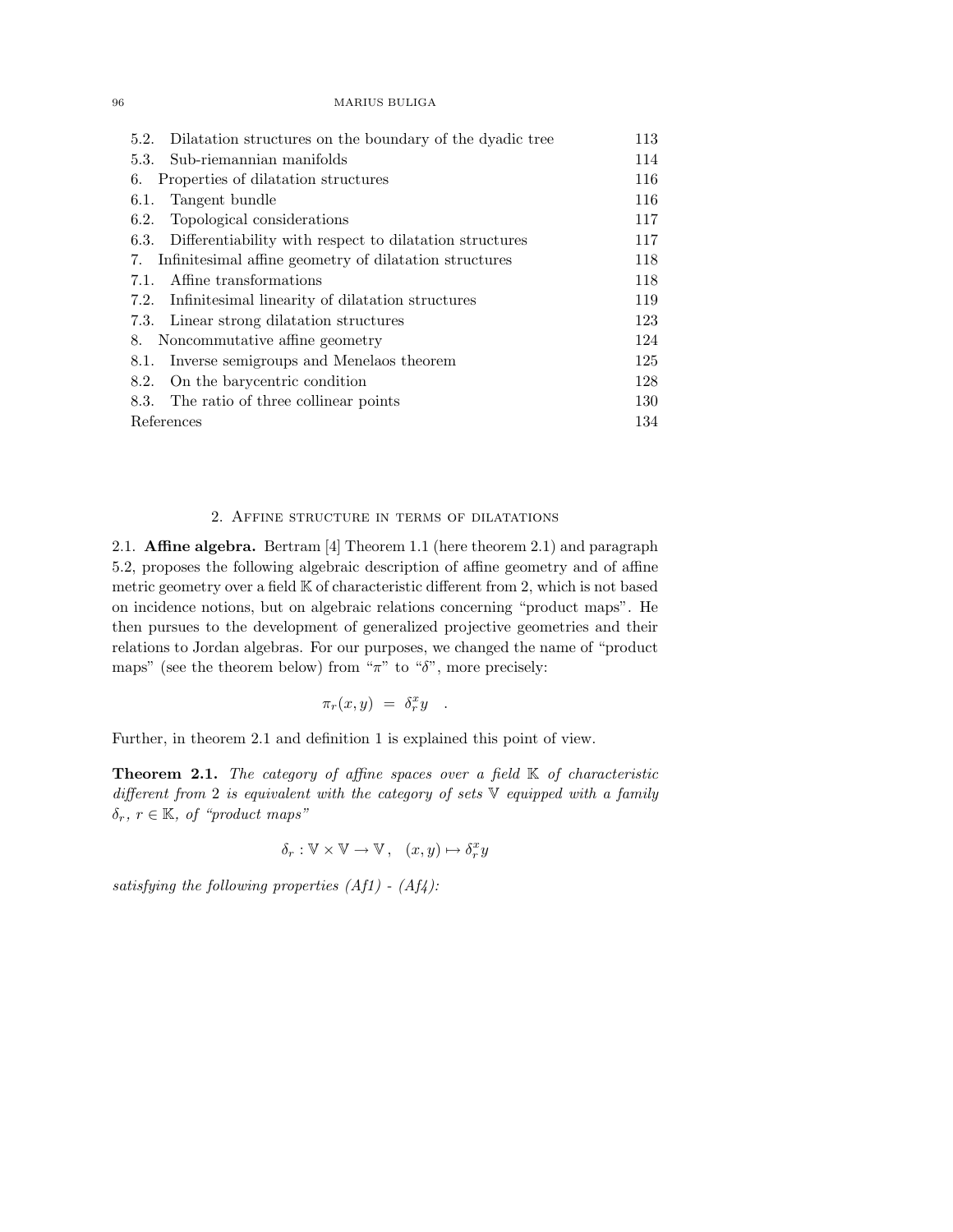| | |
|---|---|
| 5.2. Dilatation structures on the boundary of the dyadic tree | 113 |
| 5.3. Sub-riemannian manifolds | 114 |
| 6. Properties of dilatation structures | 116 |
| 6.1. Tangent bundle | 116 |
| 6.2. Topological considerations | 117 |
| 6.3. Differentiability with respect to dilatation structures | 117 |
| 7. Infinitesimal affine geometry of dilatation structures | 118 |
| 7.1. Affine transformations | 118 |
| 7.2. Infinitesimal linearity of dilatation structures | 119 |
| 7.3. Linear strong dilatation structures | 123 |
| 8. Noncommutative affine geometry | 124 |
| 8.1. Inverse semigroups and Menelaos theorem | 125 |
| 8.2. On the barycentric condition | 128 |
| 8.3. The ratio of three collinear points | 130 |
| References | 134 |

## 2. Affine structure in terms of dilatations

### 2.1. **Affine algebra.**

Bertram [4] Theorem 1.1 (here theorem 2.1) and paragraph 5.2, proposes the following algebraic description of affine geometry and of affine metric geometry over a field $\mathbb{K}$ of characteristic different from 2, which is not based on incidence notions, but on algebraic relations concerning "product maps". He then pursues to the development of generalized projective geometries and their relations to Jordan algebras. For our purposes, we changed the name of "product maps" (see the theorem below) from "$\pi$" to "$\delta$", more precisely:

$$\pi_r(x, y) \ = \ \delta_r^x y \quad .$$

Further, in theorem 2.1 and definition 1 is explained this point of view.

**Theorem 2.1.** *The category of affine spaces over a field $\mathbb{K}$ of characteristic different from 2 is equivalent with the category of sets $\mathbb{V}$ equipped with a family $\delta_r$, $r \in \mathbb{K}$, of "product maps"*

$$\delta_r : \mathbb{V} \times \mathbb{V} \to \mathbb{V} \, , \quad (x, y) \mapsto \delta_r^x y$$

*satisfying the following properties (Af1) - (Af4):*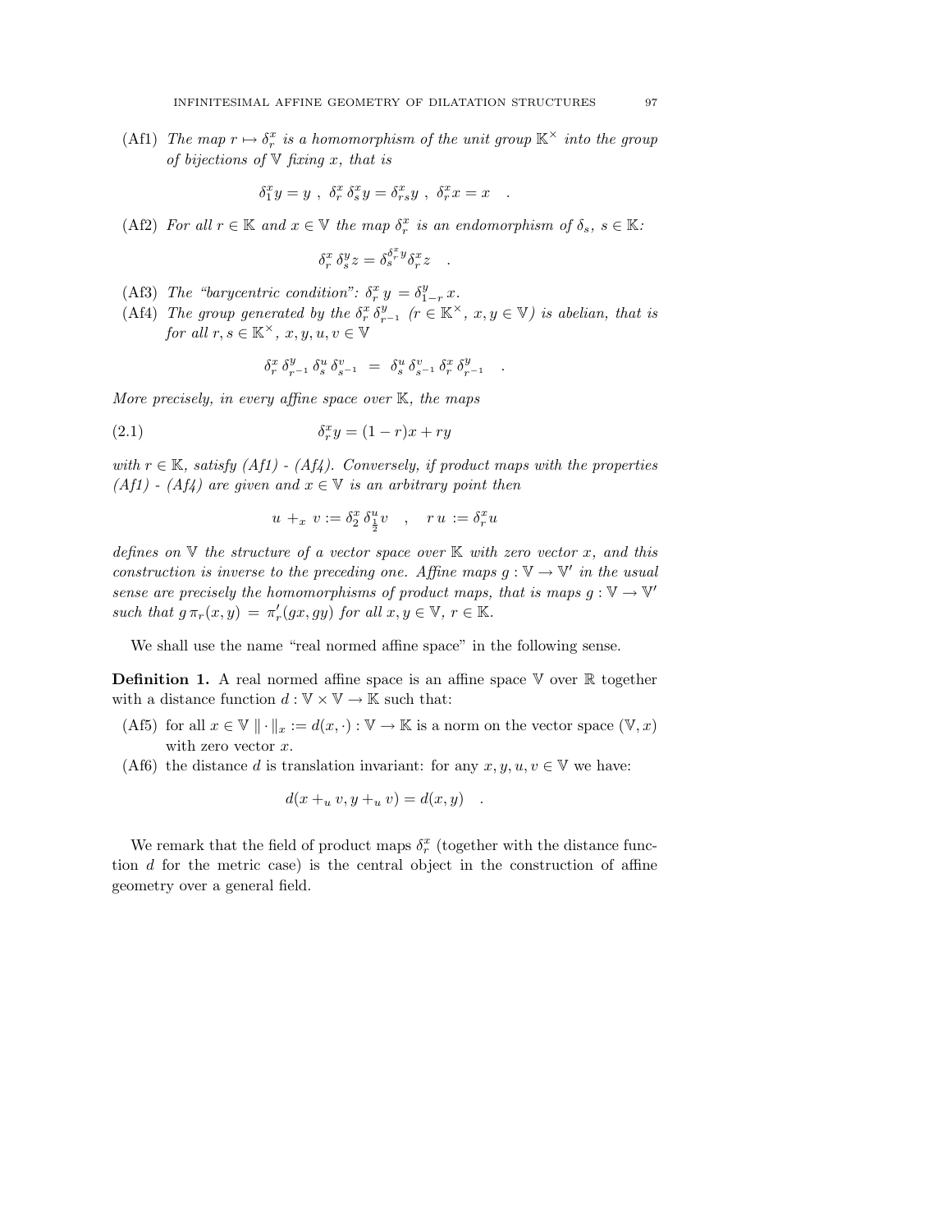(Af1) *The map $r \mapsto \delta_r^x$ is a homomorphism of the unit group $\mathbb{K}^\times$ into the group of bijections of $\mathbb{V}$ fixing $x$, that is*

$$\delta_1^x y = y \ , \ \delta_r^x \, \delta_s^x y = \delta_{rs}^x y \ , \ \delta_r^x x = x \quad .$$

(Af2) *For all $r \in \mathbb{K}$ and $x \in \mathbb{V}$ the map $\delta_r^x$ is an endomorphism of $\delta_s$, $s \in \mathbb{K}$:*

$$\delta_r^x \, \delta_s^y z = \delta_s^{\delta_r^x y} \delta_r^x z \quad .$$

(Af3) *The "barycentric condition": $\delta_r^x \, y = \delta_{1-r}^y \, x$.*

(Af4) *The group generated by the $\delta_r^x \, \delta_{r^{-1}}^y$ ($r \in \mathbb{K}^\times$, $x, y \in \mathbb{V}$) is abelian, that is for all $r, s \in \mathbb{K}^\times$, $x, y, u, v \in \mathbb{V}$*

$$\delta_r^x \, \delta_{r^{-1}}^y \, \delta_s^u \, \delta_{s^{-1}}^v \ = \ \delta_s^u \, \delta_{s^{-1}}^v \, \delta_r^x \, \delta_{r^{-1}}^y \quad .$$

*More precisely, in every affine space over $\mathbb{K}$, the maps*

$$\delta_r^x y = (1-r)x + ry \tag{2.1}$$

*with $r \in \mathbb{K}$, satisfy (Af1) - (Af4). Conversely, if product maps with the properties (Af1) - (Af4) are given and $x \in \mathbb{V}$ is an arbitrary point then*

$$u \, +_x \, v := \delta_2^x \, \delta_{\frac{1}{2}}^u v \quad , \quad r \, u := \delta_r^x u$$

*defines on $\mathbb{V}$ the structure of a vector space over $\mathbb{K}$ with zero vector $x$, and this construction is inverse to the preceding one. Affine maps $g : \mathbb{V} \to \mathbb{V}'$ in the usual sense are precisely the homomorphisms of product maps, that is maps $g : \mathbb{V} \to \mathbb{V}'$ such that $g \, \pi_r(x, y) \ = \ \pi'_r(gx, gy)$ for all $x, y \in \mathbb{V}$, $r \in \mathbb{K}$.*

We shall use the name "real normed affine space" in the following sense.

**Definition 1.** A real normed affine space is an affine space $\mathbb{V}$ over $\mathbb{R}$ together with a distance function $d : \mathbb{V} \times \mathbb{V} \to \mathbb{K}$ such that:

(Af5) for all $x \in \mathbb{V}$ $\| \cdot \|_x := d(x, \cdot) : \mathbb{V} \to \mathbb{K}$ is a norm on the vector space $(\mathbb{V}, x)$ with zero vector $x$.

(Af6) the distance $d$ is translation invariant: for any $x, y, u, v \in \mathbb{V}$ we have:

$$d(x +_u v, y +_u v) = d(x, y) \quad .$$

We remark that the field of product maps $\delta_r^x$ (together with the distance function $d$ for the metric case) is the central object in the construction of affine geometry over a general field.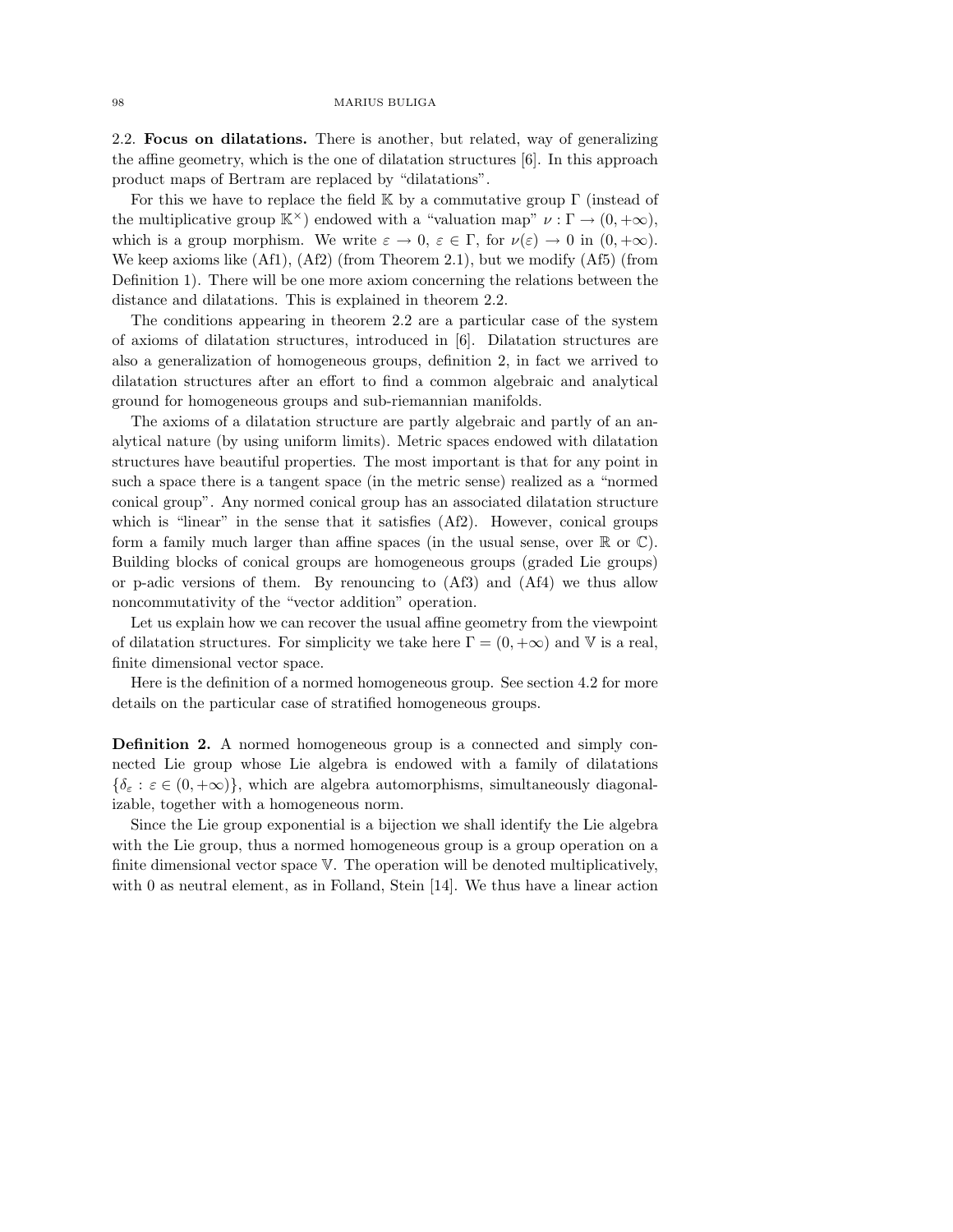2.2. **Focus on dilatations.** There is another, but related, way of generalizing the affine geometry, which is the one of dilatation structures [6]. In this approach product maps of Bertram are replaced by "dilatations".

For this we have to replace the field $\mathbb{K}$ by a commutative group $\Gamma$ (instead of the multiplicative group $\mathbb{K}^{\times}$) endowed with a "valuation map" $\nu : \Gamma \rightarrow (0, +\infty)$, which is a group morphism. We write $\varepsilon \rightarrow 0$, $\varepsilon \in \Gamma$, for $\nu(\varepsilon) \rightarrow 0$ in $(0, +\infty)$. We keep axioms like (Af1), (Af2) (from Theorem 2.1), but we modify (Af5) (from Definition 1). There will be one more axiom concerning the relations between the distance and dilatations. This is explained in theorem 2.2.

The conditions appearing in theorem 2.2 are a particular case of the system of axioms of dilatation structures, introduced in [6]. Dilatation structures are also a generalization of homogeneous groups, definition 2, in fact we arrived to dilatation structures after an effort to find a common algebraic and analytical ground for homogeneous groups and sub-riemannian manifolds.

The axioms of a dilatation structure are partly algebraic and partly of an analytical nature (by using uniform limits). Metric spaces endowed with dilatation structures have beautiful properties. The most important is that for any point in such a space there is a tangent space (in the metric sense) realized as a "normed conical group". Any normed conical group has an associated dilatation structure which is "linear" in the sense that it satisfies (Af2). However, conical groups form a family much larger than affine spaces (in the usual sense, over $\mathbb{R}$ or $\mathbb{C}$). Building blocks of conical groups are homogeneous groups (graded Lie groups) or p-adic versions of them. By renouncing to (Af3) and (Af4) we thus allow noncommutativity of the "vector addition" operation.

Let us explain how we can recover the usual affine geometry from the viewpoint of dilatation structures. For simplicity we take here $\Gamma = (0, +\infty)$ and $\mathbb{V}$ is a real, finite dimensional vector space.

Here is the definition of a normed homogeneous group. See section 4.2 for more details on the particular case of stratified homogeneous groups.

**Definition 2.** A normed homogeneous group is a connected and simply connected Lie group whose Lie algebra is endowed with a family of dilatations $\{\delta_{\varepsilon} : \varepsilon \in (0, +\infty)\}$, which are algebra automorphisms, simultaneously diagonalizable, together with a homogeneous norm.

Since the Lie group exponential is a bijection we shall identify the Lie algebra with the Lie group, thus a normed homogeneous group is a group operation on a finite dimensional vector space $\mathbb{V}$. The operation will be denoted multiplicatively, with 0 as neutral element, as in Folland, Stein [14]. We thus have a linear action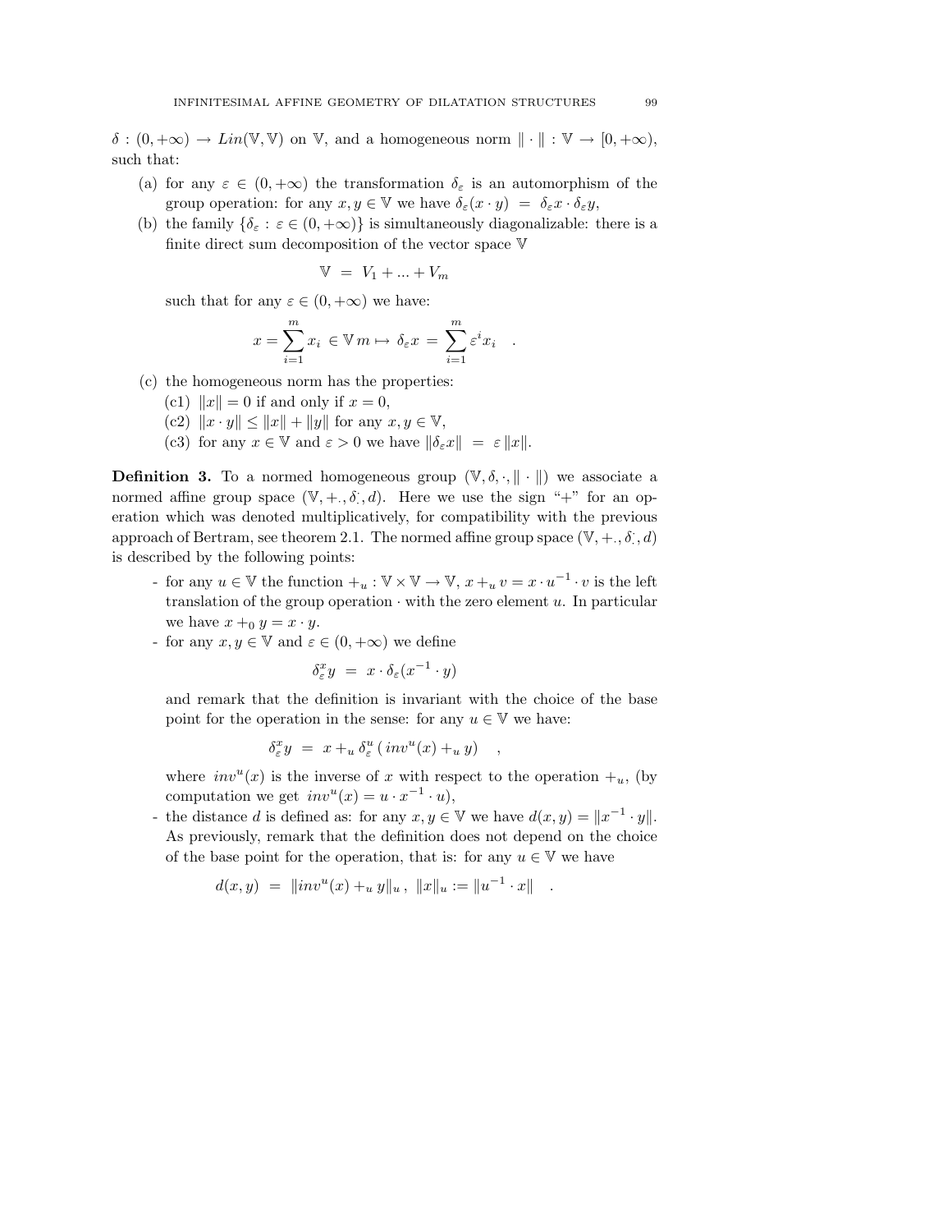$\delta : (0,+\infty) \to Lin(\mathbb{V},\mathbb{V})$ on $\mathbb{V}$, and a homogeneous norm $\| \cdot \| : \mathbb{V} \to [0,+\infty)$, such that:

- (a) for any $\varepsilon \in (0,+\infty)$ the transformation $\delta_\varepsilon$ is an automorphism of the group operation: for any $x, y \in \mathbb{V}$ we have $\delta_\varepsilon (x \cdot y) \ = \ \delta_\varepsilon x \cdot \delta_\varepsilon y$,
- (b) the family $\{\delta_\varepsilon \, : \, \varepsilon \in (0,+\infty)\}$ is simultaneously diagonalizable: there is a finite direct sum decomposition of the vector space $\mathbb{V}$

$$\mathbb{V} \ = \ V_1 + ... + V_m$$

  such that for any $\varepsilon \in (0,+\infty)$ we have:

$$x = \sum_{i=1}^{m} x_i \ \in \mathbb{V}\, m \mapsto \ \delta_\varepsilon x \ = \ \sum_{i=1}^{m} \varepsilon^i x_i \quad .$$

- (c) the homogeneous norm has the properties:
  - (c1) $\|x\| = 0$ if and only if $x = 0$,
  - (c2) $\|x \cdot y\| \leq \|x\| + \|y\|$ for any $x, y \in \mathbb{V}$,
  - (c3) for any $x \in \mathbb{V}$ and $\varepsilon > 0$ we have $\|\delta_\varepsilon x\| \ = \ \varepsilon \, \|x\|$.

**Definition 3.** To a normed homogeneous group $(\mathbb{V}, \delta, \cdot, \| \cdot \|)$ we associate a normed affine group space $(\mathbb{V}, +_\cdot, \delta^\cdot_\cdot, d)$. Here we use the sign "+" for an operation which was denoted multiplicatively, for compatibility with the previous approach of Bertram, see theorem 2.1. The normed affine group space $(\mathbb{V}, +_\cdot, \delta^\cdot_\cdot, d)$ is described by the following points:

- for any $u \in \mathbb{V}$ the function $+_u : \mathbb{V} \times \mathbb{V} \to \mathbb{V}$, $x +_u v = x \cdot u^{-1} \cdot v$ is the left translation of the group operation $\cdot$ with the zero element $u$. In particular we have $x +_0 y = x \cdot y$.
- for any $x, y \in \mathbb{V}$ and $\varepsilon \in (0,+\infty)$ we define

$$\delta^x_\varepsilon y \ = \ x \cdot \delta_\varepsilon (x^{-1} \cdot y)$$

  and remark that the definition is invariant with the choice of the base point for the operation in the sense: for any $u \in \mathbb{V}$ we have:

$$\delta^x_\varepsilon y \ = \ x +_u \delta^u_\varepsilon \left( \, inv^u(x) +_u y \right) \quad ,$$

  where $inv^u(x)$ is the inverse of $x$ with respect to the operation $+_u$, (by computation we get $inv^u(x) = u \cdot x^{-1} \cdot u$),
- the distance $d$ is defined as: for any $x, y \in \mathbb{V}$ we have $d(x, y) = \|x^{-1} \cdot y\|$. As previously, remark that the definition does not depend on the choice of the base point for the operation, that is: for any $u \in \mathbb{V}$ we have

$$d(x, y) \ = \ \|inv^u(x) +_u y\|_u \, , \ \|x\|_u := \|u^{-1} \cdot x\| \quad .$$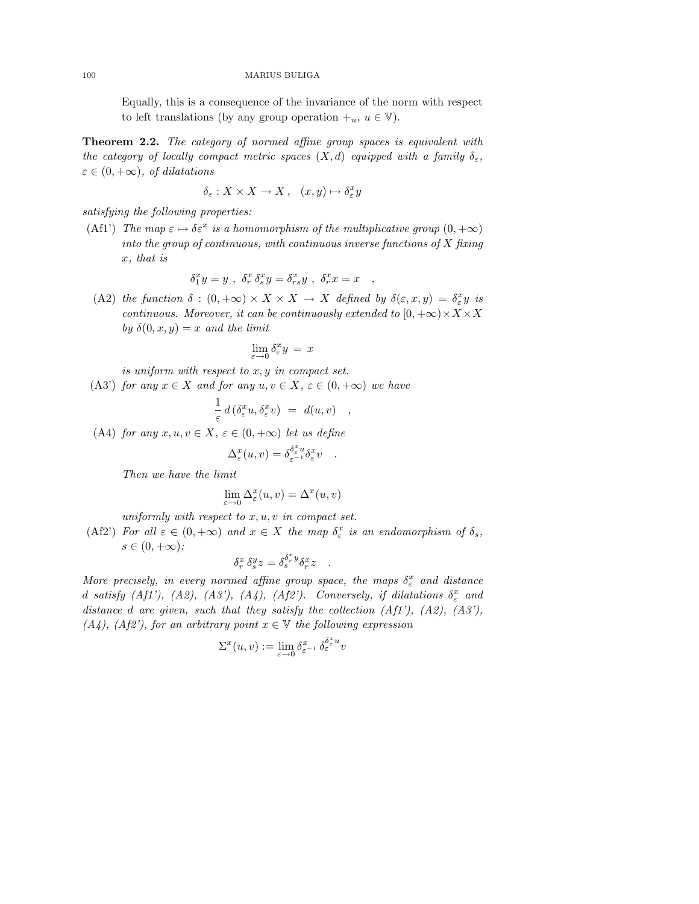Equally, this is a consequence of the invariance of the norm with respect to left translations (by any group operation $+_u$, $u \in \mathbb{V}$).

**Theorem 2.2.** *The category of normed affine group spaces is equivalent with the category of locally compact metric spaces $(X, d)$ equipped with a family $\delta_\varepsilon$, $\varepsilon \in (0, +\infty)$, of dilatations*

$$\delta_\varepsilon : X \times X \to X \, , \quad (x, y) \mapsto \delta_\varepsilon^x y$$

*satisfying the following properties:*

(Af1') *The map $\varepsilon \mapsto \delta\varepsilon^x$ is a homomorphism of the multiplicative group $(0, +\infty)$ into the group of continuous, with continuous inverse functions of $X$ fixing $x$, that is*

$$\delta_1^x y = y \ , \ \delta_r^x \, \delta_s^x y = \delta_{rs}^x y \ , \ \delta_r^x x = x \quad ,$$

(A2) *the function $\delta : (0, +\infty) \times X \times X \to X$ defined by $\delta(\varepsilon, x, y) = \delta_\varepsilon^x y$ is continuous. Moreover, it can be continuously extended to $[0, +\infty) \times X \times X$ by $\delta(0, x, y) = x$ and the limit*

$$\lim_{\varepsilon \to 0} \delta_\varepsilon^x y \ = \ x$$

*is uniform with respect to $x, y$ in compact set.*

(A3') *for any $x \in X$ and for any $u, v \in X$, $\varepsilon \in (0, +\infty)$ we have*

$$\frac{1}{\varepsilon} \, d \left( \delta_\varepsilon^x u, \delta_\varepsilon^x v \right) \ = \ d(u, v) \quad ,$$

(A4) *for any $x, u, v \in X$, $\varepsilon \in (0, +\infty)$ let us define*

$$\Delta_\varepsilon^x (u, v) = \delta_{\varepsilon^{-1}}^{\delta_\varepsilon^x u} \delta_\varepsilon^x v \quad .$$

*Then we have the limit*

$$\lim_{\varepsilon \to 0} \Delta_\varepsilon^x (u, v) = \Delta^x (u, v)$$

*uniformly with respect to $x, u, v$ in compact set.*

(Af2') *For all $\varepsilon \in (0, +\infty)$ and $x \in X$ the map $\delta_\varepsilon^x$ is an endomorphism of $\delta_s$, $s \in (0, +\infty)$:*

$$\delta_r^x \, \delta_s^y z = \delta_s^{\delta_r^x y} \delta_r^x z \quad .$$

*More precisely, in every normed affine group space, the maps $\delta_\varepsilon^x$ and distance $d$ satisfy (Af1'), (A2), (A3'), (A4), (Af2'). Conversely, if dilatations $\delta_\varepsilon^x$ and distance $d$ are given, such that they satisfy the collection (Af1'), (A2), (A3'), (A4), (Af2'), for an arbitrary point $x \in \mathbb{V}$ the following expression*

$$\Sigma^x (u, v) := \lim_{\varepsilon \to 0} \delta_{\varepsilon^{-1}}^x \, \delta_\varepsilon^{\delta_\varepsilon^x u} v$$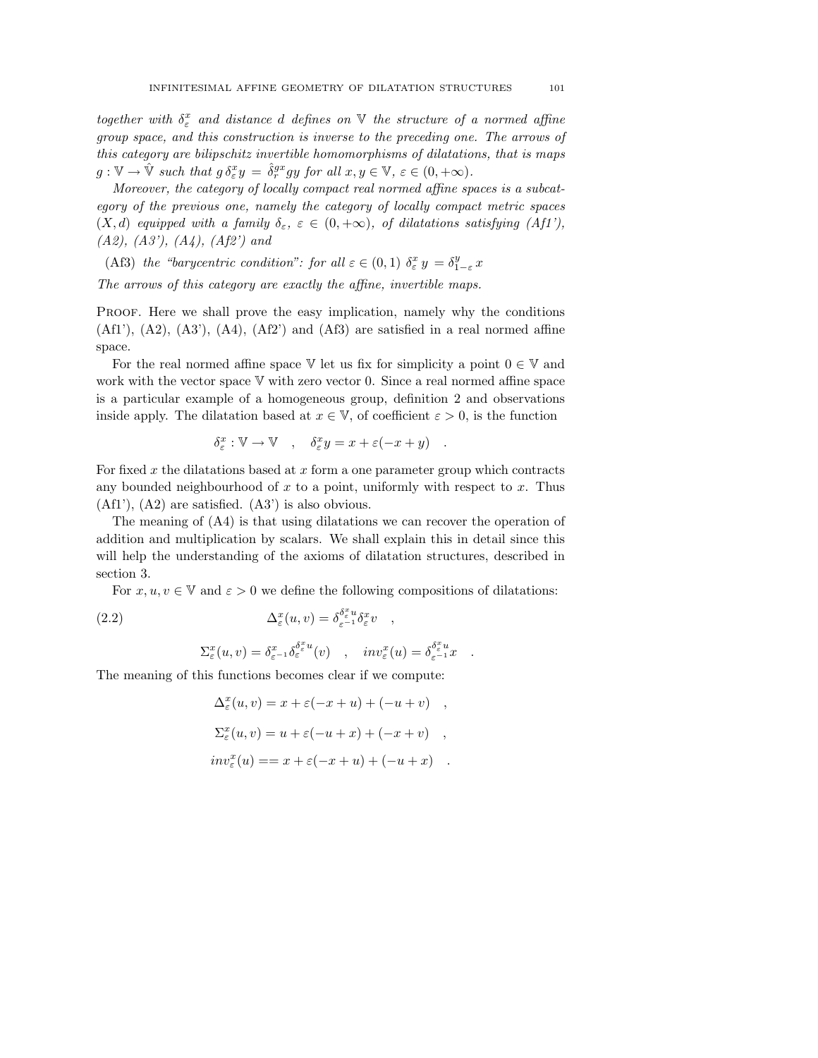*together with $\delta^x_\varepsilon$ and distance $d$ defines on $\mathbb{V}$ the structure of a normed affine group space, and this construction is inverse to the preceding one. The arrows of this category are bilipschitz invertible homomorphisms of dilatations, that is maps $g : \mathbb{V} \to \hat{\mathbb{V}}$ such that $g\, \delta^x_\varepsilon y = \hat{\delta}^{gx}_r gy$ for all $x, y \in \mathbb{V}$, $\varepsilon \in (0, +\infty)$.*

*Moreover, the category of locally compact real normed affine spaces is a subcategory of the previous one, namely the category of locally compact metric spaces $(X, d)$ equipped with a family $\delta_\varepsilon$, $\varepsilon \in (0, +\infty)$, of dilatations satisfying (Af1'), (A2), (A3'), (A4), (Af2') and*

(Af3) *the "barycentric condition": for all $\varepsilon \in (0, 1)$ $\delta^x_\varepsilon\, y = \delta^y_{1-\varepsilon}\, x$*

*The arrows of this category are exactly the affine, invertible maps.*

Proof. Here we shall prove the easy implication, namely why the conditions (Af1'), (A2), (A3'), (A4), (Af2') and (Af3) are satisfied in a real normed affine space.

For the real normed affine space $\mathbb{V}$ let us fix for simplicity a point $0 \in \mathbb{V}$ and work with the vector space $\mathbb{V}$ with zero vector 0. Since a real normed affine space is a particular example of a homogeneous group, definition 2 and observations inside apply. The dilatation based at $x \in \mathbb{V}$, of coefficient $\varepsilon > 0$, is the function

$$\delta^x_\varepsilon : \mathbb{V} \to \mathbb{V} \quad , \quad \delta^x_\varepsilon y = x + \varepsilon(-x + y) \quad .$$

For fixed $x$ the dilatations based at $x$ form a one parameter group which contracts any bounded neighbourhood of $x$ to a point, uniformly with respect to $x$. Thus (Af1'), (A2) are satisfied. (A3') is also obvious.

The meaning of (A4) is that using dilatations we can recover the operation of addition and multiplication by scalars. We shall explain this in detail since this will help the understanding of the axioms of dilatation structures, described in section 3.

For $x, u, v \in \mathbb{V}$ and $\varepsilon > 0$ we define the following compositions of dilatations:

$$\Delta^x_\varepsilon(u, v) = \delta^{\delta^x_\varepsilon u}_{\varepsilon^{-1}} \delta^x_\varepsilon v \quad , \tag{2.2}$$

$$\Sigma^x_\varepsilon(u, v) = \delta^x_{\varepsilon^{-1}} \delta^{\delta^x_\varepsilon u}_\varepsilon(v) \quad , \quad inv^x_\varepsilon(u) = \delta^{\delta^x_\varepsilon u}_{\varepsilon^{-1}} x \quad .$$

The meaning of this functions becomes clear if we compute:

$$\Delta^x_\varepsilon(u, v) = x + \varepsilon(-x + u) + (-u + v) \quad ,$$

$$\Sigma^x_\varepsilon(u, v) = u + \varepsilon(-u + x) + (-x + v) \quad ,$$

$$inv^x_\varepsilon(u) == x + \varepsilon(-x + u) + (-u + x) \quad .$$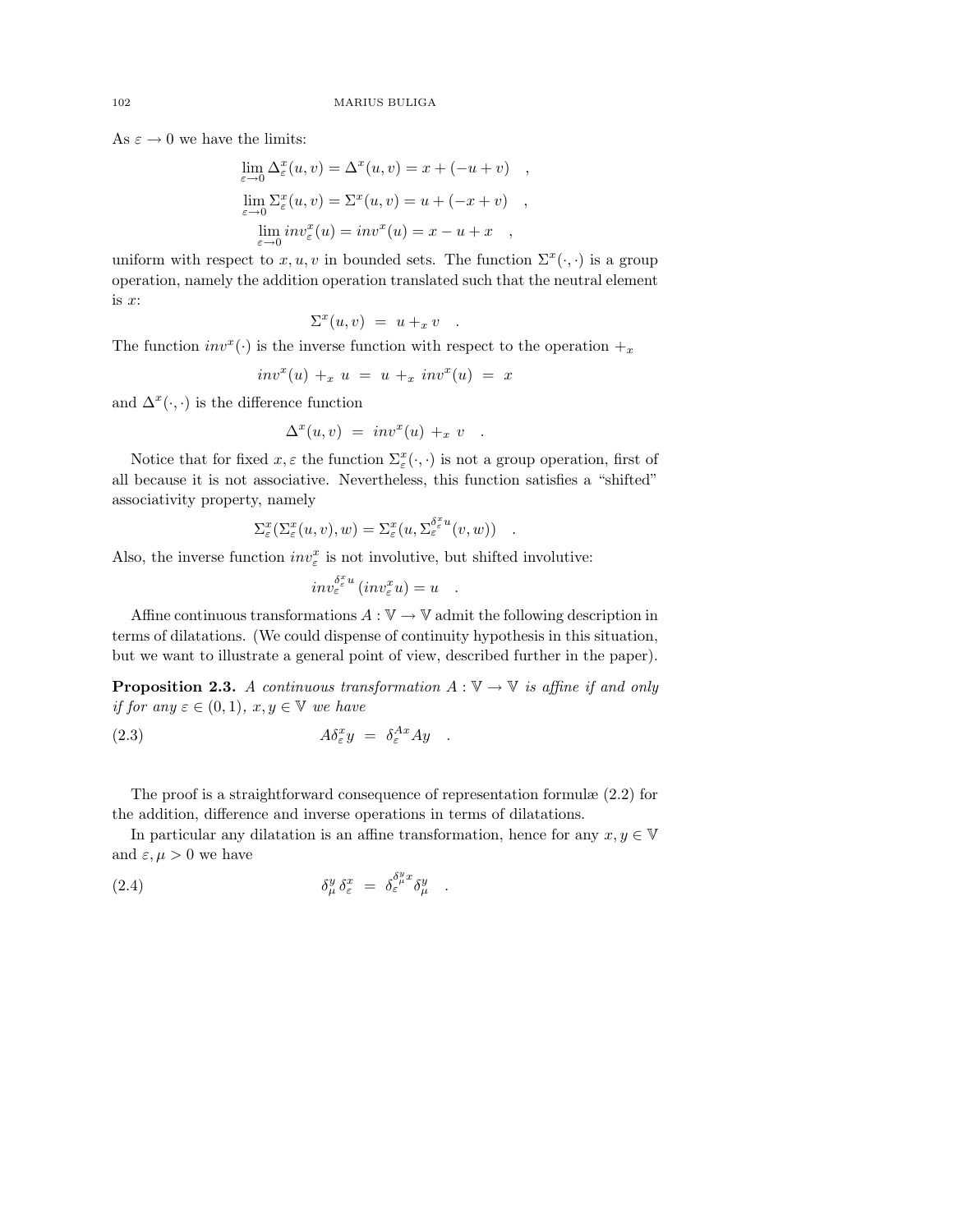As $\varepsilon \to 0$ we have the limits:

$$\lim_{\varepsilon \to 0} \Delta_{\varepsilon}^{x}(u,v) = \Delta^{x}(u,v) = x + (-u + v) \quad ,$$

$$\lim_{\varepsilon \to 0} \Sigma_{\varepsilon}^{x}(u,v) = \Sigma^{x}(u,v) = u + (-x + v) \quad ,$$

$$\lim_{\varepsilon \to 0} inv_{\varepsilon}^{x}(u) = inv^{x}(u) = x - u + x \quad ,$$

uniform with respect to $x, u, v$ in bounded sets. The function $\Sigma^{x}(\cdot,\cdot)$ is a group operation, namely the addition operation translated such that the neutral element is $x$:

$$\Sigma^{x}(u,v) \ = \ u +_{x} v \quad .$$

The function $inv^{x}(\cdot)$ is the inverse function with respect to the operation $+_{x}$

$$inv^{x}(u) \ +_{x} \ u \ = \ u \ +_{x} \ inv^{x}(u) \ = \ x$$

and $\Delta^{x}(\cdot,\cdot)$ is the difference function

$$\Delta^{x}(u,v) \ = \ inv^{x}(u) \ +_{x} \ v \quad .$$

Notice that for fixed $x, \varepsilon$ the function $\Sigma_{\varepsilon}^{x}(\cdot,\cdot)$ is not a group operation, first of all because it is not associative. Nevertheless, this function satisfies a "shifted" associativity property, namely

$$\Sigma_{\varepsilon}^{x}(\Sigma_{\varepsilon}^{x}(u,v),w) = \Sigma_{\varepsilon}^{x}(u, \Sigma_{\varepsilon}^{\delta_{\varepsilon}^{x} u}(v,w)) \quad .$$

Also, the inverse function $inv_{\varepsilon}^{x}$ is not involutive, but shifted involutive:

$$inv_{\varepsilon}^{\delta_{\varepsilon}^{x} u}(inv_{\varepsilon}^{x} u) = u \quad .$$

Affine continuous transformations $A : \mathbb{V} \to \mathbb{V}$ admit the following description in terms of dilatations. (We could dispense of continuity hypothesis in this situation, but we want to illustrate a general point of view, described further in the paper).

**Proposition 2.3.** *A continuous transformation $A : \mathbb{V} \to \mathbb{V}$ is affine if and only if for any $\varepsilon \in (0,1)$, $x, y \in \mathbb{V}$ we have*

$$A \delta_{\varepsilon}^{x} y \ = \ \delta_{\varepsilon}^{Ax} A y \quad . \tag{2.3}$$

The proof is a straightforward consequence of representation formulæ (2.2) for the addition, difference and inverse operations in terms of dilatations.

In particular any dilatation is an affine transformation, hence for any $x, y \in \mathbb{V}$ and $\varepsilon, \mu > 0$ we have

$$\delta_{\mu}^{y} \, \delta_{\varepsilon}^{x} \ = \ \delta_{\varepsilon}^{\delta_{\mu}^{y} x} \delta_{\mu}^{y} \quad . \tag{2.4}$$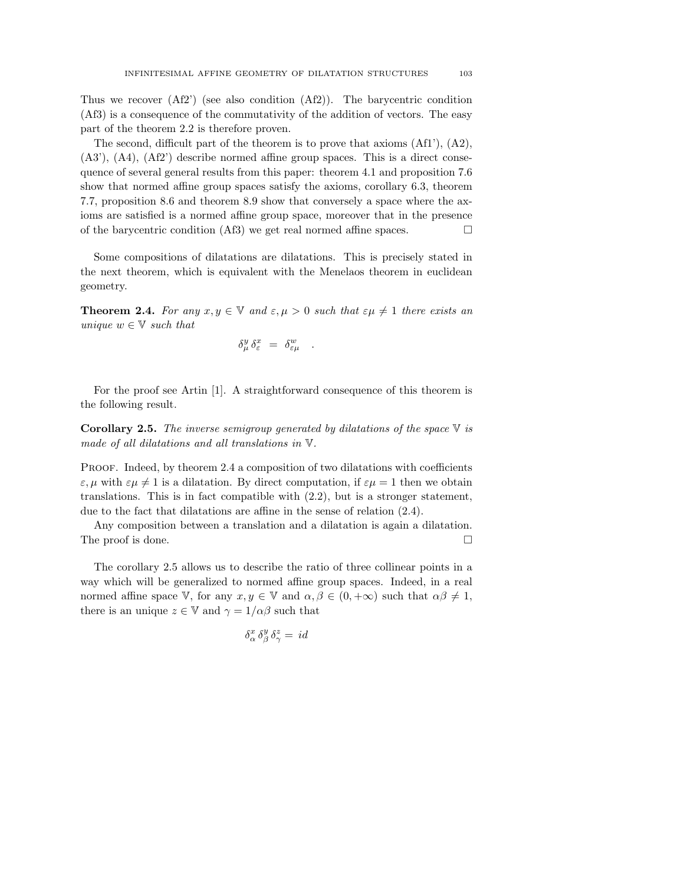Thus we recover (Af2') (see also condition (Af2)). The barycentric condition (Af3) is a consequence of the commutativity of the addition of vectors. The easy part of the theorem 2.2 is therefore proven.

The second, difficult part of the theorem is to prove that axioms (Af1'), (A2), (A3'), (A4), (Af2') describe normed affine group spaces. This is a direct consequence of several general results from this paper: theorem 4.1 and proposition 7.6 show that normed affine group spaces satisfy the axioms, corollary 6.3, theorem 7.7, proposition 8.6 and theorem 8.9 show that conversely a space where the axioms are satisfied is a normed affine group space, moreover that in the presence of the barycentric condition (Af3) we get real normed affine spaces. □

Some compositions of dilatations are dilatations. This is precisely stated in the next theorem, which is equivalent with the Menelaos theorem in euclidean geometry.

**Theorem 2.4.** *For any $x, y \in \mathbb{V}$ and $\varepsilon, \mu > 0$ such that $\varepsilon\mu \neq 1$ there exists an unique $w \in \mathbb{V}$ such that*

$$\delta^{y}_{\mu} \, \delta^{x}_{\varepsilon} \; = \; \delta^{w}_{\varepsilon\mu} \quad .$$

For the proof see Artin [1]. A straightforward consequence of this theorem is the following result.

**Corollary 2.5.** *The inverse semigroup generated by dilatations of the space $\mathbb{V}$ is made of all dilatations and all translations in $\mathbb{V}$.*

Proof. Indeed, by theorem 2.4 a composition of two dilatations with coefficients $\varepsilon, \mu$ with $\varepsilon\mu \neq 1$ is a dilatation. By direct computation, if $\varepsilon\mu = 1$ then we obtain translations. This is in fact compatible with (2.2), but is a stronger statement, due to the fact that dilatations are affine in the sense of relation (2.4).

Any composition between a translation and a dilatation is again a dilatation. The proof is done. □

The corollary 2.5 allows us to describe the ratio of three collinear points in a way which will be generalized to normed affine group spaces. Indeed, in a real normed affine space $\mathbb{V}$, for any $x, y \in \mathbb{V}$ and $\alpha, \beta \in (0, +\infty)$ such that $\alpha\beta \neq 1$, there is an unique $z \in \mathbb{V}$ and $\gamma = 1/\alpha\beta$ such that

$$\delta^{x}_{\alpha} \, \delta^{y}_{\beta} \, \delta^{z}_{\gamma} = \, id$$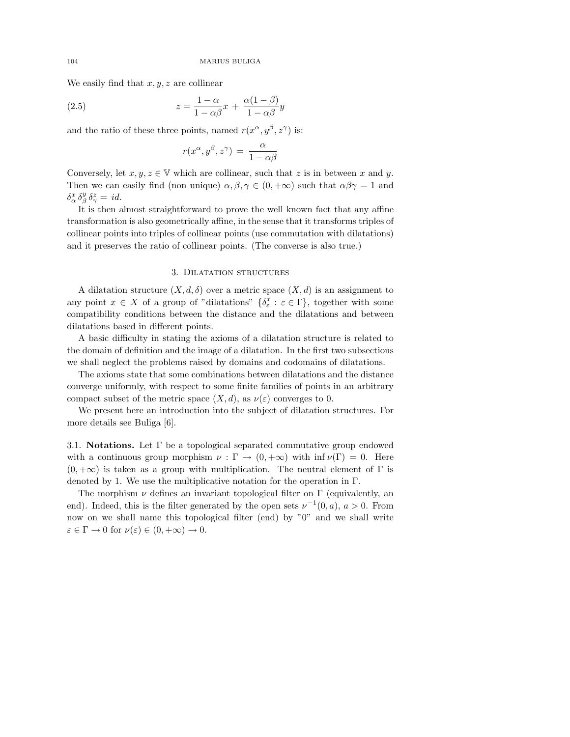We easily find that $x, y, z$ are collinear

$$z = \frac{1-\alpha}{1-\alpha\beta} x + \frac{\alpha(1-\beta)}{1-\alpha\beta} y \tag{2.5}$$

and the ratio of these three points, named $r(x^{\alpha}, y^{\beta}, z^{\gamma})$ is:

$$r(x^{\alpha}, y^{\beta}, z^{\gamma}) = \frac{\alpha}{1-\alpha\beta}$$

Conversely, let $x, y, z \in \mathbb{V}$ which are collinear, such that $z$ is in between $x$ and $y$. Then we can easily find (non unique) $\alpha, \beta, \gamma \in (0, +\infty)$ such that $\alpha\beta\gamma = 1$ and $\delta^{x}_{\alpha} \delta^{y}_{\beta} \delta^{z}_{\gamma} = id$.

It is then almost straightforward to prove the well known fact that any affine transformation is also geometrically affine, in the sense that it transforms triples of collinear points into triples of collinear points (use commutation with dilatations) and it preserves the ratio of collinear points. (The converse is also true.)

## 3. Dilatation structures

A dilatation structure $(X, d, \delta)$ over a metric space $(X, d)$ is an assignment to any point $x \in X$ of a group of "dilatations" $\{\delta^{x}_{\varepsilon} : \varepsilon \in \Gamma\}$, together with some compatibility conditions between the distance and the dilatations and between dilatations based in different points.

A basic difficulty in stating the axioms of a dilatation structure is related to the domain of definition and the image of a dilatation. In the first two subsections we shall neglect the problems raised by domains and codomains of dilatations.

The axioms state that some combinations between dilatations and the distance converge uniformly, with respect to some finite families of points in an arbitrary compact subset of the metric space $(X, d)$, as $\nu(\varepsilon)$ converges to 0.

We present here an introduction into the subject of dilatation structures. For more details see Buliga [6].

3.1. **Notations.** Let $\Gamma$ be a topological separated commutative group endowed with a continuous group morphism $\nu : \Gamma \to (0, +\infty)$ with $\inf \nu(\Gamma) = 0$. Here $(0, +\infty)$ is taken as a group with multiplication. The neutral element of $\Gamma$ is denoted by 1. We use the multiplicative notation for the operation in $\Gamma$.

The morphism $\nu$ defines an invariant topological filter on $\Gamma$ (equivalently, an end). Indeed, this is the filter generated by the open sets $\nu^{-1}(0, a)$, $a > 0$. From now on we shall name this topological filter (end) by "0" and we shall write $\varepsilon \in \Gamma \to 0$ for $\nu(\varepsilon) \in (0, +\infty) \to 0$.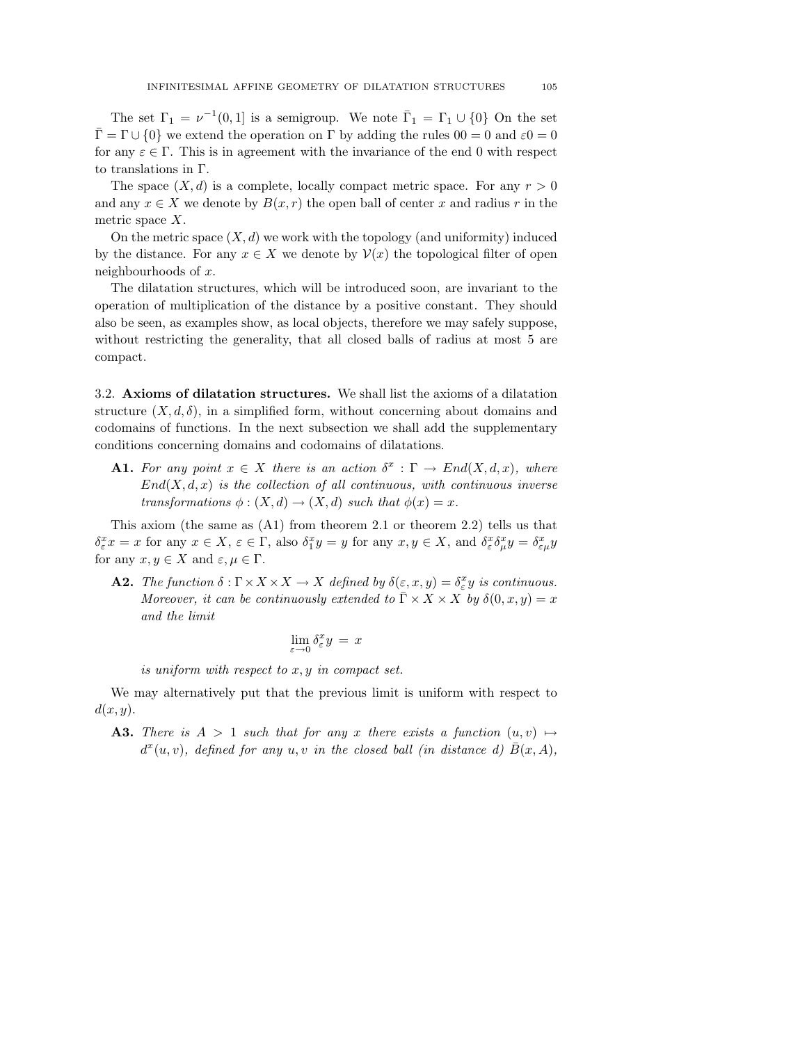The set $\Gamma_1 = \nu^{-1}(0,1]$ is a semigroup. We note $\bar{\Gamma}_1 = \Gamma_1 \cup \{0\}$ On the set $\bar{\Gamma} = \Gamma \cup \{0\}$ we extend the operation on $\Gamma$ by adding the rules $00 = 0$ and $\varepsilon 0 = 0$ for any $\varepsilon \in \Gamma$. This is in agreement with the invariance of the end 0 with respect to translations in $\Gamma$.

The space $(X, d)$ is a complete, locally compact metric space. For any $r > 0$ and any $x \in X$ we denote by $B(x, r)$ the open ball of center $x$ and radius $r$ in the metric space $X$.

On the metric space $(X, d)$ we work with the topology (and uniformity) induced by the distance. For any $x \in X$ we denote by $\mathcal{V}(x)$ the topological filter of open neighbourhoods of $x$.

The dilatation structures, which will be introduced soon, are invariant to the operation of multiplication of the distance by a positive constant. They should also be seen, as examples show, as local objects, therefore we may safely suppose, without restricting the generality, that all closed balls of radius at most 5 are compact.

3.2. **Axioms of dilatation structures.** We shall list the axioms of a dilatation structure $(X, d, \delta)$, in a simplified form, without concerning about domains and codomains of functions. In the next subsection we shall add the supplementary conditions concerning domains and codomains of dilatations.

- **A1.** *For any point $x \in X$ there is an action $\delta^x : \Gamma \to End(X, d, x)$, where $End(X, d, x)$ is the collection of all continuous, with continuous inverse transformations $\phi : (X, d) \to (X, d)$ such that $\phi(x) = x$.*

This axiom (the same as (A1) from theorem 2.1 or theorem 2.2) tells us that $\delta^x_\varepsilon x = x$ for any $x \in X$, $\varepsilon \in \Gamma$, also $\delta^x_1 y = y$ for any $x, y \in X$, and $\delta^x_\varepsilon \delta^x_\mu y = \delta^x_{\varepsilon\mu} y$ for any $x, y \in X$ and $\varepsilon, \mu \in \Gamma$.

- **A2.** *The function $\delta : \Gamma \times X \times X \to X$ defined by $\delta(\varepsilon, x, y) = \delta^x_\varepsilon y$ is continuous. Moreover, it can be continuously extended to $\bar{\Gamma} \times X \times X$ by $\delta(0, x, y) = x$ and the limit*

$$\lim_{\varepsilon \to 0} \delta^x_\varepsilon y \,=\, x$$

*is uniform with respect to $x, y$ in compact set.*

We may alternatively put that the previous limit is uniform with respect to $d(x, y)$.

- **A3.** *There is $A > 1$ such that for any $x$ there exists a function $(u, v) \mapsto d^x(u, v)$, defined for any $u, v$ in the closed ball (in distance $d$) $\bar{B}(x, A)$,*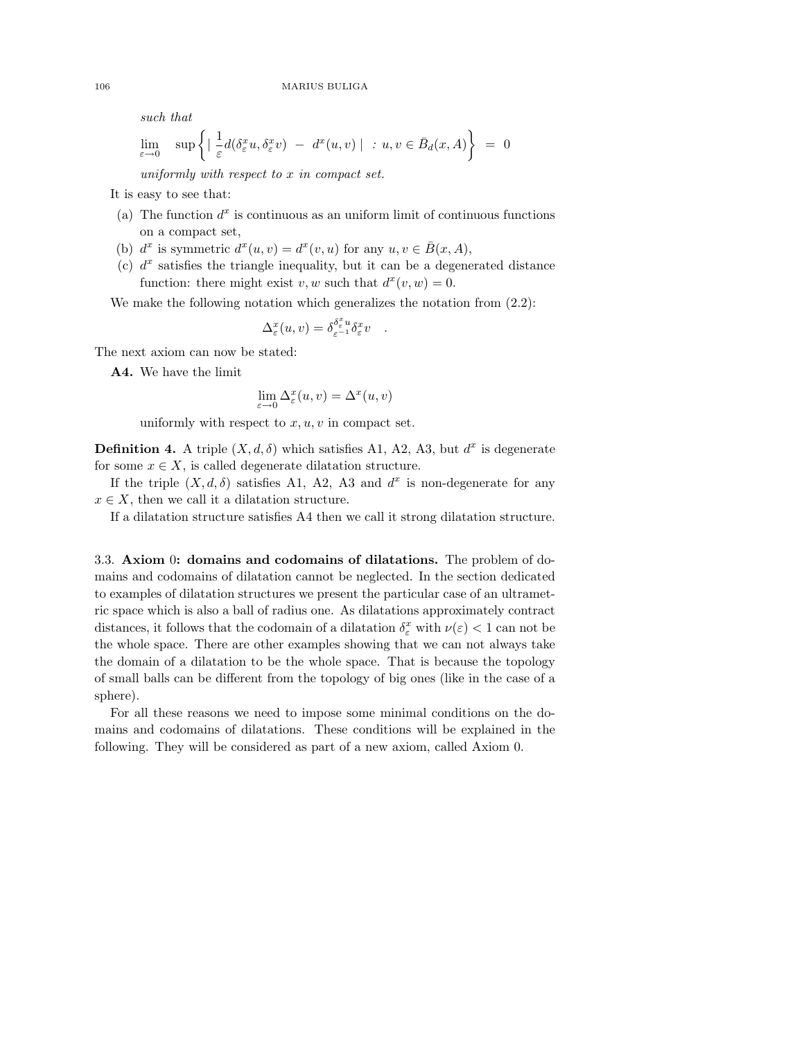*such that*

$$\lim_{\varepsilon \to 0} \quad \sup \left\{ \mid \frac{1}{\varepsilon} d(\delta^x_\varepsilon u, \delta^x_\varepsilon v) \ - \ d^x(u,v) \mid \ : \ u,v \in \bar{B}_d(x,A) \right\} \ = \ 0$$

*uniformly with respect to $x$ in compact set.*

It is easy to see that:

(a) The function $d^x$ is continuous as an uniform limit of continuous functions on a compact set,

(b) $d^x$ is symmetric $d^x(u,v) = d^x(v,u)$ for any $u, v \in \bar{B}(x,A)$,

(c) $d^x$ satisfies the triangle inequality, but it can be a degenerated distance function: there might exist $v, w$ such that $d^x(v,w) = 0$.

We make the following notation which generalizes the notation from (2.2):

$$\Delta^x_\varepsilon(u,v) = \delta^{\delta^x_\varepsilon u}_{\varepsilon^{-1}} \delta^x_\varepsilon v \quad .$$

The next axiom can now be stated:

**A4.** We have the limit

$$\lim_{\varepsilon \to 0} \Delta^x_\varepsilon(u,v) = \Delta^x(u,v)$$

uniformly with respect to $x, u, v$ in compact set.

**Definition 4.** A triple $(X, d, \delta)$ which satisfies A1, A2, A3, but $d^x$ is degenerate for some $x \in X$, is called degenerate dilatation structure.

If the triple $(X, d, \delta)$ satisfies A1, A2, A3 and $d^x$ is non-degenerate for any $x \in X$, then we call it a dilatation structure.

If a dilatation structure satisfies A4 then we call it strong dilatation structure.

### 3.3. Axiom 0: domains and codomains of dilatations.

The problem of domains and codomains of dilatation cannot be neglected. In the section dedicated to examples of dilatation structures we present the particular case of an ultrametric space which is also a ball of radius one. As dilatations approximately contract distances, it follows that the codomain of a dilatation $\delta^x_\varepsilon$ with $\nu(\varepsilon) < 1$ can not be the whole space. There are other examples showing that we can not always take the domain of a dilatation to be the whole space. That is because the topology of small balls can be different from the topology of big ones (like in the case of a sphere).

For all these reasons we need to impose some minimal conditions on the domains and codomains of dilatations. These conditions will be explained in the following. They will be considered as part of a new axiom, called Axiom 0.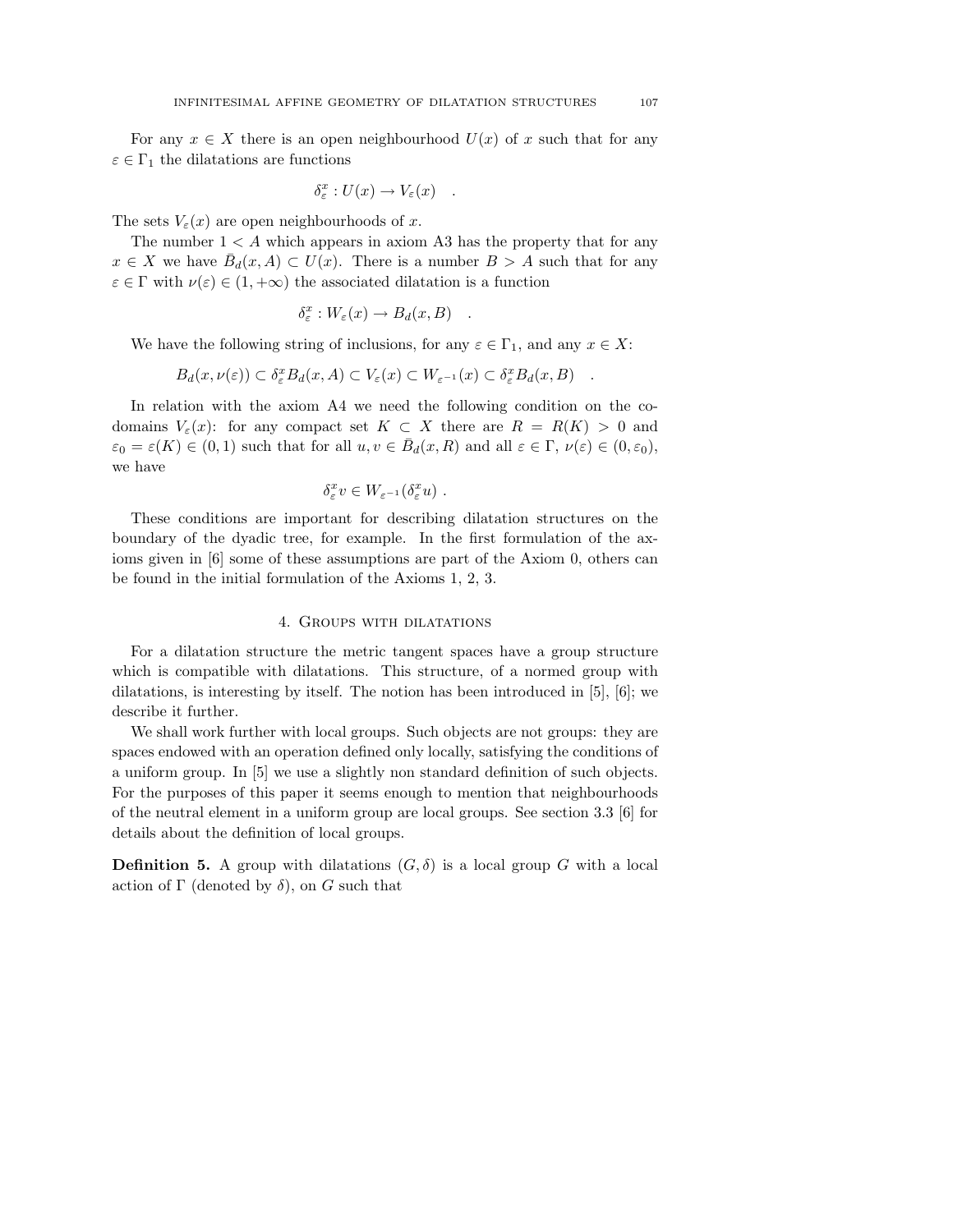For any $x \in X$ there is an open neighbourhood $U(x)$ of $x$ such that for any $\varepsilon \in \Gamma_1$ the dilatations are functions

$$\delta_\varepsilon^x : U(x) \to V_\varepsilon(x) \quad .$$

The sets $V_\varepsilon(x)$ are open neighbourhoods of $x$.

The number $1 < A$ which appears in axiom A3 has the property that for any $x \in X$ we have $\bar{B}_d(x, A) \subset U(x)$. There is a number $B > A$ such that for any $\varepsilon \in \Gamma$ with $\nu(\varepsilon) \in (1, +\infty)$ the associated dilatation is a function

$$\delta_\varepsilon^x : W_\varepsilon(x) \to B_d(x, B) \quad .$$

We have the following string of inclusions, for any $\varepsilon \in \Gamma_1$, and any $x \in X$:

$$B_d(x, \nu(\varepsilon)) \subset \delta_\varepsilon^x B_d(x, A) \subset V_\varepsilon(x) \subset W_{\varepsilon^{-1}}(x) \subset \delta_\varepsilon^x B_d(x, B) \quad .$$

In relation with the axiom A4 we need the following condition on the co-domains $V_\varepsilon(x)$: for any compact set $K \subset X$ there are $R = R(K) > 0$ and $\varepsilon_0 = \varepsilon(K) \in (0, 1)$ such that for all $u, v \in \bar{B}_d(x, R)$ and all $\varepsilon \in \Gamma$, $\nu(\varepsilon) \in (0, \varepsilon_0)$, we have

$$\delta_\varepsilon^x v \in W_{\varepsilon^{-1}}(\delta_\varepsilon^x u) \ .$$

These conditions are important for describing dilatation structures on the boundary of the dyadic tree, for example. In the first formulation of the axioms given in [6] some of these assumptions are part of the Axiom 0, others can be found in the initial formulation of the Axioms 1, 2, 3.

## 4. Groups with dilatations

For a dilatation structure the metric tangent spaces have a group structure which is compatible with dilatations. This structure, of a normed group with dilatations, is interesting by itself. The notion has been introduced in [5], [6]; we describe it further.

We shall work further with local groups. Such objects are not groups: they are spaces endowed with an operation defined only locally, satisfying the conditions of a uniform group. In [5] we use a slightly non standard definition of such objects. For the purposes of this paper it seems enough to mention that neighbourhoods of the neutral element in a uniform group are local groups. See section 3.3 [6] for details about the definition of local groups.

**Definition 5.** A group with dilatations $(G, \delta)$ is a local group $G$ with a local action of $\Gamma$ (denoted by $\delta$), on $G$ such that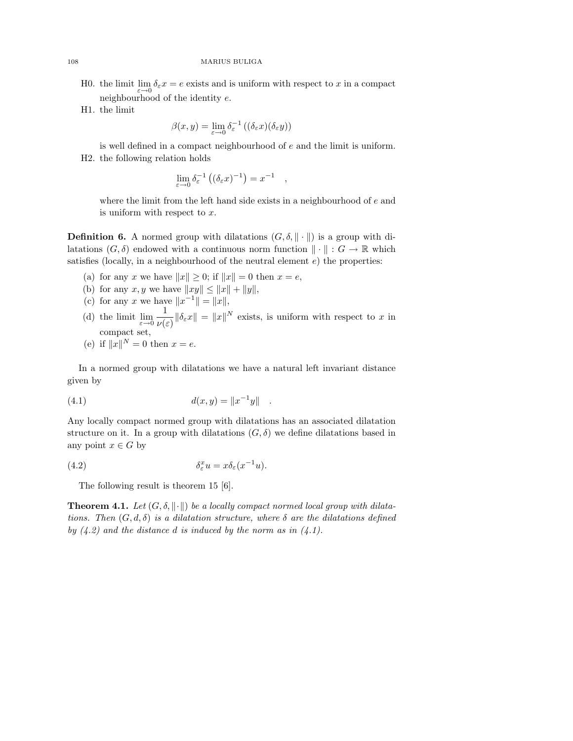H0. the limit $\lim_{\varepsilon\to 0} \delta_\varepsilon x = e$ exists and is uniform with respect to $x$ in a compact neighbourhood of the identity $e$.

H1. the limit

$$\beta(x,y) = \lim_{\varepsilon\to 0} \delta_\varepsilon^{-1}\left((\delta_\varepsilon x)(\delta_\varepsilon y)\right)$$

is well defined in a compact neighbourhood of $e$ and the limit is uniform.

H2. the following relation holds

$$\lim_{\varepsilon\to 0} \delta_\varepsilon^{-1}\left((\delta_\varepsilon x)^{-1}\right) = x^{-1} \quad ,$$

where the limit from the left hand side exists in a neighbourhood of $e$ and is uniform with respect to $x$.

**Definition 6.** A normed group with dilatations $(G, \delta, \|\cdot\|)$ is a group with dilatations $(G, \delta)$ endowed with a continuous norm function $\|\cdot\| : G \to \mathbb{R}$ which satisfies (locally, in a neighbourhood of the neutral element $e$) the properties:

(a) for any $x$ we have $\|x\| \geq 0$; if $\|x\| = 0$ then $x = e$,

(b) for any $x, y$ we have $\|xy\| \leq \|x\| + \|y\|$,

(c) for any $x$ we have $\|x^{-1}\| = \|x\|$,

(d) the limit $\lim_{\varepsilon\to 0} \frac{1}{\nu(\varepsilon)}\|\delta_\varepsilon x\| = \|x\|^N$ exists, is uniform with respect to $x$ in compact set,

(e) if $\|x\|^N = 0$ then $x = e$.

In a normed group with dilatations we have a natural left invariant distance given by

$$d(x,y) = \|x^{-1}y\| \quad . \tag{4.1}$$

Any locally compact normed group with dilatations has an associated dilatation structure on it. In a group with dilatations $(G, \delta)$ we define dilatations based in any point $x \in G$ by

$$\delta_\varepsilon^x u = x\delta_\varepsilon(x^{-1}u). \tag{4.2}$$

The following result is theorem 15 [6].

**Theorem 4.1.** *Let $(G, \delta, \|\cdot\|)$ be a locally compact normed local group with dilatations. Then $(G, d, \delta)$ is a dilatation structure, where $\delta$ are the dilatations defined by (4.2) and the distance $d$ is induced by the norm as in (4.1).*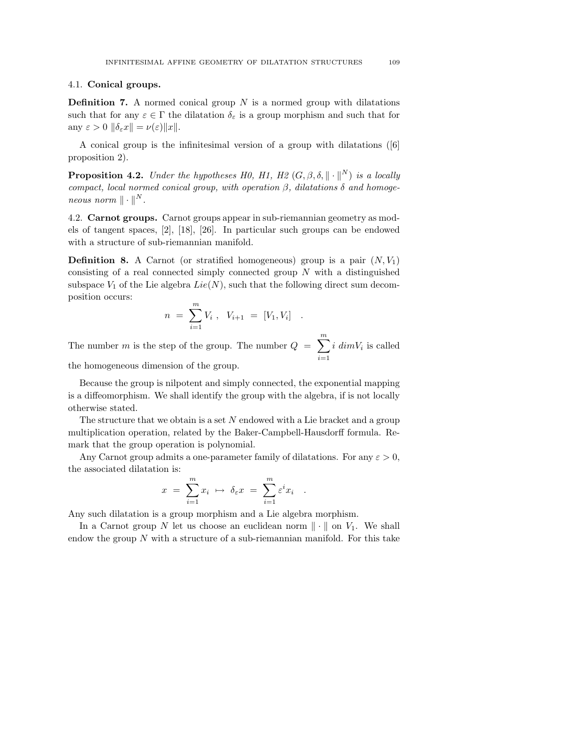### 4.1. **Conical groups.**

**Definition 7.** A normed conical group $N$ is a normed group with dilatations such that for any $\varepsilon \in \Gamma$ the dilatation $\delta_\varepsilon$ is a group morphism and such that for any $\varepsilon > 0$ $\|\delta_\varepsilon x\| = \nu(\varepsilon)\|x\|$.

A conical group is the infinitesimal version of a group with dilatations ([6] proposition 2).

**Proposition 4.2.** *Under the hypotheses H0, H1, H2 $(G, \beta, \delta, \| \cdot \|^N)$ is a locally compact, local normed conical group, with operation $\beta$, dilatations $\delta$ and homogeneous norm $\| \cdot \|^N$.*

### 4.2. **Carnot groups.**

Carnot groups appear in sub-riemannian geometry as models of tangent spaces, [2], [18], [26]. In particular such groups can be endowed with a structure of sub-riemannian manifold.

**Definition 8.** A Carnot (or stratified homogeneous) group is a pair $(N, V_1)$ consisting of a real connected simply connected group $N$ with a distinguished subspace $V_1$ of the Lie algebra $Lie(N)$, such that the following direct sum decomposition occurs:

$$n \ = \ \sum_{i=1}^{m} V_i \ , \quad V_{i+1} \ = \ [V_1, V_i] \quad .$$

The number $m$ is the step of the group. The number $Q \ = \ \sum_{i=1}^{m} i \ dim V_i$ is called the homogeneous dimension of the group.

Because the group is nilpotent and simply connected, the exponential mapping is a diffeomorphism. We shall identify the group with the algebra, if is not locally otherwise stated.

The structure that we obtain is a set $N$ endowed with a Lie bracket and a group multiplication operation, related by the Baker-Campbell-Hausdorff formula. Remark that the group operation is polynomial.

Any Carnot group admits a one-parameter family of dilatations. For any $\varepsilon > 0$, the associated dilatation is:

$$x \ = \ \sum_{i=1}^{m} x_i \ \mapsto \ \delta_\varepsilon x \ = \ \sum_{i=1}^{m} \varepsilon^i x_i \quad .$$

Any such dilatation is a group morphism and a Lie algebra morphism.

In a Carnot group $N$ let us choose an euclidean norm $\| \cdot \|$ on $V_1$. We shall endow the group $N$ with a structure of a sub-riemannian manifold. For this take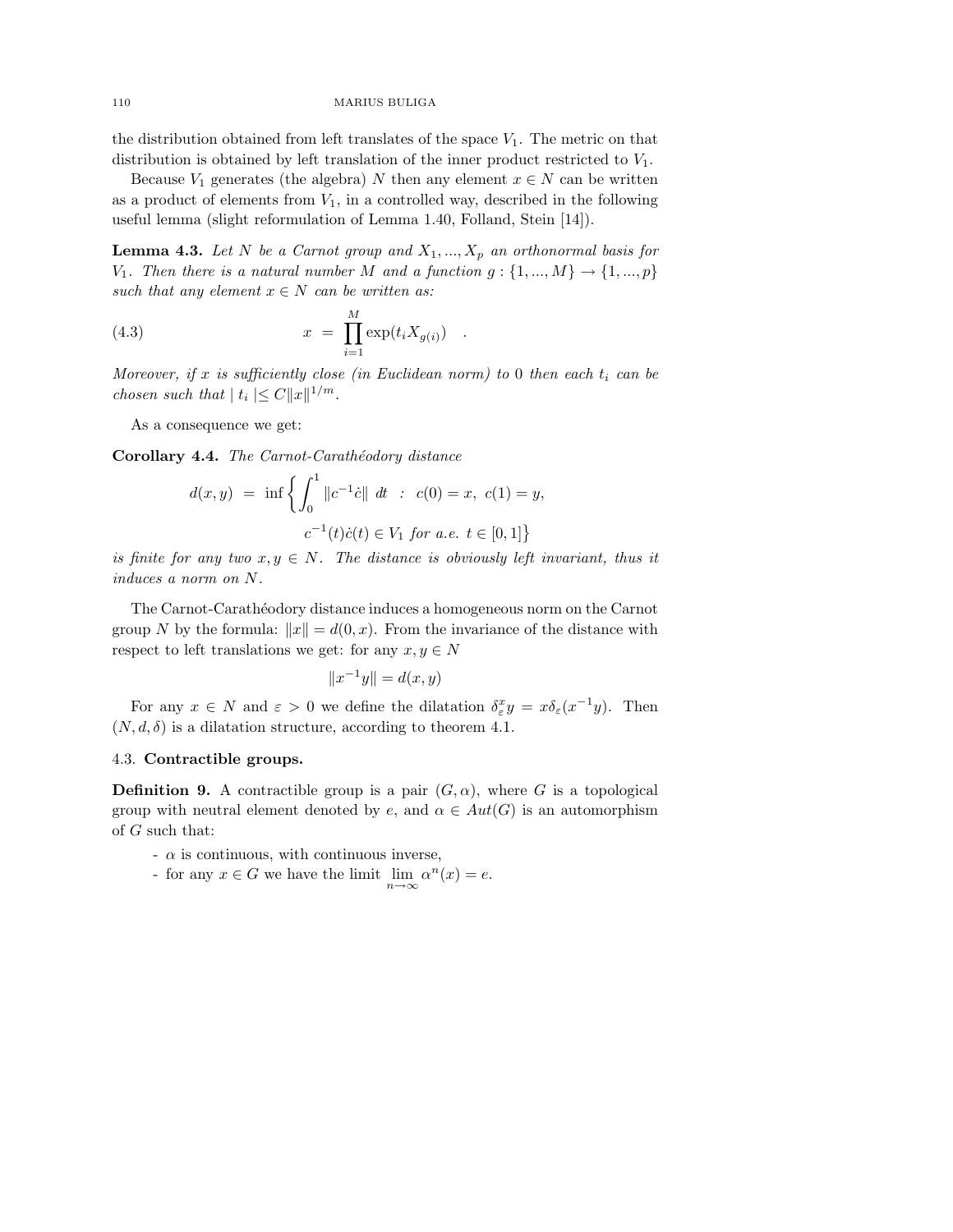the distribution obtained from left translates of the space $V_1$. The metric on that distribution is obtained by left translation of the inner product restricted to $V_1$.

Because $V_1$ generates (the algebra) $N$ then any element $x \in N$ can be written as a product of elements from $V_1$, in a controlled way, described in the following useful lemma (slight reformulation of Lemma 1.40, Folland, Stein [14]).

**Lemma 4.3.** *Let $N$ be a Carnot group and $X_1, ..., X_p$ an orthonormal basis for $V_1$. Then there is a natural number $M$ and a function $g : \{1, ..., M\} \to \{1, ..., p\}$ such that any element $x \in N$ can be written as:*

$$x \ = \ \prod_{i=1}^{M} \exp(t_i X_{g(i)}) \quad . \tag{4.3}$$

*Moreover, if $x$ is sufficiently close (in Euclidean norm) to 0 then each $t_i$ can be chosen such that $| \, t_i \, | \leq C \|x\|^{1/m}$.*

As a consequence we get:

**Corollary 4.4.** *The Carnot-Carathéodory distance*

$$d(x,y) \ = \ \inf \left\{ \int_0^1 \|c^{-1}\dot{c}\| \ dt \ : \ c(0) = x, \ c(1) = y, \right.$$
$$\left. c^{-1}(t)\dot{c}(t) \in V_1 \ \textit{for a.e. } t \in [0,1] \right\}$$

*is finite for any two $x, y \in N$. The distance is obviously left invariant, thus it induces a norm on $N$.*

The Carnot-Carathéodory distance induces a homogeneous norm on the Carnot group $N$ by the formula: $\|x\| = d(0,x)$. From the invariance of the distance with respect to left translations we get: for any $x, y \in N$

$$\|x^{-1}y\| = d(x,y)$$

For any $x \in N$ and $\varepsilon > 0$ we define the dilatation $\delta^x_\varepsilon y = x\delta_\varepsilon(x^{-1}y)$. Then $(N, d, \delta)$ is a dilatation structure, according to theorem 4.1.

### 4.3. Contractible groups.

**Definition 9.** A contractible group is a pair $(G, \alpha)$, where $G$ is a topological group with neutral element denoted by $e$, and $\alpha \in Aut(G)$ is an automorphism of $G$ such that:

- $\alpha$ is continuous, with continuous inverse,
- for any $x \in G$ we have the limit $\lim_{n \to \infty} \alpha^n(x) = e$.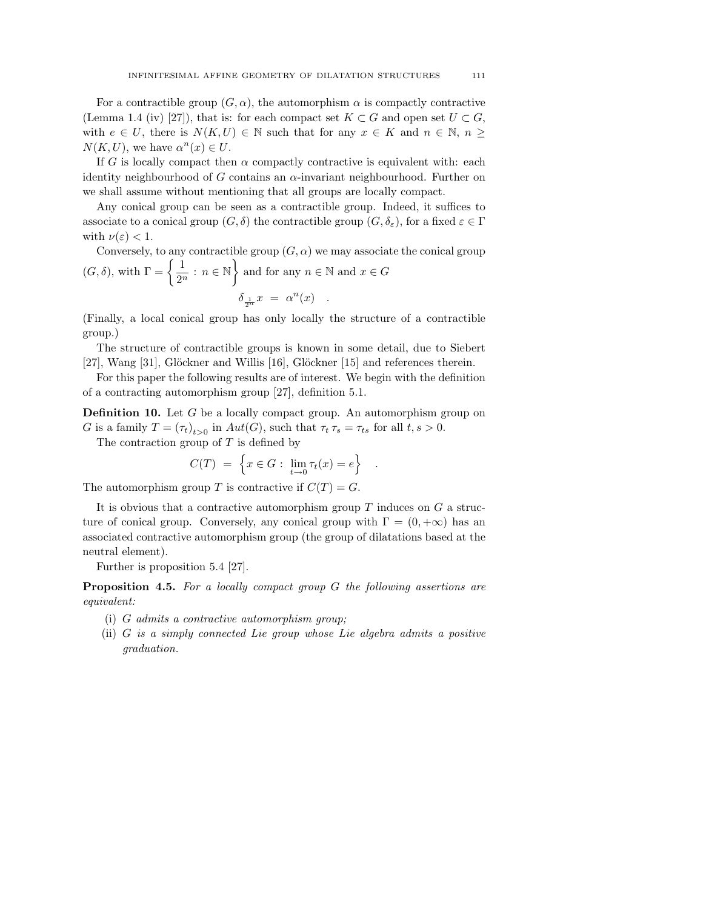For a contractible group $(G, \alpha)$, the automorphism $\alpha$ is compactly contractive (Lemma 1.4 (iv) [27]), that is: for each compact set $K \subset G$ and open set $U \subset G$, with $e \in U$, there is $N(K, U) \in \mathbb{N}$ such that for any $x \in K$ and $n \in \mathbb{N}$, $n \geq N(K, U)$, we have $\alpha^n(x) \in U$.

If $G$ is locally compact then $\alpha$ compactly contractive is equivalent with: each identity neighbourhood of $G$ contains an $\alpha$-invariant neighbourhood. Further on we shall assume without mentioning that all groups are locally compact.

Any conical group can be seen as a contractible group. Indeed, it suffices to associate to a conical group $(G, \delta)$ the contractible group $(G, \delta_\varepsilon)$, for a fixed $\varepsilon \in \Gamma$ with $\nu(\varepsilon) < 1$.

Conversely, to any contractible group $(G, \alpha)$ we may associate the conical group $(G, \delta)$, with $\Gamma = \left\{ \frac{1}{2^n} : n \in \mathbb{N} \right\}$ and for any $n \in \mathbb{N}$ and $x \in G$

$$\delta_{\frac{1}{2^n}} x \ = \ \alpha^n(x) \quad .$$

(Finally, a local conical group has only locally the structure of a contractible group.)

The structure of contractible groups is known in some detail, due to Siebert [27], Wang [31], Glöckner and Willis [16], Glöckner [15] and references therein.

For this paper the following results are of interest. We begin with the definition of a contracting automorphism group [27], definition 5.1.

**Definition 10.** Let $G$ be a locally compact group. An automorphism group on $G$ is a family $T = (\tau_t)_{t>0}$ in $Aut(G)$, such that $\tau_t \, \tau_s = \tau_{ts}$ for all $t, s > 0$.

The contraction group of $T$ is defined by

$$C(T) \ = \ \left\{ x \in G : \ \lim_{t \to 0} \tau_t(x) = e \right\} \quad .$$

The automorphism group $T$ is contractive if $C(T) = G$.

It is obvious that a contractive automorphism group $T$ induces on $G$ a structure of conical group. Conversely, any conical group with $\Gamma = (0, +\infty)$ has an associated contractive automorphism group (the group of dilatations based at the neutral element).

Further is proposition 5.4 [27].

**Proposition 4.5.** *For a locally compact group $G$ the following assertions are equivalent:*

- (i) *$G$ admits a contractive automorphism group;*
- (ii) *$G$ is a simply connected Lie group whose Lie algebra admits a positive graduation.*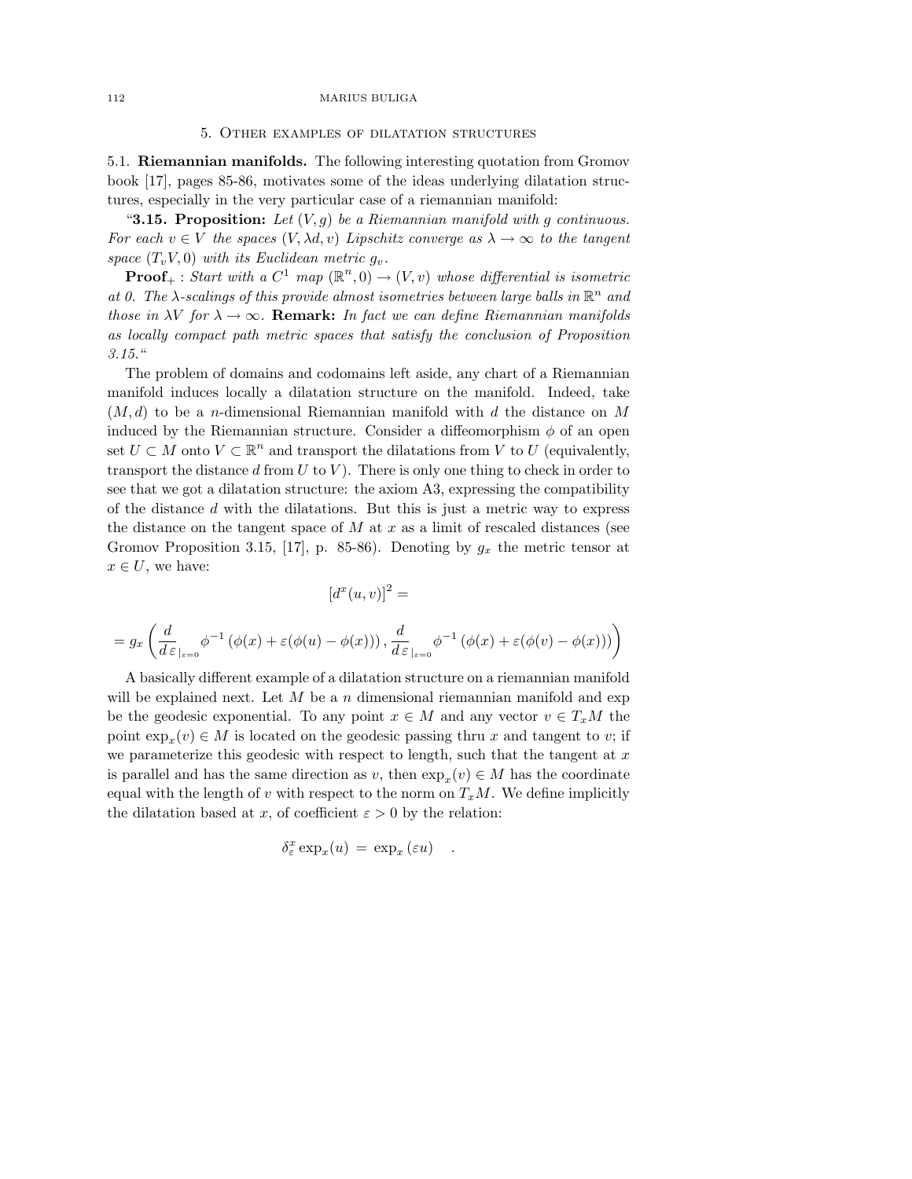## 5. Other examples of dilatation structures

5.1. **Riemannian manifolds.** The following interesting quotation from Gromov book [17], pages 85-86, motivates some of the ideas underlying dilatation structures, especially in the very particular case of a riemannian manifold:

"**3.15. Proposition:** *Let $(V, g)$ be a Riemannian manifold with $g$ continuous. For each $v \in V$ the spaces $(V, \lambda d, v)$ Lipschitz converge as $\lambda \to \infty$ to the tangent space $(T_v V, 0)$ with its Euclidean metric $g_v$.*

**Proof$_+$** : *Start with a $C^1$ map $(\mathbb{R}^n, 0) \to (V, v)$ whose differential is isometric at 0. The $\lambda$-scalings of this provide almost isometries between large balls in $\mathbb{R}^n$ and those in $\lambda V$ for $\lambda \to \infty$.* **Remark:** *In fact we can define Riemannian manifolds as locally compact path metric spaces that satisfy the conclusion of Proposition 3.15.*"

The problem of domains and codomains left aside, any chart of a Riemannian manifold induces locally a dilatation structure on the manifold. Indeed, take $(M, d)$ to be a $n$-dimensional Riemannian manifold with $d$ the distance on $M$ induced by the Riemannian structure. Consider a diffeomorphism $\phi$ of an open set $U \subset M$ onto $V \subset \mathbb{R}^n$ and transport the dilatations from $V$ to $U$ (equivalently, transport the distance $d$ from $U$ to $V$). There is only one thing to check in order to see that we got a dilatation structure: the axiom A3, expressing the compatibility of the distance $d$ with the dilatations. But this is just a metric way to express the distance on the tangent space of $M$ at $x$ as a limit of rescaled distances (see Gromov Proposition 3.15, [17], p. 85-86). Denoting by $g_x$ the metric tensor at $x \in U$, we have:

$$[d^x(u, v)]^2 =$$

$$= g_x \left( \frac{d}{d\,\varepsilon}_{|_{\varepsilon=0}} \phi^{-1}\left(\phi(x) + \varepsilon(\phi(u) - \phi(x))\right), \frac{d}{d\,\varepsilon}_{|_{\varepsilon=0}} \phi^{-1}\left(\phi(x) + \varepsilon(\phi(v) - \phi(x))\right) \right)$$

A basically different example of a dilatation structure on a riemannian manifold will be explained next. Let $M$ be a $n$ dimensional riemannian manifold and exp be the geodesic exponential. To any point $x \in M$ and any vector $v \in T_x M$ the point $\exp_x(v) \in M$ is located on the geodesic passing thru $x$ and tangent to $v$; if we parameterize this geodesic with respect to length, such that the tangent at $x$ is parallel and has the same direction as $v$, then $\exp_x(v) \in M$ has the coordinate equal with the length of $v$ with respect to the norm on $T_x M$. We define implicitly the dilatation based at $x$, of coefficient $\varepsilon > 0$ by the relation:

$$\delta^x_\varepsilon \exp_x(u) \, = \, \exp_x(\varepsilon u) \quad .$$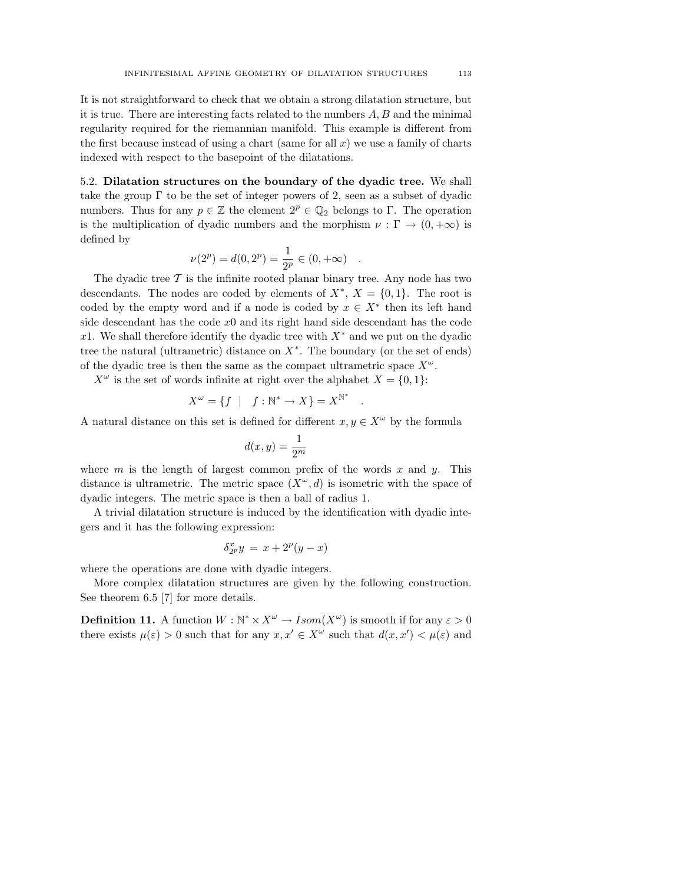It is not straightforward to check that we obtain a strong dilatation structure, but it is true. There are interesting facts related to the numbers $A, B$ and the minimal regularity required for the riemannian manifold. This example is different from the first because instead of using a chart (same for all $x$) we use a family of charts indexed with respect to the basepoint of the dilatations.

### 5.2. Dilatation structures on the boundary of the dyadic tree.

We shall take the group $\Gamma$ to be the set of integer powers of 2, seen as a subset of dyadic numbers. Thus for any $p \in \mathbb{Z}$ the element $2^p \in \mathbb{Q}_2$ belongs to $\Gamma$. The operation is the multiplication of dyadic numbers and the morphism $\nu : \Gamma \rightarrow (0, +\infty)$ is defined by

$$\nu(2^p) = d(0, 2^p) = \frac{1}{2^p} \in (0, +\infty) \quad .$$

The dyadic tree $\mathcal{T}$ is the infinite rooted planar binary tree. Any node has two descendants. The nodes are coded by elements of $X^*$, $X = \{0, 1\}$. The root is coded by the empty word and if a node is coded by $x \in X^*$ then its left hand side descendant has the code $x0$ and its right hand side descendant has the code $x1$. We shall therefore identify the dyadic tree with $X^*$ and we put on the dyadic tree the natural (ultrametric) distance on $X^*$. The boundary (or the set of ends) of the dyadic tree is then the same as the compact ultrametric space $X^\omega$.

$X^\omega$ is the set of words infinite at right over the alphabet $X = \{0, 1\}$:

$$X^\omega = \{ f \ \mid \ f : \mathbb{N}^* \rightarrow X \} = X^{\mathbb{N}^*} \quad .$$

A natural distance on this set is defined for different $x, y \in X^\omega$ by the formula

$$d(x, y) = \frac{1}{2^m}$$

where $m$ is the length of largest common prefix of the words $x$ and $y$. This distance is ultrametric. The metric space $(X^\omega, d)$ is isometric with the space of dyadic integers. The metric space is then a ball of radius 1.

A trivial dilatation structure is induced by the identification with dyadic integers and it has the following expression:

$$\delta^x_{2^p} y \ = \ x + 2^p (y - x)$$

where the operations are done with dyadic integers.

More complex dilatation structures are given by the following construction. See theorem 6.5 [7] for more details.

**Definition 11.** A function $W : \mathbb{N}^* \times X^\omega \rightarrow Isom(X^\omega)$ is smooth if for any $\varepsilon > 0$ there exists $\mu(\varepsilon) > 0$ such that for any $x, x' \in X^\omega$ such that $d(x, x') < \mu(\varepsilon)$ and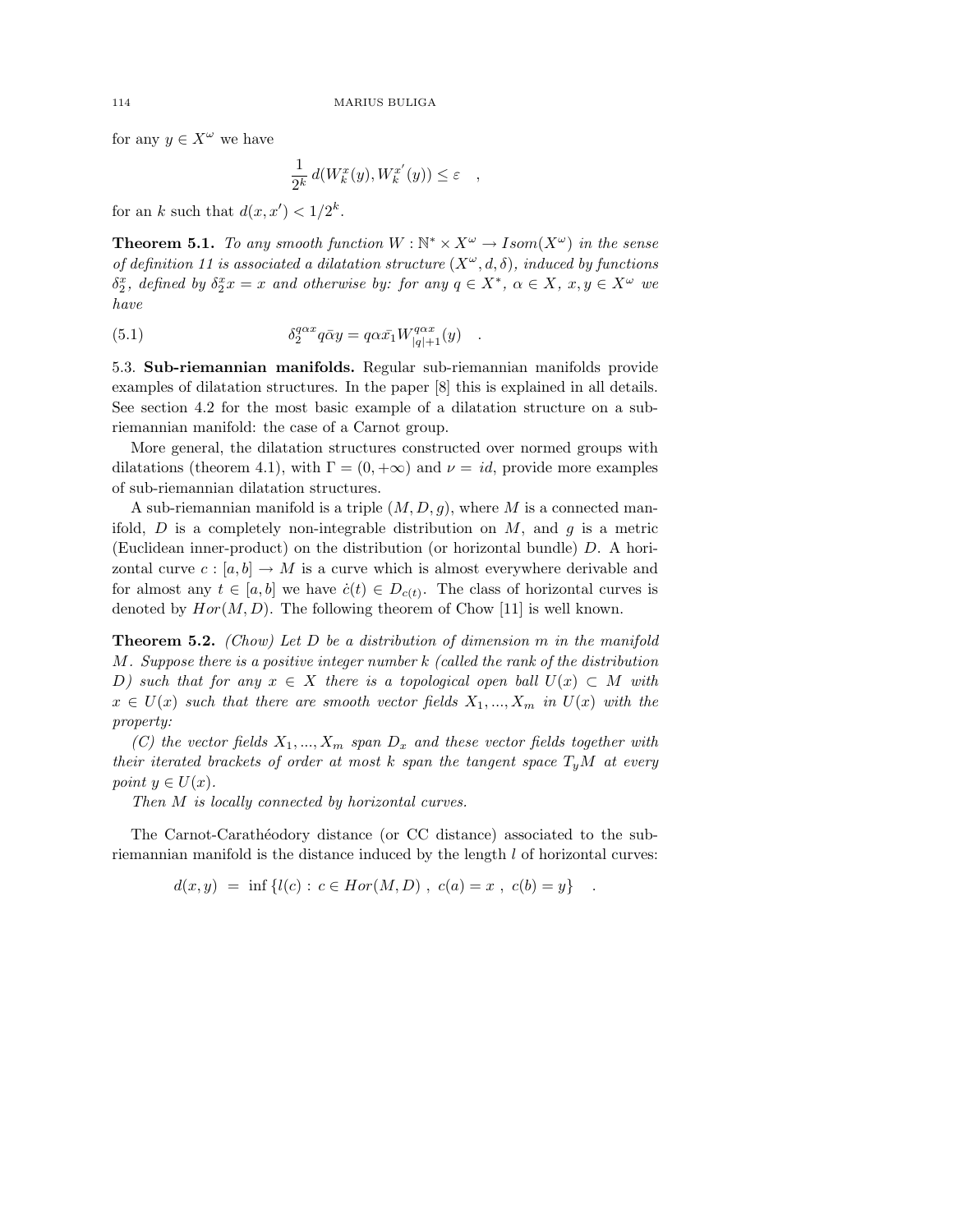for any $y \in X^{\omega}$ we have

$$\frac{1}{2^k} \, d(W_k^x(y), W_k^{x'}(y)) \leq \varepsilon \quad ,$$

for an $k$ such that $d(x, x') < 1/2^k$.

**Theorem 5.1.** *To any smooth function $W : \mathbb{N}^* \times X^{\omega} \to Isom(X^{\omega})$ in the sense of definition 11 is associated a dilatation structure $(X^{\omega}, d, \delta)$, induced by functions $\delta_2^x$, defined by $\delta_2^x x = x$ and otherwise by: for any $q \in X^*$, $\alpha \in X$, $x, y \in X^{\omega}$ we have*

$$\delta_2^{q\alpha x} q\bar{\alpha} y = q\alpha\bar{x}_1 W_{|q|+1}^{q\alpha x}(y) \quad . \tag{5.1}$$

5.3. **Sub-riemannian manifolds.** Regular sub-riemannian manifolds provide examples of dilatation structures. In the paper [8] this is explained in all details. See section 4.2 for the most basic example of a dilatation structure on a sub-riemannian manifold: the case of a Carnot group.

More general, the dilatation structures constructed over normed groups with dilatations (theorem 4.1), with $\Gamma = (0, +\infty)$ and $\nu = id$, provide more examples of sub-riemannian dilatation structures.

A sub-riemannian manifold is a triple $(M, D, g)$, where $M$ is a connected manifold, $D$ is a completely non-integrable distribution on $M$, and $g$ is a metric (Euclidean inner-product) on the distribution (or horizontal bundle) $D$. A horizontal curve $c : [a, b] \to M$ is a curve which is almost everywhere derivable and for almost any $t \in [a, b]$ we have $\dot{c}(t) \in D_{c(t)}$. The class of horizontal curves is denoted by $Hor(M, D)$. The following theorem of Chow [11] is well known.

**Theorem 5.2.** *(Chow) Let $D$ be a distribution of dimension $m$ in the manifold $M$. Suppose there is a positive integer number $k$ (called the rank of the distribution $D$) such that for any $x \in X$ there is a topological open ball $U(x) \subset M$ with $x \in U(x)$ such that there are smooth vector fields $X_1, ..., X_m$ in $U(x)$ with the property:*

*(C) the vector fields $X_1, ..., X_m$ span $D_x$ and these vector fields together with their iterated brackets of order at most $k$ span the tangent space $T_y M$ at every point $y \in U(x)$.*

*Then $M$ is locally connected by horizontal curves.*

The Carnot-Carathéodory distance (or CC distance) associated to the sub-riemannian manifold is the distance induced by the length $l$ of horizontal curves:

$$d(x, y) \ = \ \inf \{ l(c) : \, c \in Hor(M, D) \ , \ c(a) = x \ , \ c(b) = y \} \quad .$$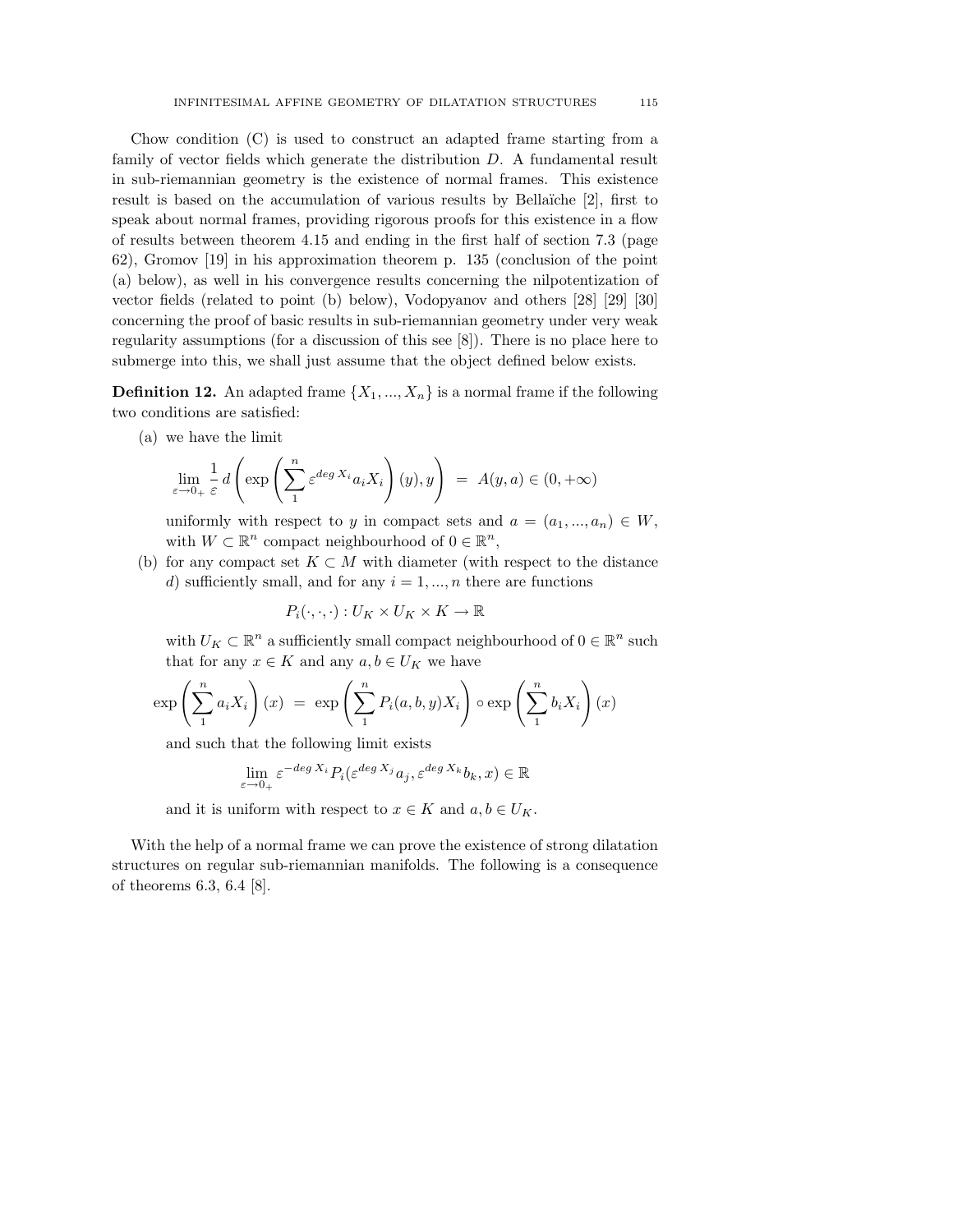Chow condition (C) is used to construct an adapted frame starting from a family of vector fields which generate the distribution $D$. A fundamental result in sub-riemannian geometry is the existence of normal frames. This existence result is based on the accumulation of various results by Bellaïche [2], first to speak about normal frames, providing rigorous proofs for this existence in a flow of results between theorem 4.15 and ending in the first half of section 7.3 (page 62), Gromov [19] in his approximation theorem p. 135 (conclusion of the point (a) below), as well in his convergence results concerning the nilpotentization of vector fields (related to point (b) below), Vodopyanov and others [28] [29] [30] concerning the proof of basic results in sub-riemannian geometry under very weak regularity assumptions (for a discussion of this see [8]). There is no place here to submerge into this, we shall just assume that the object defined below exists.

**Definition 12.** An adapted frame $\{X_1, ..., X_n\}$ is a normal frame if the following two conditions are satisfied:

(a) we have the limit

$$\lim_{\varepsilon \to 0_+} \frac{1}{\varepsilon} d\left( \exp\left( \sum_1^n \varepsilon^{deg\, X_i} a_i X_i \right)(y), y \right) \;=\; A(y,a) \in (0, +\infty)$$

uniformly with respect to $y$ in compact sets and $a = (a_1, ..., a_n) \in W$, with $W \subset \mathbb{R}^n$ compact neighbourhood of $0 \in \mathbb{R}^n$,

(b) for any compact set $K \subset M$ with diameter (with respect to the distance $d$) sufficiently small, and for any $i = 1, ..., n$ there are functions

$$P_i(\cdot, \cdot, \cdot) : U_K \times U_K \times K \to \mathbb{R}$$

with $U_K \subset \mathbb{R}^n$ a sufficiently small compact neighbourhood of $0 \in \mathbb{R}^n$ such that for any $x \in K$ and any $a, b \in U_K$ we have

$$\exp\left( \sum_1^n a_i X_i \right)(x) \;=\; \exp\left( \sum_1^n P_i(a,b,y) X_i \right) \circ \exp\left( \sum_1^n b_i X_i \right)(x)$$

and such that the following limit exists

$$\lim_{\varepsilon \to 0_+} \varepsilon^{-deg\, X_i} P_i(\varepsilon^{deg\, X_j} a_j, \varepsilon^{deg\, X_k} b_k, x) \in \mathbb{R}$$

and it is uniform with respect to $x \in K$ and $a, b \in U_K$.

With the help of a normal frame we can prove the existence of strong dilatation structures on regular sub-riemannian manifolds. The following is a consequence of theorems 6.3, 6.4 [8].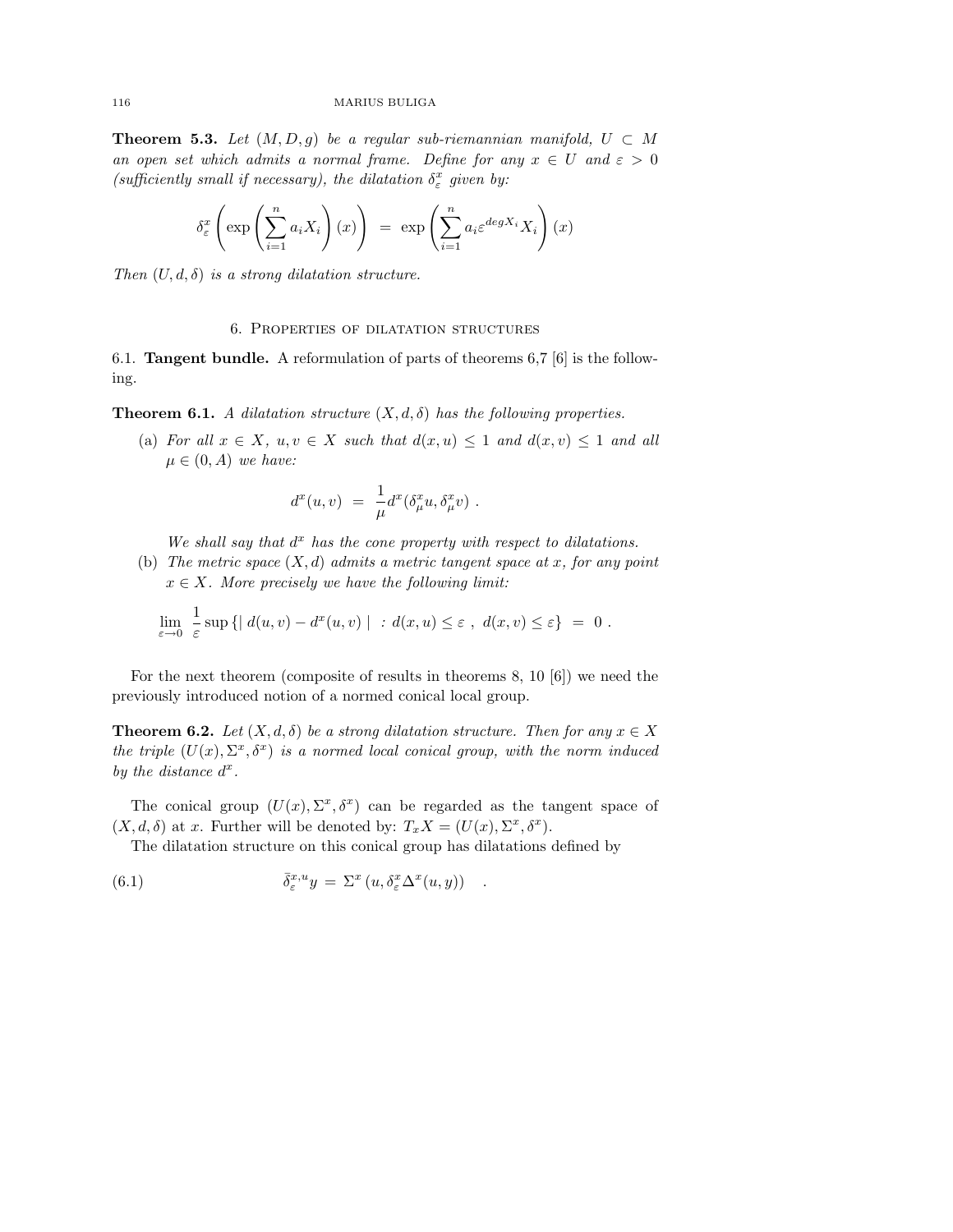**Theorem 5.3.** *Let $(M, D, g)$ be a regular sub-riemannian manifold, $U \subset M$ an open set which admits a normal frame. Define for any $x \in U$ and $\varepsilon > 0$ (sufficiently small if necessary), the dilatation $\delta^x_\varepsilon$ given by:*

$$\delta^x_\varepsilon \left( \exp \left( \sum_{i=1}^{n} a_i X_i \right)(x) \right) \ = \ \exp \left( \sum_{i=1}^{n} a_i \varepsilon^{deg X_i} X_i \right)(x)$$

*Then $(U, d, \delta)$ is a strong dilatation structure.*

## 6. Properties of dilatation structures

6.1. **Tangent bundle.** A reformulation of parts of theorems 6,7 [6] is the following.

**Theorem 6.1.** *A dilatation structure $(X, d, \delta)$ has the following properties.*

(a) *For all $x \in X$, $u, v \in X$ such that $d(x, u) \leq 1$ and $d(x, v) \leq 1$ and all $\mu \in (0, A)$ we have:*

$$d^x(u, v) \ = \ \frac{1}{\mu} d^x(\delta^x_\mu u, \delta^x_\mu v) \ .$$

*We shall say that $d^x$ has the cone property with respect to dilatations.*

(b) *The metric space $(X, d)$ admits a metric tangent space at $x$, for any point $x \in X$. More precisely we have the following limit:*

$$\lim_{\varepsilon \to 0} \ \frac{1}{\varepsilon} \sup \{ \mid d(u, v) - d^x(u, v) \mid \ : d(x, u) \leq \varepsilon \ , \ d(x, v) \leq \varepsilon \} \ = \ 0 \ .$$

For the next theorem (composite of results in theorems 8, 10 [6]) we need the previously introduced notion of a normed conical local group.

**Theorem 6.2.** *Let $(X, d, \delta)$ be a strong dilatation structure. Then for any $x \in X$ the triple $(U(x), \Sigma^x, \delta^x)$ is a normed local conical group, with the norm induced by the distance $d^x$.*

The conical group $(U(x), \Sigma^x, \delta^x)$ can be regarded as the tangent space of $(X, d, \delta)$ at $x$. Further will be denoted by: $T_x X = (U(x), \Sigma^x, \delta^x)$.

The dilatation structure on this conical group has dilatations defined by

$$\bar{\delta}^{x,u}_\varepsilon y \ = \ \Sigma^x \left( u, \delta^x_\varepsilon \Delta^x(u, y) \right) \quad . \tag{6.1}$$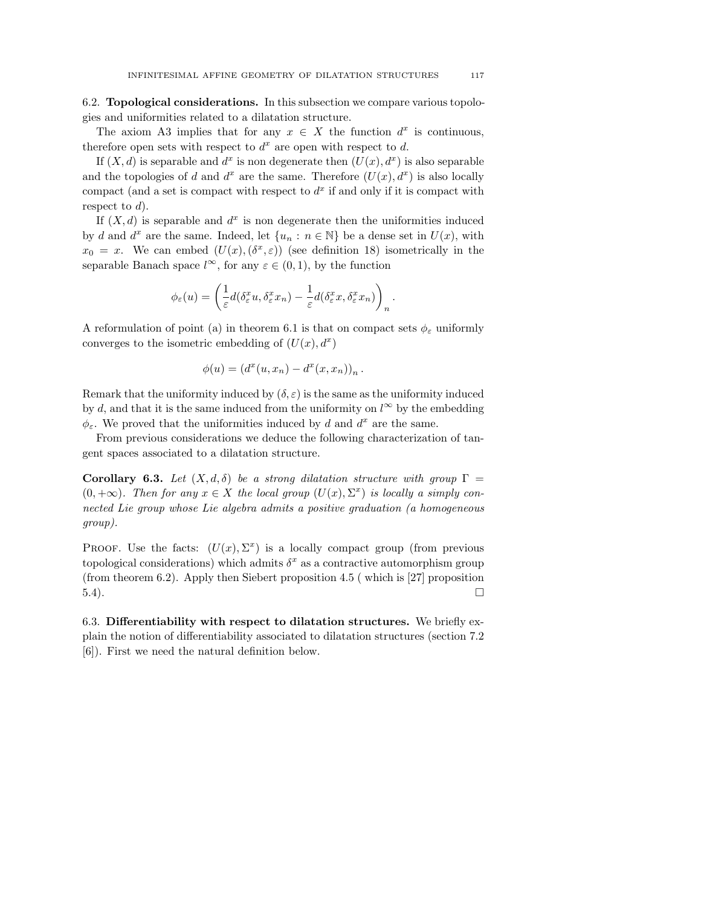6.2. **Topological considerations.** In this subsection we compare various topologies and uniformities related to a dilatation structure.

The axiom A3 implies that for any $x \in X$ the function $d^x$ is continuous, therefore open sets with respect to $d^x$ are open with respect to $d$.

If $(X, d)$ is separable and $d^x$ is non degenerate then $(U(x), d^x)$ is also separable and the topologies of $d$ and $d^x$ are the same. Therefore $(U(x), d^x)$ is also locally compact (and a set is compact with respect to $d^x$ if and only if it is compact with respect to $d$).

If $(X, d)$ is separable and $d^x$ is non degenerate then the uniformities induced by $d$ and $d^x$ are the same. Indeed, let $\{u_n : n \in \mathbb{N}\}$ be a dense set in $U(x)$, with $x_0 = x$. We can embed $(U(x), (\delta^x, \varepsilon))$ (see definition 18) isometrically in the separable Banach space $l^\infty$, for any $\varepsilon \in (0, 1)$, by the function

$$\phi_\varepsilon(u) = \left( \frac{1}{\varepsilon} d(\delta^x_\varepsilon u, \delta^x_\varepsilon x_n) - \frac{1}{\varepsilon} d(\delta^x_\varepsilon x, \delta^x_\varepsilon x_n) \right)_n .$$

A reformulation of point (a) in theorem 6.1 is that on compact sets $\phi_\varepsilon$ uniformly converges to the isometric embedding of $(U(x), d^x)$

$$\phi(u) = \left( d^x(u, x_n) - d^x(x, x_n) \right)_n .$$

Remark that the uniformity induced by $(\delta, \varepsilon)$ is the same as the uniformity induced by $d$, and that it is the same induced from the uniformity on $l^\infty$ by the embedding $\phi_\varepsilon$. We proved that the uniformities induced by $d$ and $d^x$ are the same.

From previous considerations we deduce the following characterization of tangent spaces associated to a dilatation structure.

**Corollary 6.3.** *Let $(X, d, \delta)$ be a strong dilatation structure with group $\Gamma = (0, +\infty)$. Then for any $x \in X$ the local group $(U(x), \Sigma^x)$ is locally a simply connected Lie group whose Lie algebra admits a positive graduation (a homogeneous group).*

Proof. Use the facts: $(U(x), \Sigma^x)$ is a locally compact group (from previous topological considerations) which admits $\delta^x$ as a contractive automorphism group (from theorem 6.2). Apply then Siebert proposition 4.5 ( which is [27] proposition 5.4). $\square$

6.3. **Differentiability with respect to dilatation structures.** We briefly explain the notion of differentiability associated to dilatation structures (section 7.2 [6]). First we need the natural definition below.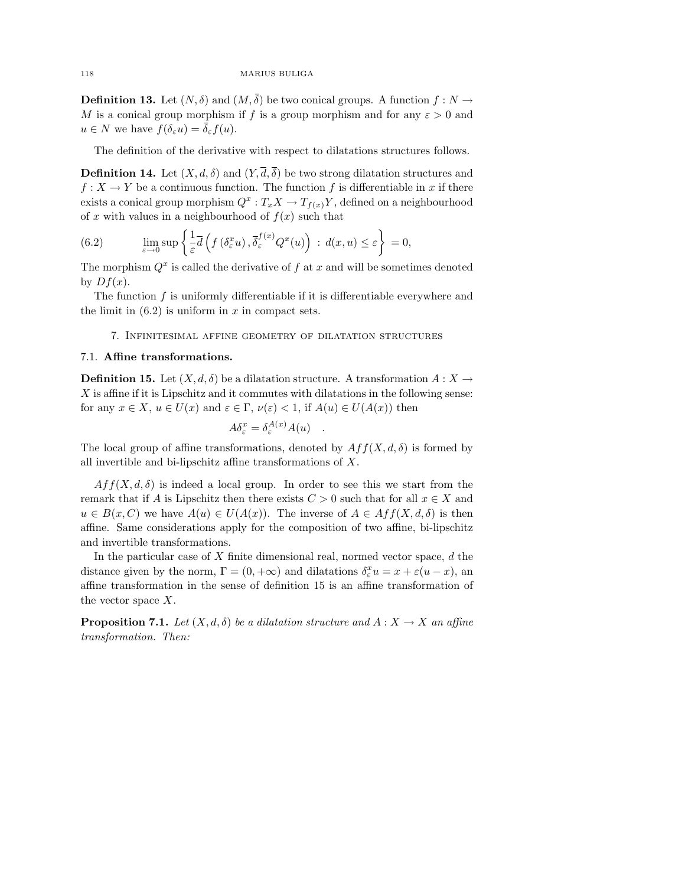**Definition 13.** Let $(N, \delta)$ and $(M, \bar{\delta})$ be two conical groups. A function $f : N \to M$ is a conical group morphism if $f$ is a group morphism and for any $\varepsilon > 0$ and $u \in N$ we have $f(\delta_\varepsilon u) = \bar{\delta}_\varepsilon f(u)$.

The definition of the derivative with respect to dilatations structures follows.

**Definition 14.** Let $(X, d, \delta)$ and $(Y, \overline{d}, \overline{\delta})$ be two strong dilatation structures and $f : X \to Y$ be a continuous function. The function $f$ is differentiable in $x$ if there exists a conical group morphism $Q^x : T_x X \to T_{f(x)} Y$, defined on a neighbourhood of $x$ with values in a neighbourhood of $f(x)$ such that

$$\lim_{\varepsilon \to 0} \sup \left\{ \frac{1}{\varepsilon} \overline{d} \left( f\left(\delta^x_\varepsilon u\right), \overline{\delta}^{f(x)}_\varepsilon Q^x(u) \right) \,:\, d(x, u) \leq \varepsilon \right\} = 0, \tag{6.2}$$

The morphism $Q^x$ is called the derivative of $f$ at $x$ and will be sometimes denoted by $Df(x)$.

The function $f$ is uniformly differentiable if it is differentiable everywhere and the limit in (6.2) is uniform in $x$ in compact sets.

## 7. Infinitesimal affine geometry of dilatation structures

### 7.1. **Affine transformations.**

**Definition 15.** Let $(X, d, \delta)$ be a dilatation structure. A transformation $A : X \to X$ is affine if it is Lipschitz and it commutes with dilatations in the following sense: for any $x \in X$, $u \in U(x)$ and $\varepsilon \in \Gamma$, $\nu(\varepsilon) < 1$, if $A(u) \in U(A(x))$ then

$$A \delta^x_\varepsilon = \delta^{A(x)}_\varepsilon A(u) \quad .$$

The local group of affine transformations, denoted by $Aff(X, d, \delta)$ is formed by all invertible and bi-lipschitz affine transformations of $X$.

$Aff(X, d, \delta)$ is indeed a local group. In order to see this we start from the remark that if $A$ is Lipschitz then there exists $C > 0$ such that for all $x \in X$ and $u \in B(x, C)$ we have $A(u) \in U(A(x))$. The inverse of $A \in Aff(X, d, \delta)$ is then affine. Same considerations apply for the composition of two affine, bi-lipschitz and invertible transformations.

In the particular case of $X$ finite dimensional real, normed vector space, $d$ the distance given by the norm, $\Gamma = (0, +\infty)$ and dilatations $\delta^x_\varepsilon u = x + \varepsilon(u - x)$, an affine transformation in the sense of definition 15 is an affine transformation of the vector space $X$.

**Proposition 7.1.** *Let $(X, d, \delta)$ be a dilatation structure and $A : X \to X$ an affine transformation. Then:*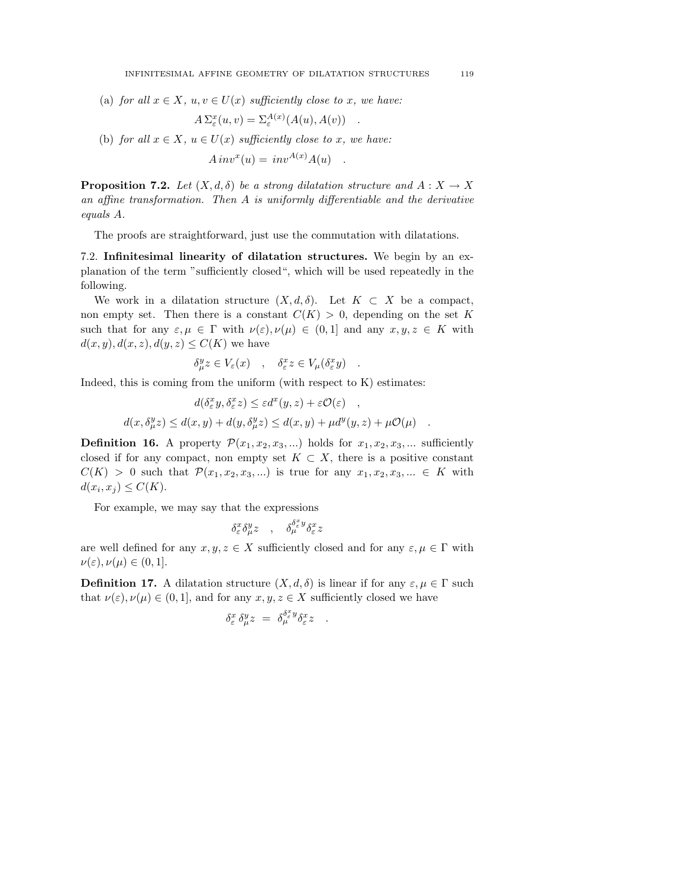(a) *for all $x \in X$, $u, v \in U(x)$ sufficiently close to $x$, we have:*

$$A \, \Sigma^{x}_{\varepsilon}(u,v) = \Sigma^{A(x)}_{\varepsilon}(A(u), A(v)) \quad .$$

(b) *for all $x \in X$, $u \in U(x)$ sufficiently close to $x$, we have:*

$$A \, inv^{x}(u) = \, inv^{A(x)} A(u) \quad .$$

**Proposition 7.2.** *Let $(X, d, \delta)$ be a strong dilatation structure and $A : X \to X$ an affine transformation. Then $A$ is uniformly differentiable and the derivative equals $A$.*

The proofs are straightforward, just use the commutation with dilatations.

7.2. **Infinitesimal linearity of dilatation structures.** We begin by an explanation of the term "sufficiently closed", which will be used repeatedly in the following.

We work in a dilatation structure $(X, d, \delta)$. Let $K \subset X$ be a compact, non empty set. Then there is a constant $C(K) > 0$, depending on the set $K$ such that for any $\varepsilon, \mu \in \Gamma$ with $\nu(\varepsilon), \nu(\mu) \in (0, 1]$ and any $x, y, z \in K$ with $d(x, y), d(x, z), d(y, z) \leq C(K)$ we have

$$\delta^{y}_{\mu} z \in V_{\varepsilon}(x) \quad , \quad \delta^{x}_{\varepsilon} z \in V_{\mu}(\delta^{x}_{\varepsilon} y) \quad .$$

Indeed, this is coming from the uniform (with respect to K) estimates:

$$d(\delta^{x}_{\varepsilon} y, \delta^{x}_{\varepsilon} z) \leq \varepsilon d^{x}(y, z) + \varepsilon \mathcal{O}(\varepsilon) \quad ,$$

$$d(x, \delta^{y}_{\mu} z) \leq d(x, y) + d(y, \delta^{y}_{\mu} z) \leq d(x, y) + \mu d^{y}(y, z) + \mu \mathcal{O}(\mu) \quad .$$

**Definition 16.** A property $\mathcal{P}(x_1, x_2, x_3, ...)$ holds for $x_1, x_2, x_3, ...$ sufficiently closed if for any compact, non empty set $K \subset X$, there is a positive constant $C(K) > 0$ such that $\mathcal{P}(x_1, x_2, x_3, ...)$ is true for any $x_1, x_2, x_3, ... \in K$ with $d(x_i, x_j) \leq C(K)$.

For example, we may say that the expressions

$$\delta^{x}_{\varepsilon} \delta^{y}_{\mu} z \quad , \quad \delta^{\delta^{x}_{\varepsilon} y}_{\mu} \delta^{x}_{\varepsilon} z$$

are well defined for any $x, y, z \in X$ sufficiently closed and for any $\varepsilon, \mu \in \Gamma$ with $\nu(\varepsilon), \nu(\mu) \in (0, 1]$.

**Definition 17.** A dilatation structure $(X, d, \delta)$ is linear if for any $\varepsilon, \mu \in \Gamma$ such that $\nu(\varepsilon), \nu(\mu) \in (0, 1]$, and for any $x, y, z \in X$ sufficiently closed we have

$$\delta^{x}_{\varepsilon} \, \delta^{y}_{\mu} z \; = \; \delta^{\delta^{x}_{\varepsilon} y}_{\mu} \delta^{x}_{\varepsilon} z \quad .$$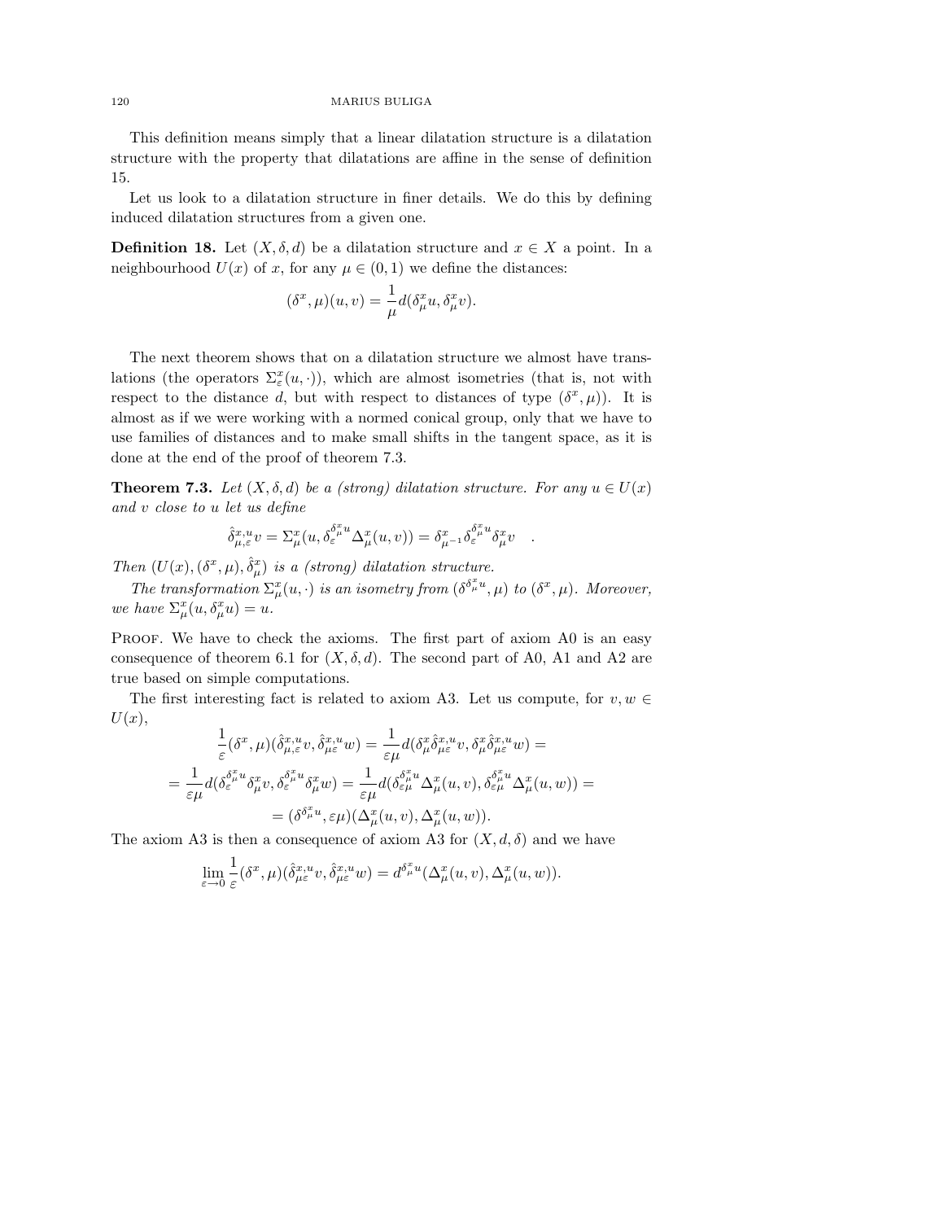This definition means simply that a linear dilatation structure is a dilatation structure with the property that dilatations are affine in the sense of definition 15.

Let us look to a dilatation structure in finer details. We do this by defining induced dilatation structures from a given one.

**Definition 18.** Let $(X, \delta, d)$ be a dilatation structure and $x \in X$ a point. In a neighbourhood $U(x)$ of $x$, for any $\mu \in (0,1)$ we define the distances:

$$(\delta^x, \mu)(u, v) = \frac{1}{\mu} d(\delta^x_\mu u, \delta^x_\mu v).$$

The next theorem shows that on a dilatation structure we almost have translations (the operators $\Sigma^x_\varepsilon(u, \cdot)$), which are almost isometries (that is, not with respect to the distance $d$, but with respect to distances of type $(\delta^x, \mu)$). It is almost as if we were working with a normed conical group, only that we have to use families of distances and to make small shifts in the tangent space, as it is done at the end of the proof of theorem 7.3.

**Theorem 7.3.** *Let $(X, \delta, d)$ be a (strong) dilatation structure. For any $u \in U(x)$ and $v$ close to $u$ let us define*

$$\hat{\delta}^{x,u}_{\mu,\varepsilon} v = \Sigma^x_\mu(u, \delta^{\delta^x_\mu u}_\varepsilon \Delta^x_\mu(u, v)) = \delta^x_{\mu^{-1}} \delta^{\delta^x_\mu u}_\varepsilon \delta^x_\mu v \quad .$$

*Then $(U(x), (\delta^x, \mu), \hat{\delta}^x_\mu)$ is a (strong) dilatation structure.*

*The transformation $\Sigma^x_\mu(u, \cdot)$ is an isometry from $(\delta^{\delta^x_\mu u}, \mu)$ to $(\delta^x, \mu)$. Moreover, we have $\Sigma^x_\mu(u, \delta^x_\mu u) = u$.*

Proof. We have to check the axioms. The first part of axiom A0 is an easy consequence of theorem 6.1 for $(X, \delta, d)$. The second part of A0, A1 and A2 are true based on simple computations.

The first interesting fact is related to axiom A3. Let us compute, for $v, w \in U(x)$,

$$\frac{1}{\varepsilon}(\delta^x, \mu)(\hat{\delta}^{x,u}_{\mu,\varepsilon} v, \hat{\delta}^{x,u}_{\mu\varepsilon} w) = \frac{1}{\varepsilon\mu} d(\delta^x_\mu \hat{\delta}^{x,u}_{\mu\varepsilon} v, \delta^x_\mu \hat{\delta}^{x,u}_{\mu\varepsilon} w) =$$

$$= \frac{1}{\varepsilon\mu} d(\delta^{\delta^x_\mu u}_\varepsilon \delta^x_\mu v, \delta^{\delta^x_\mu u}_\varepsilon \delta^x_\mu w) = \frac{1}{\varepsilon\mu} d(\delta^{\delta^x_\mu u}_{\varepsilon\mu} \Delta^x_\mu(u, v), \delta^{\delta^x_\mu u}_{\varepsilon\mu} \Delta^x_\mu(u, w)) =$$

$$= (\delta^{\delta^x_\mu u}, \varepsilon\mu)(\Delta^x_\mu(u, v), \Delta^x_\mu(u, w)).$$

The axiom A3 is then a consequence of axiom A3 for $(X, d, \delta)$ and we have

$$\lim_{\varepsilon \to 0} \frac{1}{\varepsilon}(\delta^x, \mu)(\hat{\delta}^{x,u}_{\mu\varepsilon} v, \hat{\delta}^{x,u}_{\mu\varepsilon} w) = d^{\delta^x_\mu u}(\Delta^x_\mu(u, v), \Delta^x_\mu(u, w)).$$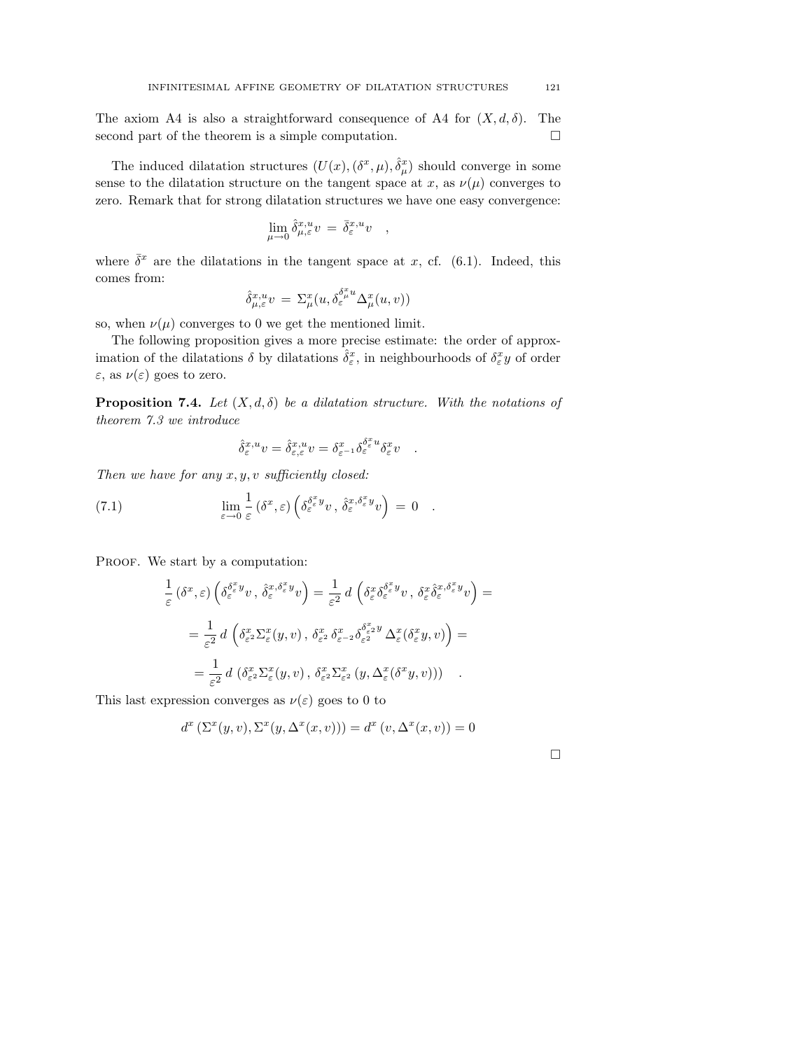The axiom A4 is also a straightforward consequence of A4 for $(X, d, \delta)$. The second part of the theorem is a simple computation. $\square$

The induced dilatation structures $(U(x), (\delta^x, \mu), \hat{\delta}^x_\mu)$ should converge in some sense to the dilatation structure on the tangent space at $x$, as $\nu(\mu)$ converges to zero. Remark that for strong dilatation structures we have one easy convergence:

$$\lim_{\mu \to 0} \hat{\delta}^{x,u}_{\mu,\varepsilon} v \, = \, \bar{\delta}^{x,u}_\varepsilon v \quad ,$$

where $\bar{\delta}^x$ are the dilatations in the tangent space at $x$, cf. (6.1). Indeed, this comes from:

$$\hat{\delta}^{x,u}_{\mu,\varepsilon} v \, = \, \Sigma^x_\mu(u, \delta^{\delta^x_\mu u}_\varepsilon \Delta^x_\mu(u,v))$$

so, when $\nu(\mu)$ converges to 0 we get the mentioned limit.

The following proposition gives a more precise estimate: the order of approximation of the dilatations $\delta$ by dilatations $\hat{\delta}^x_\varepsilon$, in neighbourhoods of $\delta^x_\varepsilon y$ of order $\varepsilon$, as $\nu(\varepsilon)$ goes to zero.

**Proposition 7.4.** *Let $(X, d, \delta)$ be a dilatation structure. With the notations of theorem 7.3 we introduce*

$$\hat{\delta}^{x,u}_\varepsilon v = \hat{\delta}^{x,u}_{\varepsilon,\varepsilon} v = \delta^x_{\varepsilon^{-1}} \delta^{\delta^x_\varepsilon u}_\varepsilon \delta^x_\varepsilon v \quad .$$

*Then we have for any $x, y, v$ sufficiently closed:*

$$\lim_{\varepsilon \to 0} \frac{1}{\varepsilon} \left(\delta^x, \varepsilon\right) \left( \delta^{\delta^x_\varepsilon y}_\varepsilon v \, , \, \hat{\delta}^{x, \delta^x_\varepsilon y}_\varepsilon v \right) \, = \, 0 \quad . \tag{7.1}$$

Proof. We start by a computation:

$$\frac{1}{\varepsilon} \left(\delta^x, \varepsilon\right) \left( \delta^{\delta^x_\varepsilon y}_\varepsilon v \, , \, \hat{\delta}^{x, \delta^x_\varepsilon y}_\varepsilon v \right) = \frac{1}{\varepsilon^2} \, d \, \left( \delta^x_\varepsilon \delta^{\delta^x_\varepsilon y}_\varepsilon v \, , \, \delta^x_\varepsilon \hat{\delta}^{x, \delta^x_\varepsilon y}_\varepsilon v \right) =$$

$$= \frac{1}{\varepsilon^2} \, d \, \left( \delta^x_{\varepsilon^2} \Sigma^x_\varepsilon(y,v) \, , \, \delta^x_{\varepsilon^2} \, \delta^x_{\varepsilon^{-2}} \delta^{\delta^x_{\varepsilon^2} y}_{\varepsilon^2} \, \Delta^x_\varepsilon(\delta^x_\varepsilon y, v) \right) =$$

$$= \frac{1}{\varepsilon^2} \, d \, \left( \delta^x_{\varepsilon^2} \Sigma^x_\varepsilon(y,v) \, , \, \delta^x_{\varepsilon^2} \Sigma^x_{\varepsilon^2} \left( y, \Delta^x_\varepsilon(\delta^x y, v) \right) \right) \quad .$$

This last expression converges as $\nu(\varepsilon)$ goes to 0 to

$$d^x \left( \Sigma^x(y,v), \Sigma^x(y, \Delta^x(x,v)) \right) = d^x \left( v, \Delta^x(x,v) \right) = 0$$

$\square$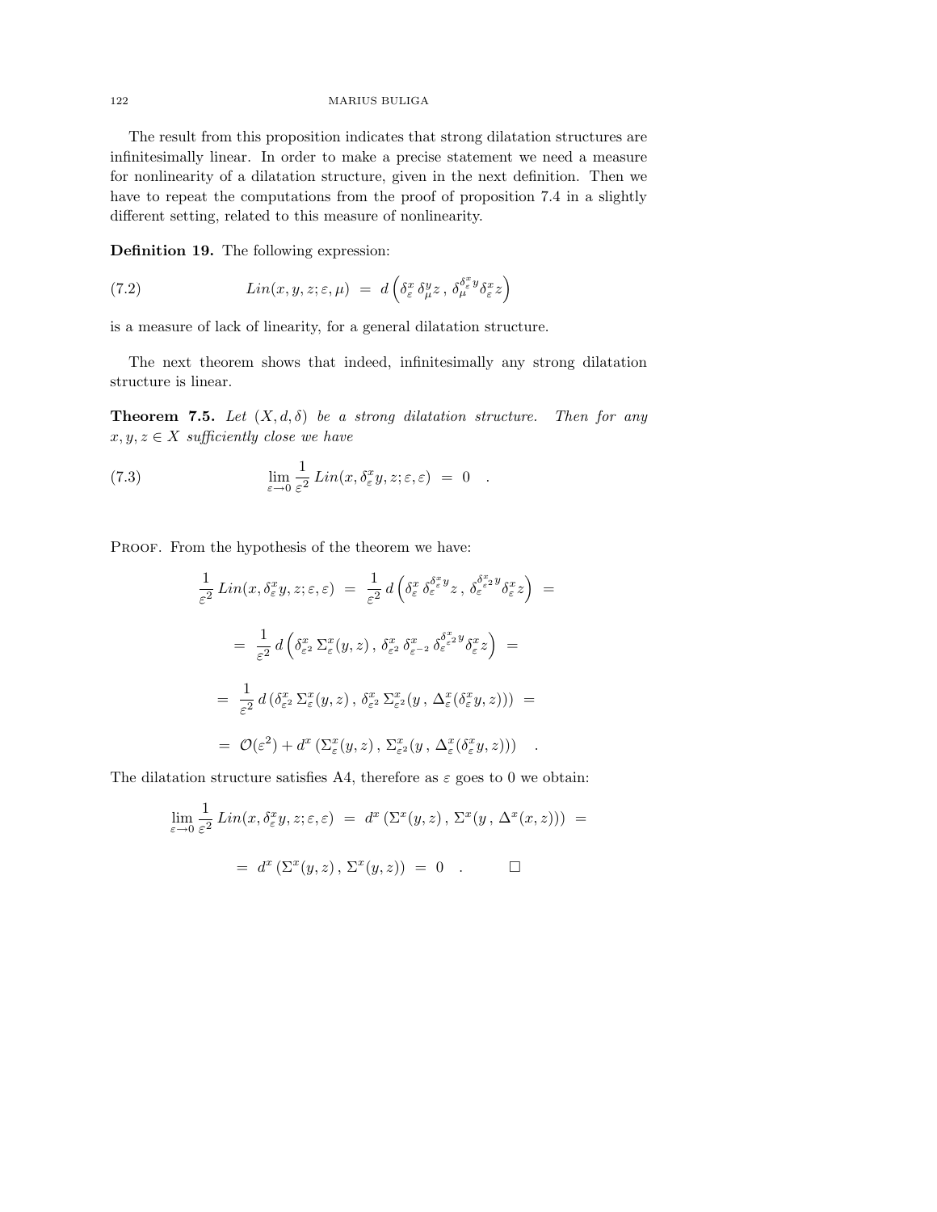The result from this proposition indicates that strong dilatation structures are infinitesimally linear. In order to make a precise statement we need a measure for nonlinearity of a dilatation structure, given in the next definition. Then we have to repeat the computations from the proof of proposition 7.4 in a slightly different setting, related to this measure of nonlinearity.

**Definition 19.** The following expression:

$$Lin(x, y, z; \varepsilon, \mu) \ = \ d\left(\delta^x_\varepsilon \, \delta^y_\mu z \, , \, \delta^{\delta^x_\varepsilon y}_\mu \delta^x_\varepsilon z\right) \tag{7.2}$$

is a measure of lack of linearity, for a general dilatation structure.

The next theorem shows that indeed, infinitesimally any strong dilatation structure is linear.

**Theorem 7.5.** *Let $(X, d, \delta)$ be a strong dilatation structure. Then for any $x, y, z \in X$ sufficiently close we have*

$$\lim_{\varepsilon \to 0} \frac{1}{\varepsilon^2} \, Lin(x, \delta^x_\varepsilon y, z; \varepsilon, \varepsilon) \ = \ 0 \quad . \tag{7.3}$$

Proof. From the hypothesis of the theorem we have:

$$\frac{1}{\varepsilon^2} \, Lin(x, \delta^x_\varepsilon y, z; \varepsilon, \varepsilon) \ = \ \frac{1}{\varepsilon^2} \, d\left(\delta^x_\varepsilon \, \delta^{\delta^x_\varepsilon y}_\varepsilon z \, , \, \delta^{\delta^x_{\varepsilon^2} y}_\varepsilon \delta^x_\varepsilon z\right) \ =$$

$$= \ \frac{1}{\varepsilon^2} \, d\left(\delta^x_{\varepsilon^2} \, \Sigma^x_\varepsilon(y, z) \, , \, \delta^x_{\varepsilon^2} \, \delta^x_{\varepsilon^{-2}} \, \delta^{\delta^x_{\varepsilon^2} y}_\varepsilon \delta^x_\varepsilon z\right) \ =$$

$$= \ \frac{1}{\varepsilon^2} \, d\left(\delta^x_{\varepsilon^2} \, \Sigma^x_\varepsilon(y, z) \, , \, \delta^x_{\varepsilon^2} \, \Sigma^x_{\varepsilon^2}(y \, , \, \Delta^x_\varepsilon(\delta^x_\varepsilon y, z))\right) \ =$$

$$= \ \mathcal{O}(\varepsilon^2) + d^x\left(\Sigma^x_\varepsilon(y, z) \, , \, \Sigma^x_{\varepsilon^2}(y \, , \, \Delta^x_\varepsilon(\delta^x_\varepsilon y, z))\right) \quad .$$

The dilatation structure satisfies A4, therefore as $\varepsilon$ goes to 0 we obtain:

$$\lim_{\varepsilon \to 0} \frac{1}{\varepsilon^2} \, Lin(x, \delta^x_\varepsilon y, z; \varepsilon, \varepsilon) \ = \ d^x\left(\Sigma^x(y, z) \, , \, \Sigma^x(y \, , \, \Delta^x(x, z))\right) \ =$$

$$= \ d^x\left(\Sigma^x(y, z) \, , \, \Sigma^x(y, z)\right) \ = \ 0 \quad . \qquad \square$$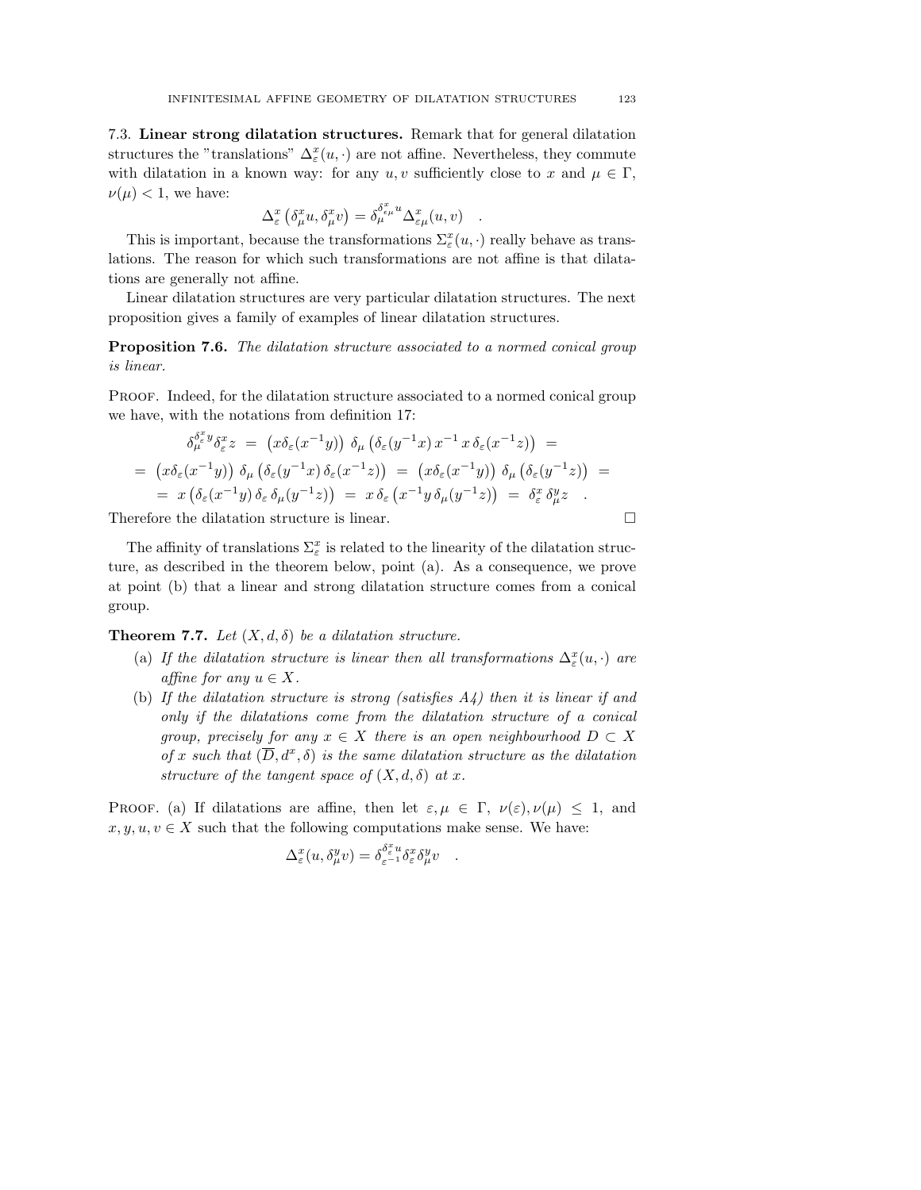7.3. **Linear strong dilatation structures.** Remark that for general dilatation structures the "translations" $\Delta^x_\varepsilon(u,\cdot)$ are not affine. Nevertheless, they commute with dilatation in a known way: for any $u, v$ sufficiently close to $x$ and $\mu \in \Gamma$, $\nu(\mu) < 1$, we have:

$$\Delta^x_\varepsilon \left(\delta^x_\mu u, \delta^x_\mu v\right) = \delta^{\delta^x_{\varepsilon\mu} u}_\mu \Delta^x_{\varepsilon\mu}(u,v) \quad .$$

This is important, because the transformations $\Sigma^x_\varepsilon(u,\cdot)$ really behave as translations. The reason for which such transformations are not affine is that dilatations are generally not affine.

Linear dilatation structures are very particular dilatation structures. The next proposition gives a family of examples of linear dilatation structures.

**Proposition 7.6.** *The dilatation structure associated to a normed conical group is linear.*

Proof. Indeed, for the dilatation structure associated to a normed conical group we have, with the notations from definition 17:

$$\delta^{\delta^x_\varepsilon y}_\mu \delta^x_\varepsilon z \;=\; \left(x\delta_\varepsilon(x^{-1}y)\right)\, \delta_\mu \left(\delta_\varepsilon(y^{-1}x)\, x^{-1}\, x\, \delta_\varepsilon(x^{-1}z)\right) \;=$$
$$=\; \left(x\delta_\varepsilon(x^{-1}y)\right)\, \delta_\mu \left(\delta_\varepsilon(y^{-1}x)\, \delta_\varepsilon(x^{-1}z)\right) \;=\; \left(x\delta_\varepsilon(x^{-1}y)\right)\, \delta_\mu \left(\delta_\varepsilon(y^{-1}z)\right) \;=$$
$$=\; x\left(\delta_\varepsilon(x^{-1}y)\, \delta_\varepsilon\, \delta_\mu(y^{-1}z)\right) \;=\; x\, \delta_\varepsilon \left(x^{-1}y\, \delta_\mu(y^{-1}z)\right) \;=\; \delta^x_\varepsilon\, \delta^y_\mu z \quad .$$

Therefore the dilatation structure is linear. $\square$

The affinity of translations $\Sigma^x_\varepsilon$ is related to the linearity of the dilatation structure, as described in the theorem below, point (a). As a consequence, we prove at point (b) that a linear and strong dilatation structure comes from a conical group.

**Theorem 7.7.** *Let $(X, d, \delta)$ be a dilatation structure.*

(a) *If the dilatation structure is linear then all transformations $\Delta^x_\varepsilon(u,\cdot)$ are affine for any $u \in X$.*

(b) *If the dilatation structure is strong (satisfies A4) then it is linear if and only if the dilatations come from the dilatation structure of a conical group, precisely for any $x \in X$ there is an open neighbourhood $D \subset X$ of $x$ such that $(\overline{D}, d^x, \delta)$ is the same dilatation structure as the dilatation structure of the tangent space of $(X, d, \delta)$ at $x$.*

Proof. (a) If dilatations are affine, then let $\varepsilon, \mu \in \Gamma$, $\nu(\varepsilon), \nu(\mu) \leq 1$, and $x, y, u, v \in X$ such that the following computations make sense. We have:

$$\Delta^x_\varepsilon(u, \delta^y_\mu v) = \delta^{\delta^x_\varepsilon u}_{\varepsilon^{-1}} \delta^x_\varepsilon \delta^y_\mu v \quad .$$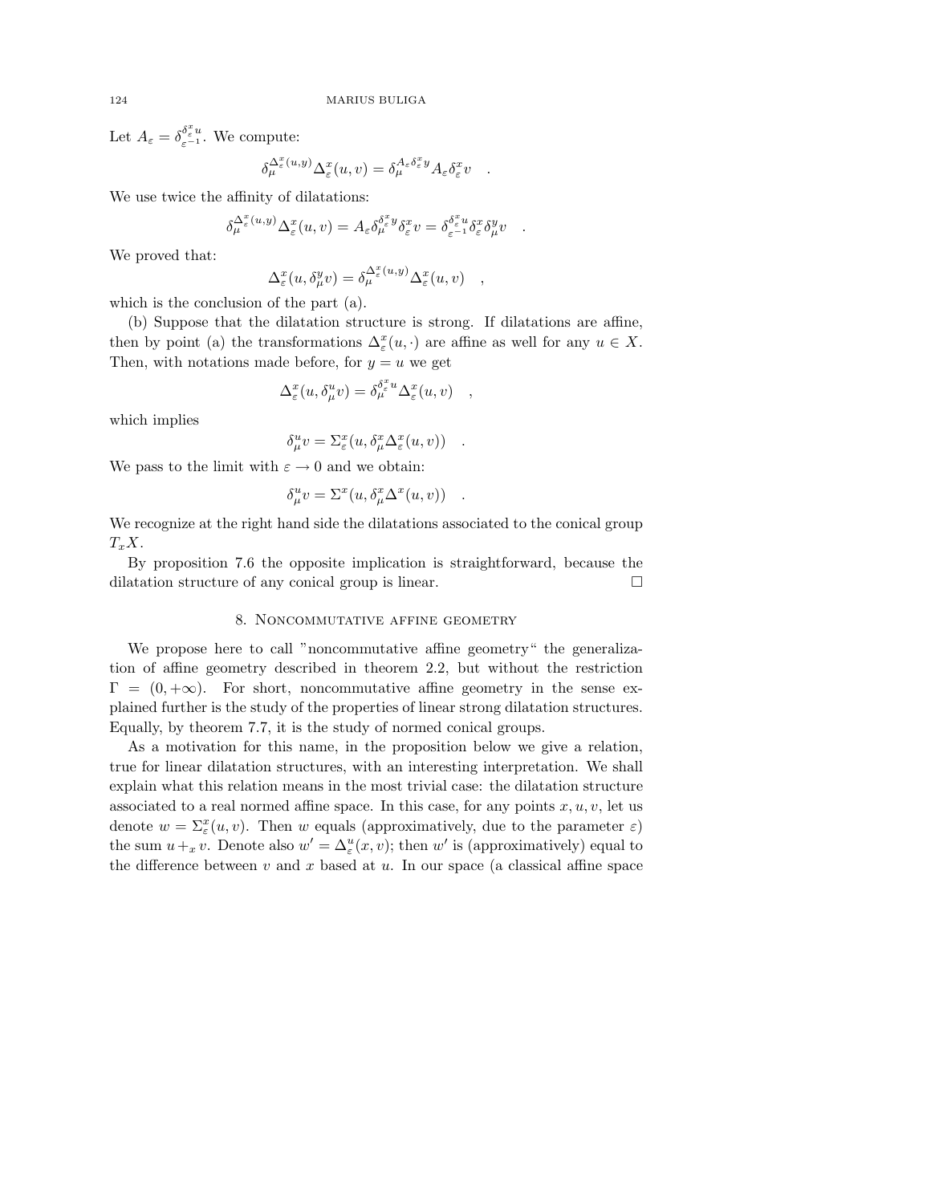Let $A_\varepsilon = \delta_{\varepsilon^{-1}}^{\delta_\varepsilon^x u}$. We compute:

$$\delta_\mu^{\Delta_\varepsilon^x(u,y)} \Delta_\varepsilon^x(u,v) = \delta_\mu^{A_\varepsilon \delta_\varepsilon^x y} A_\varepsilon \delta_\varepsilon^x v \quad .$$

We use twice the affinity of dilatations:

$$\delta_\mu^{\Delta_\varepsilon^x(u,y)} \Delta_\varepsilon^x(u,v) = A_\varepsilon \delta_\mu^{\delta_\varepsilon^x y} \delta_\varepsilon^x v = \delta_{\varepsilon^{-1}}^{\delta_\varepsilon^x u} \delta_\varepsilon^x \delta_\mu^y v \quad .$$

We proved that:

$$\Delta_\varepsilon^x(u, \delta_\mu^y v) = \delta_\mu^{\Delta_\varepsilon^x(u,y)} \Delta_\varepsilon^x(u,v) \quad ,$$

which is the conclusion of the part (a).

(b) Suppose that the dilatation structure is strong. If dilatations are affine, then by point (a) the transformations $\Delta_\varepsilon^x(u, \cdot)$ are affine as well for any $u \in X$. Then, with notations made before, for $y = u$ we get

$$\Delta_\varepsilon^x(u, \delta_\mu^u v) = \delta_\mu^{\delta_\varepsilon^x u} \Delta_\varepsilon^x(u,v) \quad ,$$

which implies

$$\delta_\mu^u v = \Sigma_\varepsilon^x(u, \delta_\mu^x \Delta_\varepsilon^x(u,v)) \quad .$$

We pass to the limit with $\varepsilon \to 0$ and we obtain:

$$\delta_\mu^u v = \Sigma^x(u, \delta_\mu^x \Delta^x(u,v)) \quad .$$

We recognize at the right hand side the dilatations associated to the conical group $T_x X$.

By proposition 7.6 the opposite implication is straightforward, because the dilatation structure of any conical group is linear. □

## 8. Noncommutative affine geometry

We propose here to call "noncommutative affine geometry" the generalization of affine geometry described in theorem 2.2, but without the restriction $\Gamma = (0, +\infty)$. For short, noncommutative affine geometry in the sense explained further is the study of the properties of linear strong dilatation structures. Equally, by theorem 7.7, it is the study of normed conical groups.

As a motivation for this name, in the proposition below we give a relation, true for linear dilatation structures, with an interesting interpretation. We shall explain what this relation means in the most trivial case: the dilatation structure associated to a real normed affine space. In this case, for any points $x, u, v$, let us denote $w = \Sigma_\varepsilon^x(u,v)$. Then $w$ equals (approximatively, due to the parameter $\varepsilon$) the sum $u +_x v$. Denote also $w' = \Delta_\varepsilon^u(x,v)$; then $w'$ is (approximatively) equal to the difference between $v$ and $x$ based at $u$. In our space (a classical affine space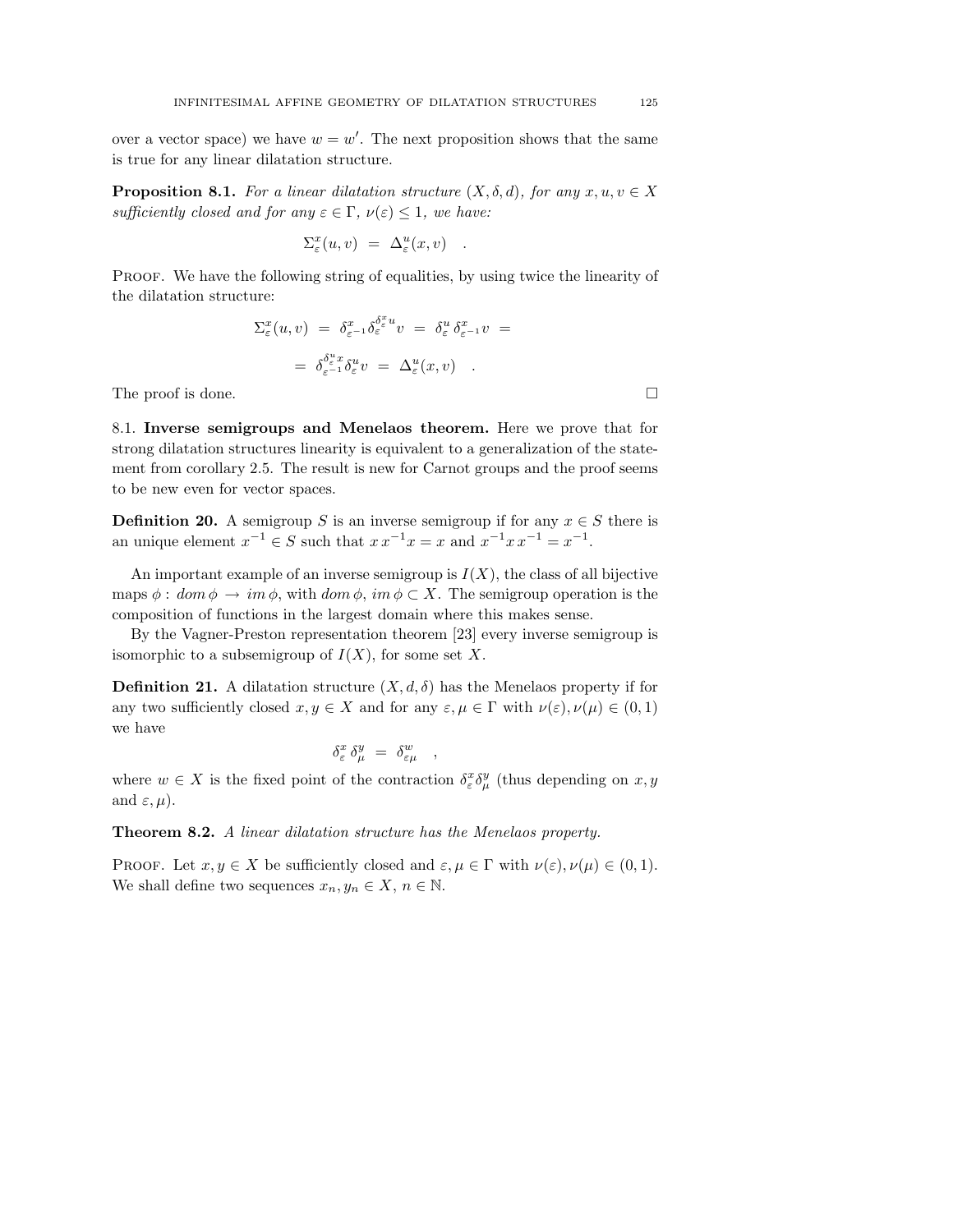over a vector space) we have $w = w'$. The next proposition shows that the same is true for any linear dilatation structure.

**Proposition 8.1.** *For a linear dilatation structure $(X, \delta, d)$, for any $x, u, v \in X$ sufficiently closed and for any $\varepsilon \in \Gamma$, $\nu(\varepsilon) \leq 1$, we have:*

$$\Sigma^x_\varepsilon(u,v) \ = \ \Delta^u_\varepsilon(x,v) \quad .$$

Proof. We have the following string of equalities, by using twice the linearity of the dilatation structure:

$$\Sigma^x_\varepsilon(u,v) \ = \ \delta^x_{\varepsilon^{-1}} \delta^{\delta^x_\varepsilon u}_\varepsilon v \ = \ \delta^u_\varepsilon \, \delta^x_{\varepsilon^{-1}} v \ =$$

$$= \ \delta^{\delta^u_\varepsilon x}_{\varepsilon^{-1}} \delta^u_\varepsilon v \ = \ \Delta^u_\varepsilon(x,v) \quad .$$

The proof is done. □

8.1. **Inverse semigroups and Menelaos theorem.** Here we prove that for strong dilatation structures linearity is equivalent to a generalization of the statement from corollary 2.5. The result is new for Carnot groups and the proof seems to be new even for vector spaces.

**Definition 20.** A semigroup $S$ is an inverse semigroup if for any $x \in S$ there is an unique element $x^{-1} \in S$ such that $x \, x^{-1} x = x$ and $x^{-1} x \, x^{-1} = x^{-1}$.

An important example of an inverse semigroup is $I(X)$, the class of all bijective maps $\phi : \, dom \, \phi \, \rightarrow \, im \, \phi$, with $dom \, \phi$, $im \, \phi \subset X$. The semigroup operation is the composition of functions in the largest domain where this makes sense.

By the Vagner-Preston representation theorem [23] every inverse semigroup is isomorphic to a subsemigroup of $I(X)$, for some set $X$.

**Definition 21.** A dilatation structure $(X, d, \delta)$ has the Menelaos property if for any two sufficiently closed $x, y \in X$ and for any $\varepsilon, \mu \in \Gamma$ with $\nu(\varepsilon), \nu(\mu) \in (0,1)$ we have

$$\delta^x_\varepsilon \, \delta^y_\mu \ = \ \delta^w_{\varepsilon\mu} \quad ,$$

where $w \in X$ is the fixed point of the contraction $\delta^x_\varepsilon \delta^y_\mu$ (thus depending on $x, y$ and $\varepsilon, \mu$).

**Theorem 8.2.** *A linear dilatation structure has the Menelaos property.*

Proof. Let $x, y \in X$ be sufficiently closed and $\varepsilon, \mu \in \Gamma$ with $\nu(\varepsilon), \nu(\mu) \in (0,1)$. We shall define two sequences $x_n, y_n \in X$, $n \in \mathbb{N}$.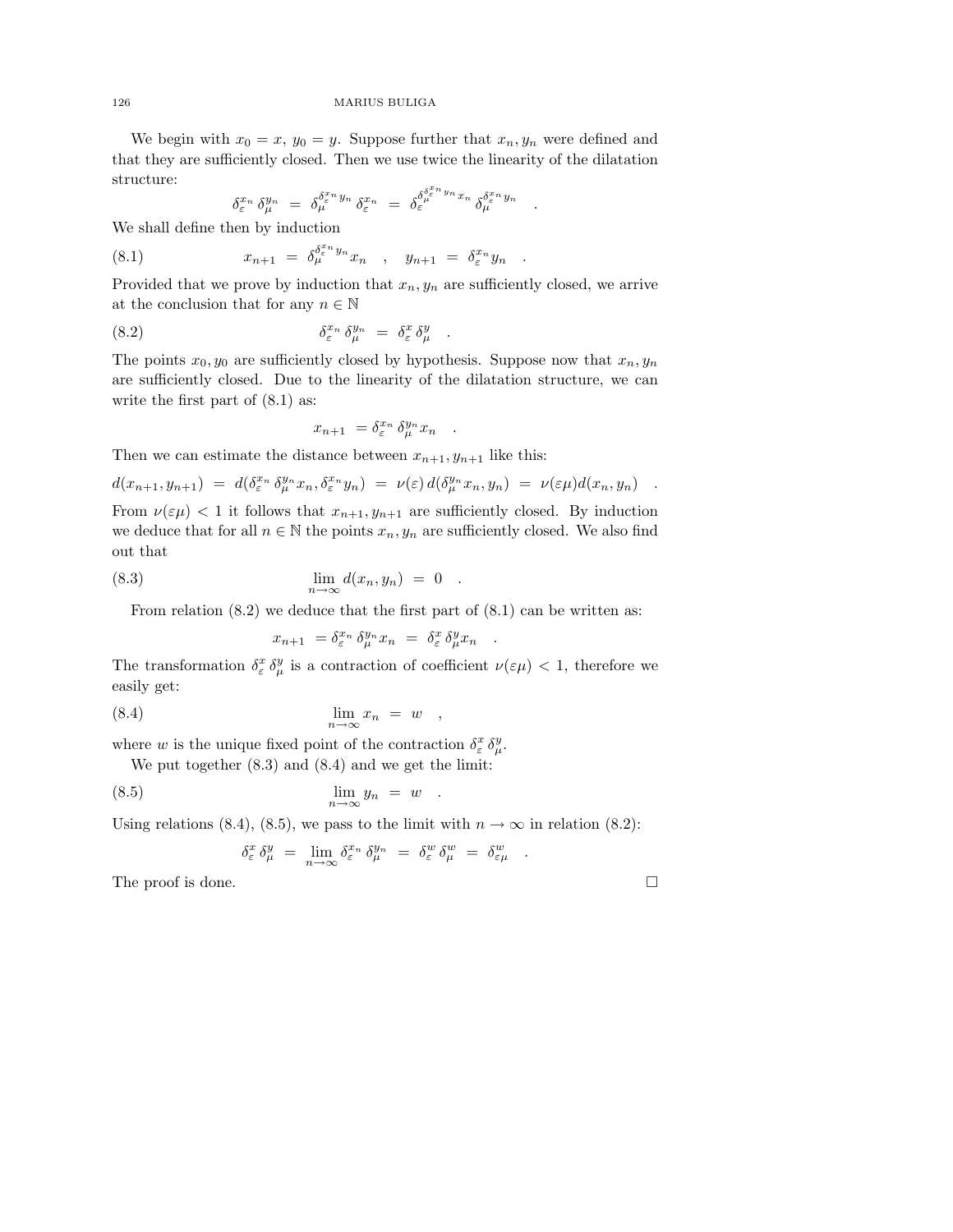We begin with $x_0 = x$, $y_0 = y$. Suppose further that $x_n, y_n$ were defined and that they are sufficiently closed. Then we use twice the linearity of the dilatation structure:

$$\delta_\varepsilon^{x_n} \, \delta_\mu^{y_n} \;=\; \delta_\mu^{\delta_\varepsilon^{x_n} y_n} \, \delta_\varepsilon^{x_n} \;=\; \delta_\varepsilon^{\delta_\mu^{\delta_\varepsilon^{x_n} y_n} x_n} \, \delta_\mu^{\delta_\varepsilon^{x_n} y_n} \quad .$$

We shall define then by induction

$$x_{n+1} \;=\; \delta_\mu^{\delta_\varepsilon^{x_n} y_n} x_n \quad , \quad y_{n+1} \;=\; \delta_\varepsilon^{x_n} y_n \quad . \tag{8.1}$$

Provided that we prove by induction that $x_n, y_n$ are sufficiently closed, we arrive at the conclusion that for any $n \in \mathbb{N}$

$$\delta_\varepsilon^{x_n} \, \delta_\mu^{y_n} \;=\; \delta_\varepsilon^{x} \, \delta_\mu^{y} \quad . \tag{8.2}$$

The points $x_0, y_0$ are sufficiently closed by hypothesis. Suppose now that $x_n, y_n$ are sufficiently closed. Due to the linearity of the dilatation structure, we can write the first part of (8.1) as:

$$x_{n+1} \;= \delta_\varepsilon^{x_n} \, \delta_\mu^{y_n} x_n \quad .$$

Then we can estimate the distance between $x_{n+1}, y_{n+1}$ like this:

$$d(x_{n+1}, y_{n+1}) \;=\; d(\delta_\varepsilon^{x_n} \, \delta_\mu^{y_n} x_n, \delta_\varepsilon^{x_n} y_n) \;=\; \nu(\varepsilon) \, d(\delta_\mu^{y_n} x_n, y_n) \;=\; \nu(\varepsilon\mu) d(x_n, y_n) \quad .$$

From $\nu(\varepsilon\mu) < 1$ it follows that $x_{n+1}, y_{n+1}$ are sufficiently closed. By induction we deduce that for all $n \in \mathbb{N}$ the points $x_n, y_n$ are sufficiently closed. We also find out that

$$\lim_{n\to\infty} d(x_n, y_n) \;=\; 0 \quad . \tag{8.3}$$

From relation (8.2) we deduce that the first part of (8.1) can be written as:

$$x_{n+1} \;= \delta_\varepsilon^{x_n} \, \delta_\mu^{y_n} x_n \;=\; \delta_\varepsilon^{x} \, \delta_\mu^{y} x_n \quad .$$

The transformation $\delta_\varepsilon^{x} \, \delta_\mu^{y}$ is a contraction of coefficient $\nu(\varepsilon\mu) < 1$, therefore we easily get:

$$\lim_{n\to\infty} x_n \;=\; w \quad , \tag{8.4}$$

where $w$ is the unique fixed point of the contraction $\delta_\varepsilon^{x} \, \delta_\mu^{y}$.

We put together (8.3) and (8.4) and we get the limit:

$$\lim_{n\to\infty} y_n \;=\; w \quad . \tag{8.5}$$

Using relations (8.4), (8.5), we pass to the limit with $n \to \infty$ in relation (8.2):

$$\delta_\varepsilon^{x} \, \delta_\mu^{y} \;=\; \lim_{n\to\infty} \delta_\varepsilon^{x_n} \, \delta_\mu^{y_n} \;=\; \delta_\varepsilon^{w} \, \delta_\mu^{w} \;=\; \delta_{\varepsilon\mu}^{w} \quad .$$

The proof is done. □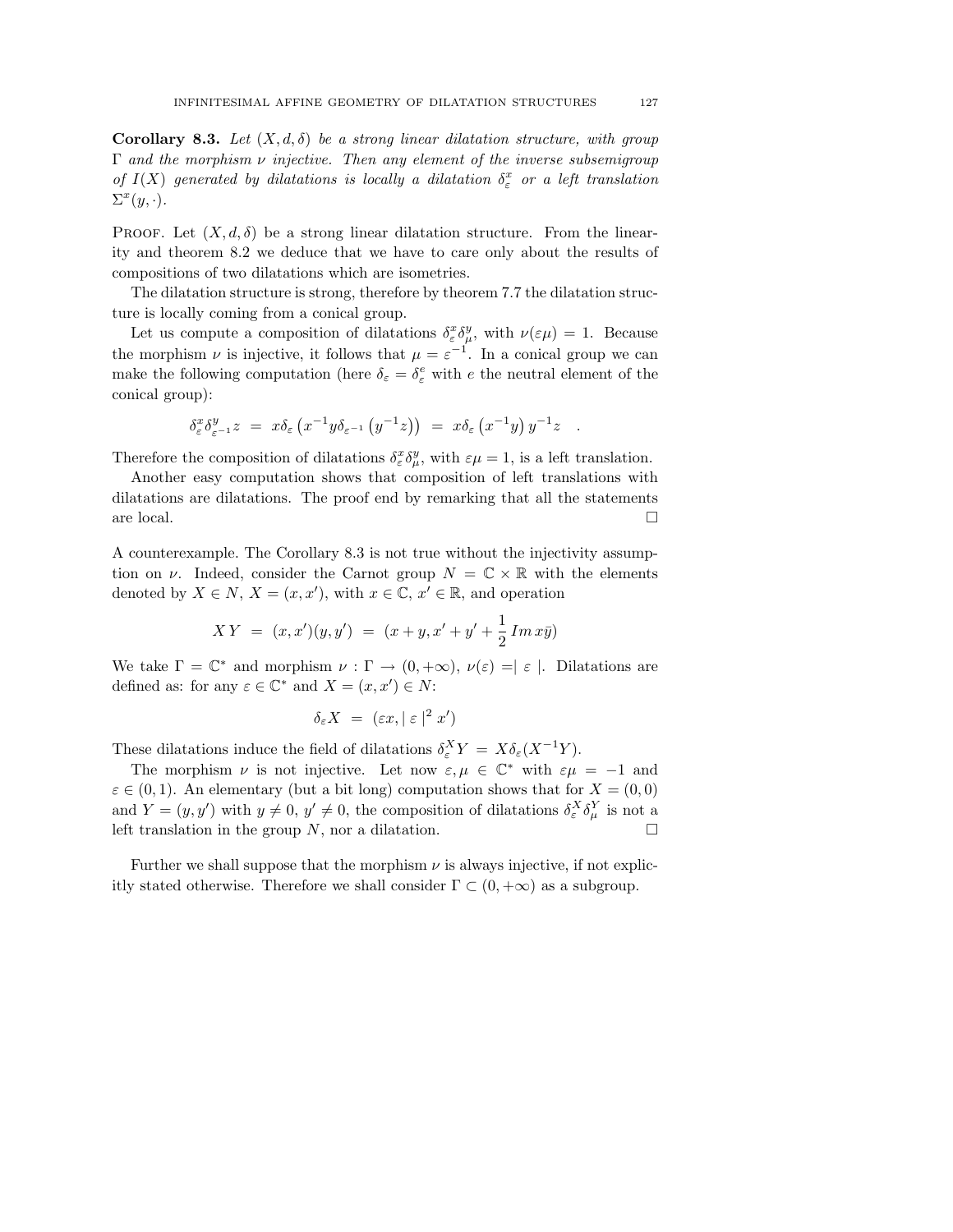**Corollary 8.3.** *Let $(X, d, \delta)$ be a strong linear dilatation structure, with group $\Gamma$ and the morphism $\nu$ injective. Then any element of the inverse subsemigroup of $I(X)$ generated by dilatations is locally a dilatation $\delta^x_\varepsilon$ or a left translation $\Sigma^x(y, \cdot)$.*

Proof. Let $(X, d, \delta)$ be a strong linear dilatation structure. From the linearity and theorem 8.2 we deduce that we have to care only about the results of compositions of two dilatations which are isometries.

The dilatation structure is strong, therefore by theorem 7.7 the dilatation structure is locally coming from a conical group.

Let us compute a composition of dilatations $\delta^x_\varepsilon \delta^y_\mu$, with $\nu(\varepsilon\mu) = 1$. Because the morphism $\nu$ is injective, it follows that $\mu = \varepsilon^{-1}$. In a conical group we can make the following computation (here $\delta_\varepsilon = \delta^e_\varepsilon$ with $e$ the neutral element of the conical group):

$$\delta^x_\varepsilon \delta^y_{\varepsilon^{-1}} z \ = \ x\delta_\varepsilon \left(x^{-1} y \delta_{\varepsilon^{-1}} \left(y^{-1} z\right)\right) \ = \ x\delta_\varepsilon \left(x^{-1} y\right) y^{-1} z \quad .$$

Therefore the composition of dilatations $\delta^x_\varepsilon \delta^y_\mu$, with $\varepsilon\mu = 1$, is a left translation.

Another easy computation shows that composition of left translations with dilatations are dilatations. The proof end by remarking that all the statements are local. □

A counterexample. The Corollary 8.3 is not true without the injectivity assumption on $\nu$. Indeed, consider the Carnot group $N = \mathbb{C} \times \mathbb{R}$ with the elements denoted by $X \in N$, $X = (x, x')$, with $x \in \mathbb{C}$, $x' \in \mathbb{R}$, and operation

$$X\,Y \ = \ (x, x')(y, y') \ = \ (x + y, x' + y' + \frac{1}{2}\, Im\, x\bar{y})$$

We take $\Gamma = \mathbb{C}^*$ and morphism $\nu : \Gamma \to (0, +\infty)$, $\nu(\varepsilon) = \mid \varepsilon \mid$. Dilatations are defined as: for any $\varepsilon \in \mathbb{C}^*$ and $X = (x, x') \in N$:

$$\delta_\varepsilon X \ = \ (\varepsilon x, \mid \varepsilon \mid^2 x')$$

These dilatations induce the field of dilatations $\delta^X_\varepsilon Y \ = \ X\delta_\varepsilon(X^{-1}Y)$.

The morphism $\nu$ is not injective. Let now $\varepsilon, \mu \in \mathbb{C}^*$ with $\varepsilon\mu = -1$ and $\varepsilon \in (0, 1)$. An elementary (but a bit long) computation shows that for $X = (0, 0)$ and $Y = (y, y')$ with $y \neq 0$, $y' \neq 0$, the composition of dilatations $\delta^X_\varepsilon \delta^Y_\mu$ is not a left translation in the group $N$, nor a dilatation. □

Further we shall suppose that the morphism $\nu$ is always injective, if not explicitly stated otherwise. Therefore we shall consider $\Gamma \subset (0, +\infty)$ as a subgroup.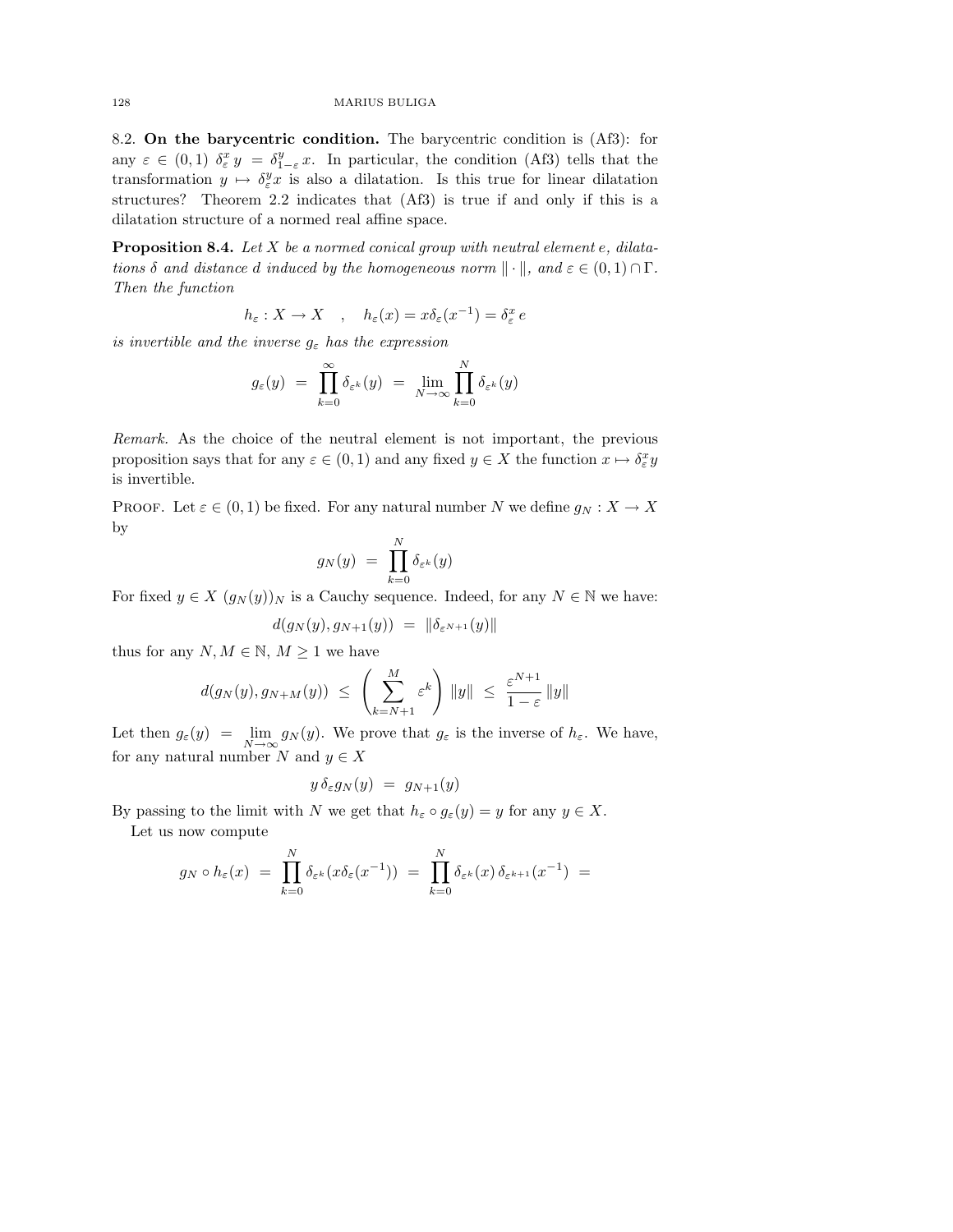**8.2. On the barycentric condition.** The barycentric condition is (Af3): for any $\varepsilon \in (0,1)$ $\delta^x_\varepsilon y = \delta^y_{1-\varepsilon} x$. In particular, the condition (Af3) tells that the transformation $y \mapsto \delta^y_\varepsilon x$ is also a dilatation. Is this true for linear dilatation structures? Theorem 2.2 indicates that (Af3) is true if and only if this is a dilatation structure of a normed real affine space.

**Proposition 8.4.** *Let $X$ be a normed conical group with neutral element $e$, dilatations $\delta$ and distance $d$ induced by the homogeneous norm $\| \cdot \|$, and $\varepsilon \in (0,1) \cap \Gamma$. Then the function*

$$h_\varepsilon : X \to X \quad , \quad h_\varepsilon(x) = x \delta_\varepsilon(x^{-1}) = \delta^x_\varepsilon \, e$$

*is invertible and the inverse $g_\varepsilon$ has the expression*

$$g_\varepsilon(y) \ = \ \prod_{k=0}^{\infty} \delta_{\varepsilon^k}(y) \ = \ \lim_{N \to \infty} \prod_{k=0}^{N} \delta_{\varepsilon^k}(y)$$

*Remark.* As the choice of the neutral element is not important, the previous proposition says that for any $\varepsilon \in (0,1)$ and any fixed $y \in X$ the function $x \mapsto \delta^x_\varepsilon y$ is invertible.

Proof. Let $\varepsilon \in (0,1)$ be fixed. For any natural number $N$ we define $g_N : X \to X$ by

$$g_N(y) \ = \ \prod_{k=0}^{N} \delta_{\varepsilon^k}(y)$$

For fixed $y \in X$ $(g_N(y))_N$ is a Cauchy sequence. Indeed, for any $N \in \mathbb{N}$ we have:

$$d(g_N(y), g_{N+1}(y)) \ = \ \|\delta_{\varepsilon^{N+1}}(y)\|$$

thus for any $N, M \in \mathbb{N}$, $M \geq 1$ we have

$$d(g_N(y), g_{N+M}(y)) \ \leq \ \left( \sum_{k=N+1}^{M} \varepsilon^k \right) \|y\| \ \leq \ \frac{\varepsilon^{N+1}}{1-\varepsilon} \, \|y\|$$

Let then $g_\varepsilon(y) \ = \ \lim_{N \to \infty} g_N(y)$. We prove that $g_\varepsilon$ is the inverse of $h_\varepsilon$. We have, for any natural number $N$ and $y \in X$

$$y \, \delta_\varepsilon g_N(y) \ = \ g_{N+1}(y)$$

By passing to the limit with $N$ we get that $h_\varepsilon \circ g_\varepsilon(y) = y$ for any $y \in X$.

Let us now compute

$$g_N \circ h_\varepsilon(x) \ = \ \prod_{k=0}^{N} \delta_{\varepsilon^k}(x \delta_\varepsilon(x^{-1})) \ = \ \prod_{k=0}^{N} \delta_{\varepsilon^k}(x) \, \delta_{\varepsilon^{k+1}}(x^{-1}) \ =$$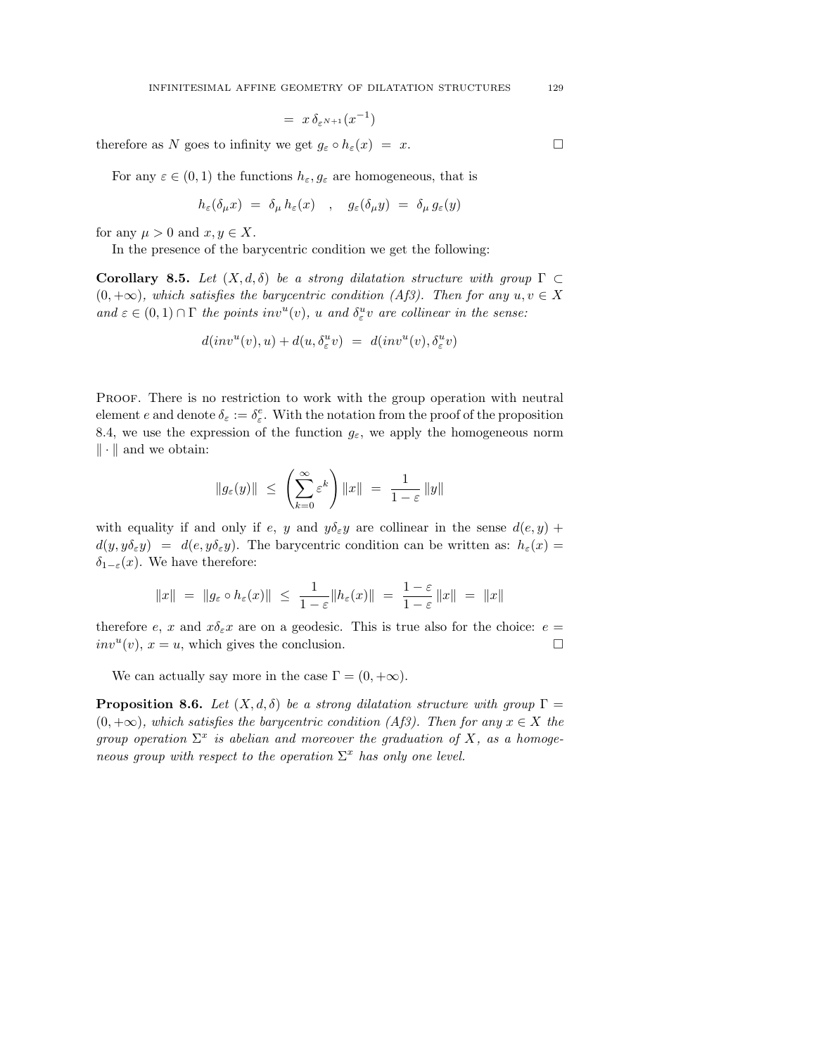$$= \; x \, \delta_{\varepsilon^{N+1}}(x^{-1})$$

therefore as $N$ goes to infinity we get $g_\varepsilon \circ h_\varepsilon(x) \; = \; x$. $\square$

For any $\varepsilon \in (0,1)$ the functions $h_\varepsilon, g_\varepsilon$ are homogeneous, that is

$$h_\varepsilon(\delta_\mu x) \; = \; \delta_\mu \, h_\varepsilon(x) \quad , \quad g_\varepsilon(\delta_\mu y) \; = \; \delta_\mu \, g_\varepsilon(y)$$

for any $\mu > 0$ and $x, y \in X$.

In the presence of the barycentric condition we get the following:

**Corollary 8.5.** *Let $(X, d, \delta)$ be a strong dilatation structure with group $\Gamma \subset (0, +\infty)$, which satisfies the barycentric condition (Af3). Then for any $u, v \in X$ and $\varepsilon \in (0,1) \cap \Gamma$ the points $inv^u(v)$, $u$ and $\delta^u_\varepsilon v$ are collinear in the sense:*

$$d(inv^u(v), u) + d(u, \delta^u_\varepsilon v) \; = \; d(inv^u(v), \delta^u_\varepsilon v)$$

Proof. There is no restriction to work with the group operation with neutral element $e$ and denote $\delta_\varepsilon := \delta^e_\varepsilon$. With the notation from the proof of the proposition 8.4, we use the expression of the function $g_\varepsilon$, we apply the homogeneous norm $\| \cdot \|$ and we obtain:

$$\| g_\varepsilon(y) \| \; \leq \; \left( \sum_{k=0}^{\infty} \varepsilon^k \right) \| x \| \; = \; \frac{1}{1-\varepsilon} \, \| y \|$$

with equality if and only if $e$, $y$ and $y \delta_\varepsilon y$ are collinear in the sense $d(e, y) + d(y, y\delta_\varepsilon y) \; = \; d(e, y\delta_\varepsilon y)$. The barycentric condition can be written as: $h_\varepsilon(x) = \delta_{1-\varepsilon}(x)$. We have therefore:

$$\| x \| \; = \; \| g_\varepsilon \circ h_\varepsilon(x) \| \; \leq \; \frac{1}{1-\varepsilon} \| h_\varepsilon(x) \| \; = \; \frac{1-\varepsilon}{1-\varepsilon} \, \| x \| \; = \; \| x \|$$

therefore $e$, $x$ and $x\delta_\varepsilon x$ are on a geodesic. This is true also for the choice: $e = inv^u(v)$, $x = u$, which gives the conclusion. $\square$

We can actually say more in the case $\Gamma = (0, +\infty)$.

**Proposition 8.6.** *Let $(X, d, \delta)$ be a strong dilatation structure with group $\Gamma = (0, +\infty)$, which satisfies the barycentric condition (Af3). Then for any $x \in X$ the group operation $\Sigma^x$ is abelian and moreover the graduation of $X$, as a homogeneous group with respect to the operation $\Sigma^x$ has only one level.*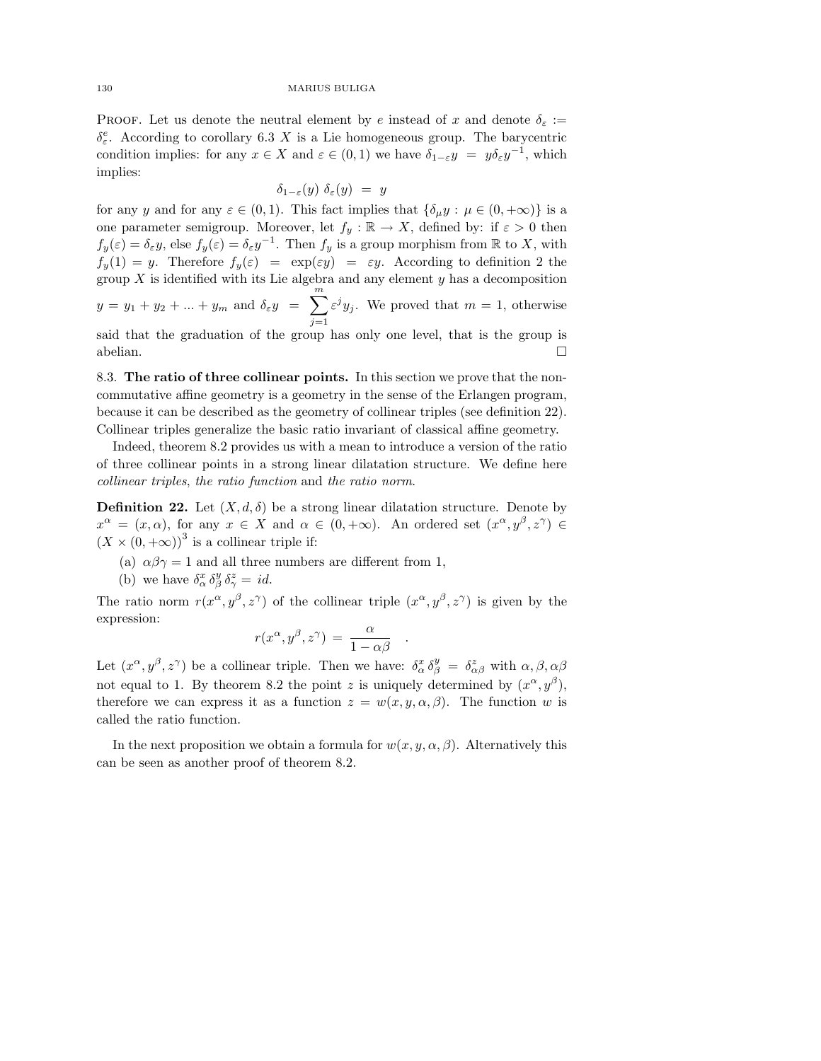PROOF. Let us denote the neutral element by $e$ instead of $x$ and denote $\delta_\varepsilon := \delta^e_\varepsilon$. According to corollary 6.3 $X$ is a Lie homogeneous group. The barycentric condition implies: for any $x \in X$ and $\varepsilon \in (0,1)$ we have $\delta_{1-\varepsilon} y \ = \ y \delta_\varepsilon y^{-1}$, which implies:

$$\delta_{1-\varepsilon}(y) \ \delta_\varepsilon(y) \ = \ y$$

for any $y$ and for any $\varepsilon \in (0,1)$. This fact implies that $\{\delta_\mu y \, : \, \mu \in (0,+\infty)\}$ is a one parameter semigroup. Moreover, let $f_y : \mathbb{R} \to X$, defined by: if $\varepsilon > 0$ then $f_y(\varepsilon) = \delta_\varepsilon y$, else $f_y(\varepsilon) = \delta_\varepsilon y^{-1}$. Then $f_y$ is a group morphism from $\mathbb{R}$ to $X$, with $f_y(1) = y$. Therefore $f_y(\varepsilon) \ = \ \exp(\varepsilon y) \ = \ \varepsilon y$. According to definition 2 the group $X$ is identified with its Lie algebra and any element $y$ has a decomposition $y = y_1 + y_2 + ... + y_m$ and $\delta_\varepsilon y \ = \ \sum_{j=1}^{m} \varepsilon^j y_j$. We proved that $m = 1$, otherwise said that the graduation of the group has only one level, that is the group is abelian. □

## 8.3. The ratio of three collinear points.

In this section we prove that the non-commutative affine geometry is a geometry in the sense of the Erlangen program, because it can be described as the geometry of collinear triples (see definition 22). Collinear triples generalize the basic ratio invariant of classical affine geometry.

Indeed, theorem 8.2 provides us with a mean to introduce a version of the ratio of three collinear points in a strong linear dilatation structure. We define here *collinear triples*, *the ratio function* and *the ratio norm*.

**Definition 22.** Let $(X, d, \delta)$ be a strong linear dilatation structure. Denote by $x^\alpha = (x, \alpha)$, for any $x \in X$ and $\alpha \in (0, +\infty)$. An ordered set $(x^\alpha, y^\beta, z^\gamma) \in (X \times (0,+\infty))^3$ is a collinear triple if:

(a) $\alpha\beta\gamma = 1$ and all three numbers are different from 1,

(b) we have $\delta^x_\alpha \, \delta^y_\beta \, \delta^z_\gamma = id$.

The ratio norm $r(x^\alpha, y^\beta, z^\gamma)$ of the collinear triple $(x^\alpha, y^\beta, z^\gamma)$ is given by the expression:

$$r(x^\alpha, y^\beta, z^\gamma) \ = \ \frac{\alpha}{1-\alpha\beta} \quad .$$

Let $(x^\alpha, y^\beta, z^\gamma)$ be a collinear triple. Then we have: $\delta^x_\alpha \, \delta^y_\beta \ = \ \delta^z_{\alpha\beta}$ with $\alpha, \beta, \alpha\beta$ not equal to 1. By theorem 8.2 the point $z$ is uniquely determined by $(x^\alpha, y^\beta)$, therefore we can express it as a function $z = w(x, y, \alpha, \beta)$. The function $w$ is called the ratio function.

In the next proposition we obtain a formula for $w(x, y, \alpha, \beta)$. Alternatively this can be seen as another proof of theorem 8.2.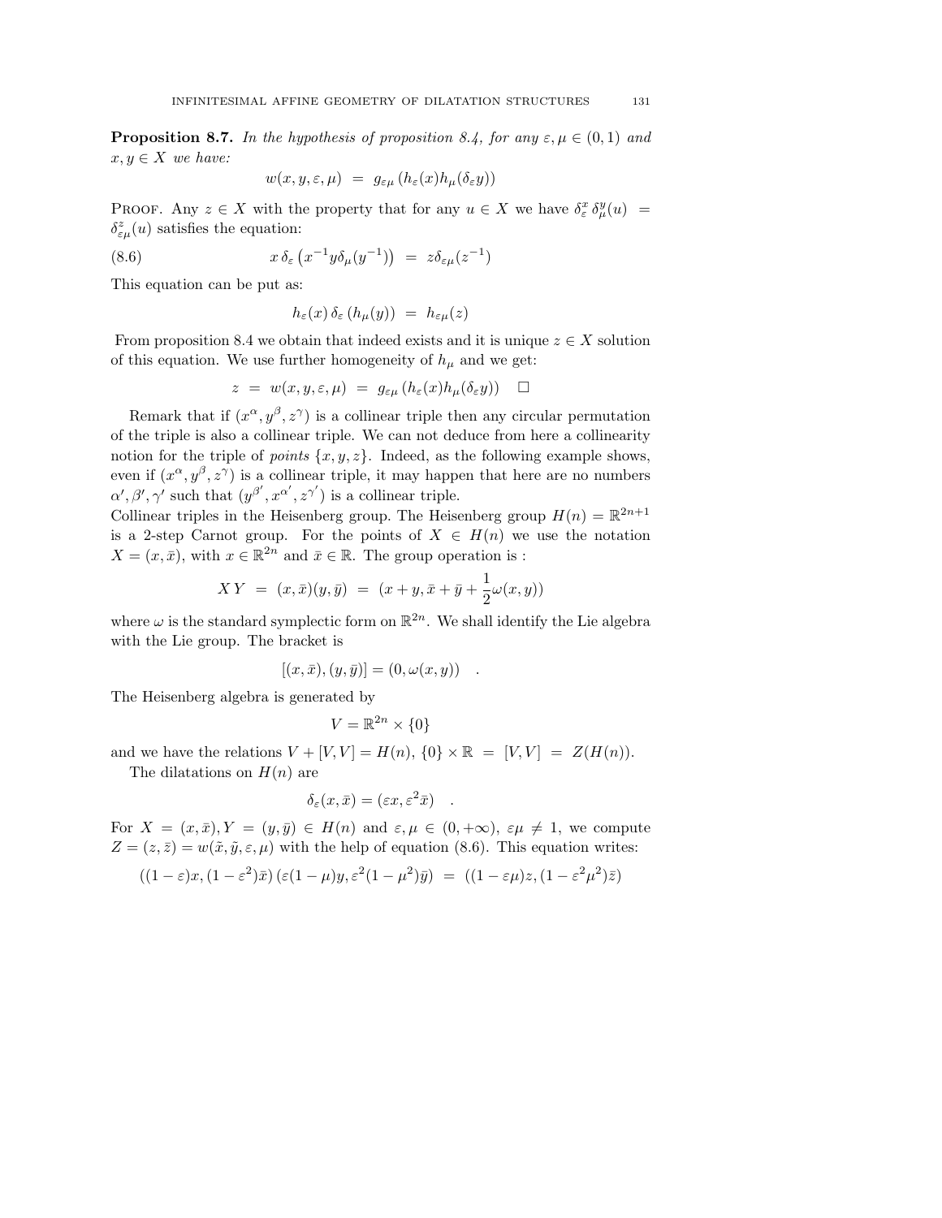**Proposition 8.7.** *In the hypothesis of proposition 8.4, for any $\varepsilon, \mu \in (0,1)$ and $x, y \in X$ we have:*

$$w(x,y,\varepsilon,\mu) \ = \ g_{\varepsilon\mu}\left(h_{\varepsilon}(x) h_{\mu}(\delta_{\varepsilon} y)\right)$$

PROOF. Any $z \in X$ with the property that for any $u \in X$ we have $\delta^{x}_{\varepsilon} \, \delta^{y}_{\mu}(u) \ = \ \delta^{z}_{\varepsilon\mu}(u)$ satisfies the equation:

$$x \, \delta_{\varepsilon}\left(x^{-1} y \delta_{\mu}(y^{-1})\right) \ = \ z \delta_{\varepsilon\mu}(z^{-1}) \tag{8.6}$$

This equation can be put as:

$$h_{\varepsilon}(x) \, \delta_{\varepsilon}\left(h_{\mu}(y)\right) \ = \ h_{\varepsilon\mu}(z)$$

From proposition 8.4 we obtain that indeed exists and it is unique $z \in X$ solution of this equation. We use further homogeneity of $h_{\mu}$ and we get:

$$z \ = \ w(x,y,\varepsilon,\mu) \ = \ g_{\varepsilon\mu}\left(h_{\varepsilon}(x) h_{\mu}(\delta_{\varepsilon} y)\right) \quad \square$$

Remark that if $(x^{\alpha}, y^{\beta}, z^{\gamma})$ is a collinear triple then any circular permutation of the triple is also a collinear triple. We can not deduce from here a collinearity notion for the triple of *points* $\{x, y, z\}$. Indeed, as the following example shows, even if $(x^{\alpha}, y^{\beta}, z^{\gamma})$ is a collinear triple, it may happen that here are no numbers $\alpha', \beta', \gamma'$ such that $(y^{\beta'}, x^{\alpha'}, z^{\gamma'})$ is a collinear triple.

Collinear triples in the Heisenberg group. The Heisenberg group $H(n) = \mathbb{R}^{2n+1}$ is a 2-step Carnot group. For the points of $X \in H(n)$ we use the notation $X = (x, \bar{x})$, with $x \in \mathbb{R}^{2n}$ and $\bar{x} \in \mathbb{R}$. The group operation is :

$$X \, Y \ = \ (x, \bar{x})(y, \bar{y}) \ = \ (x + y, \bar{x} + \bar{y} + \frac{1}{2}\omega(x,y))$$

where $\omega$ is the standard symplectic form on $\mathbb{R}^{2n}$. We shall identify the Lie algebra with the Lie group. The bracket is

$$[(x, \bar{x}), (y, \bar{y})] = (0, \omega(x,y)) \quad .$$

The Heisenberg algebra is generated by

$$V = \mathbb{R}^{2n} \times \{0\}$$

and we have the relations $V + [V,V] = H(n)$, $\{0\} \times \mathbb{R} \ = \ [V,V] \ = \ Z(H(n))$.

The dilatations on $H(n)$ are

$$\delta_{\varepsilon}(x, \bar{x}) = (\varepsilon x, \varepsilon^{2} \bar{x}) \quad .$$

For $X = (x, \bar{x}), Y = (y, \bar{y}) \in H(n)$ and $\varepsilon, \mu \in (0, +\infty)$, $\varepsilon\mu \neq 1$, we compute $Z = (z, \bar{z}) = w(\tilde{x}, \tilde{y}, \varepsilon, \mu)$ with the help of equation (8.6). This equation writes:

$$((1-\varepsilon)x, (1-\varepsilon^{2})\bar{x}) \, (\varepsilon(1-\mu)y, \varepsilon^{2}(1-\mu^{2})\bar{y}) \ = \ ((1-\varepsilon\mu)z, (1-\varepsilon^{2}\mu^{2})\bar{z})$$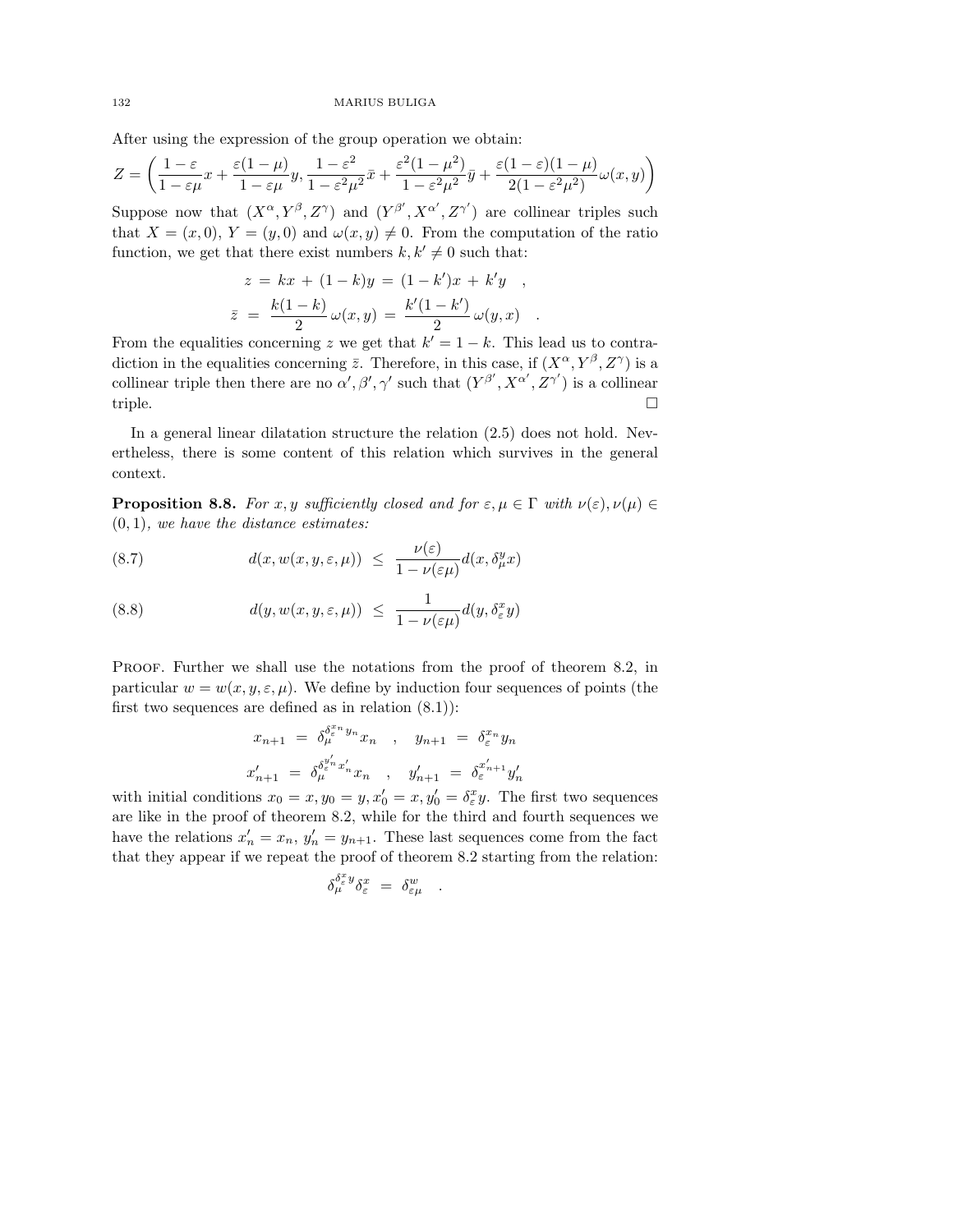After using the expression of the group operation we obtain:

$$Z = \left( \frac{1-\varepsilon}{1-\varepsilon\mu} x + \frac{\varepsilon(1-\mu)}{1-\varepsilon\mu} y, \frac{1-\varepsilon^2}{1-\varepsilon^2\mu^2}\bar{x} + \frac{\varepsilon^2(1-\mu^2)}{1-\varepsilon^2\mu^2}\bar{y} + \frac{\varepsilon(1-\varepsilon)(1-\mu)}{2(1-\varepsilon^2\mu^2)}\omega(x,y)\right)$$

Suppose now that $(X^\alpha, Y^\beta, Z^\gamma)$ and $(Y^{\beta'}, X^{\alpha'}, Z^{\gamma'})$ are collinear triples such that $X = (x,0)$, $Y = (y,0)$ and $\omega(x,y) \neq 0$. From the computation of the ratio function, we get that there exist numbers $k, k' \neq 0$ such that:

$$z \,=\, kx \,+\, (1-k)y \,=\, (1-k')x \,+\, k'y \quad ,$$

$$\bar{z} \,=\, \frac{k(1-k)}{2}\,\omega(x,y) \,=\, \frac{k'(1-k')}{2}\,\omega(y,x) \quad .$$

From the equalities concerning $z$ we get that $k' = 1-k$. This lead us to contradiction in the equalities concerning $\bar{z}$. Therefore, in this case, if $(X^\alpha, Y^\beta, Z^\gamma)$ is a collinear triple then there are no $\alpha', \beta', \gamma'$ such that $(Y^{\beta'}, X^{\alpha'}, Z^{\gamma'})$ is a collinear triple. □

In a general linear dilatation structure the relation (2.5) does not hold. Nevertheless, there is some content of this relation which survives in the general context.

**Proposition 8.8.** *For $x, y$ sufficiently closed and for $\varepsilon, \mu \in \Gamma$ with $\nu(\varepsilon), \nu(\mu) \in (0,1)$, we have the distance estimates:*

$$d(x, w(x,y,\varepsilon,\mu)) \;\leq\; \frac{\nu(\varepsilon)}{1-\nu(\varepsilon\mu)} d(x, \delta^y_\mu x) \tag{8.7}$$

$$d(y, w(x,y,\varepsilon,\mu)) \;\leq\; \frac{1}{1-\nu(\varepsilon\mu)} d(y, \delta^x_\varepsilon y) \tag{8.8}$$

Proof. Further we shall use the notations from the proof of theorem 8.2, in particular $w = w(x,y,\varepsilon,\mu)$. We define by induction four sequences of points (the first two sequences are defined as in relation (8.1)):

$$x_{n+1} \;=\; \delta_\mu^{\delta_\varepsilon^{x_n} y_n} x_n \quad , \quad y_{n+1} \;=\; \delta_\varepsilon^{x_n} y_n$$

$$x'_{n+1} \;=\; \delta_\mu^{\delta_\varepsilon^{y'_n} x'_n} x_n \quad , \quad y'_{n+1} \;=\; \delta_\varepsilon^{x'_{n+1}} y'_n$$

with initial conditions $x_0 = x, y_0 = y, x'_0 = x, y'_0 = \delta^x_\varepsilon y$. The first two sequences are like in the proof of theorem 8.2, while for the third and fourth sequences we have the relations $x'_n = x_n$, $y'_n = y_{n+1}$. These last sequences come from the fact that they appear if we repeat the proof of theorem 8.2 starting from the relation:

$$\delta_\mu^{\delta^x_\varepsilon y} \delta^x_\varepsilon \;=\; \delta^w_{\varepsilon\mu} \quad .$$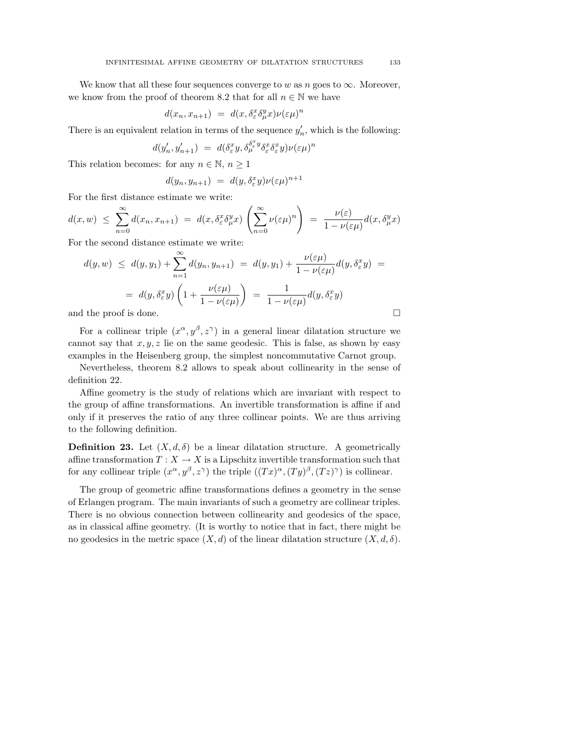We know that all these four sequences converge to $w$ as $n$ goes to $\infty$. Moreover, we know from the proof of theorem 8.2 that for all $n \in \mathbb{N}$ we have

$$d(x_n, x_{n+1}) \ = \ d(x, \delta^x_\varepsilon \delta^y_\mu x) \nu(\varepsilon\mu)^n$$

There is an equivalent relation in terms of the sequence $y'_n$, which is the following:

$$d(y'_n, y'_{n+1}) \ = \ d(\delta^x_\varepsilon y, \delta^{\delta^x_\varepsilon y}_\mu \delta^x_\varepsilon \delta^x_\varepsilon y) \nu(\varepsilon\mu)^n$$

This relation becomes: for any $n \in \mathbb{N}$, $n \geq 1$

$$d(y_n, y_{n+1}) \ = \ d(y, \delta^x_\varepsilon y) \nu(\varepsilon\mu)^{n+1}$$

For the first distance estimate we write:

$$d(x, w) \ \leq \ \sum_{n=0}^{\infty} d(x_n, x_{n+1}) \ = \ d(x, \delta^x_\varepsilon \delta^y_\mu x) \left( \sum_{n=0}^{\infty} \nu(\varepsilon\mu)^n \right) \ = \ \frac{\nu(\varepsilon)}{1 - \nu(\varepsilon\mu)} d(x, \delta^y_\mu x)$$

For the second distance estimate we write:

$$d(y, w) \ \leq \ d(y, y_1) + \sum_{n=1}^{\infty} d(y_n, y_{n+1}) \ = \ d(y, y_1) + \frac{\nu(\varepsilon\mu)}{1 - \nu(\varepsilon\mu)} d(y, \delta^x_\varepsilon y) \ =$$

$$= \ d(y, \delta^x_\varepsilon y) \left( 1 + \frac{\nu(\varepsilon\mu)}{1 - \nu(\varepsilon\mu)} \right) \ = \ \frac{1}{1 - \nu(\varepsilon\mu)} d(y, \delta^x_\varepsilon y)$$

and the proof is done. □

For a collinear triple $(x^\alpha, y^\beta, z^\gamma)$ in a general linear dilatation structure we cannot say that $x, y, z$ lie on the same geodesic. This is false, as shown by easy examples in the Heisenberg group, the simplest noncommutative Carnot group.

Nevertheless, theorem 8.2 allows to speak about collinearity in the sense of definition 22.

Affine geometry is the study of relations which are invariant with respect to the group of affine transformations. An invertible transformation is affine if and only if it preserves the ratio of any three collinear points. We are thus arriving to the following definition.

**Definition 23.** Let $(X, d, \delta)$ be a linear dilatation structure. A geometrically affine transformation $T : X \rightarrow X$ is a Lipschitz invertible transformation such that for any collinear triple $(x^\alpha, y^\beta, z^\gamma)$ the triple $((Tx)^\alpha, (Ty)^\beta, (Tz)^\gamma)$ is collinear.

The group of geometric affine transformations defines a geometry in the sense of Erlangen program. The main invariants of such a geometry are collinear triples. There is no obvious connection between collinearity and geodesics of the space, as in classical affine geometry. (It is worthy to notice that in fact, there might be no geodesics in the metric space $(X, d)$ of the linear dilatation structure $(X, d, \delta)$.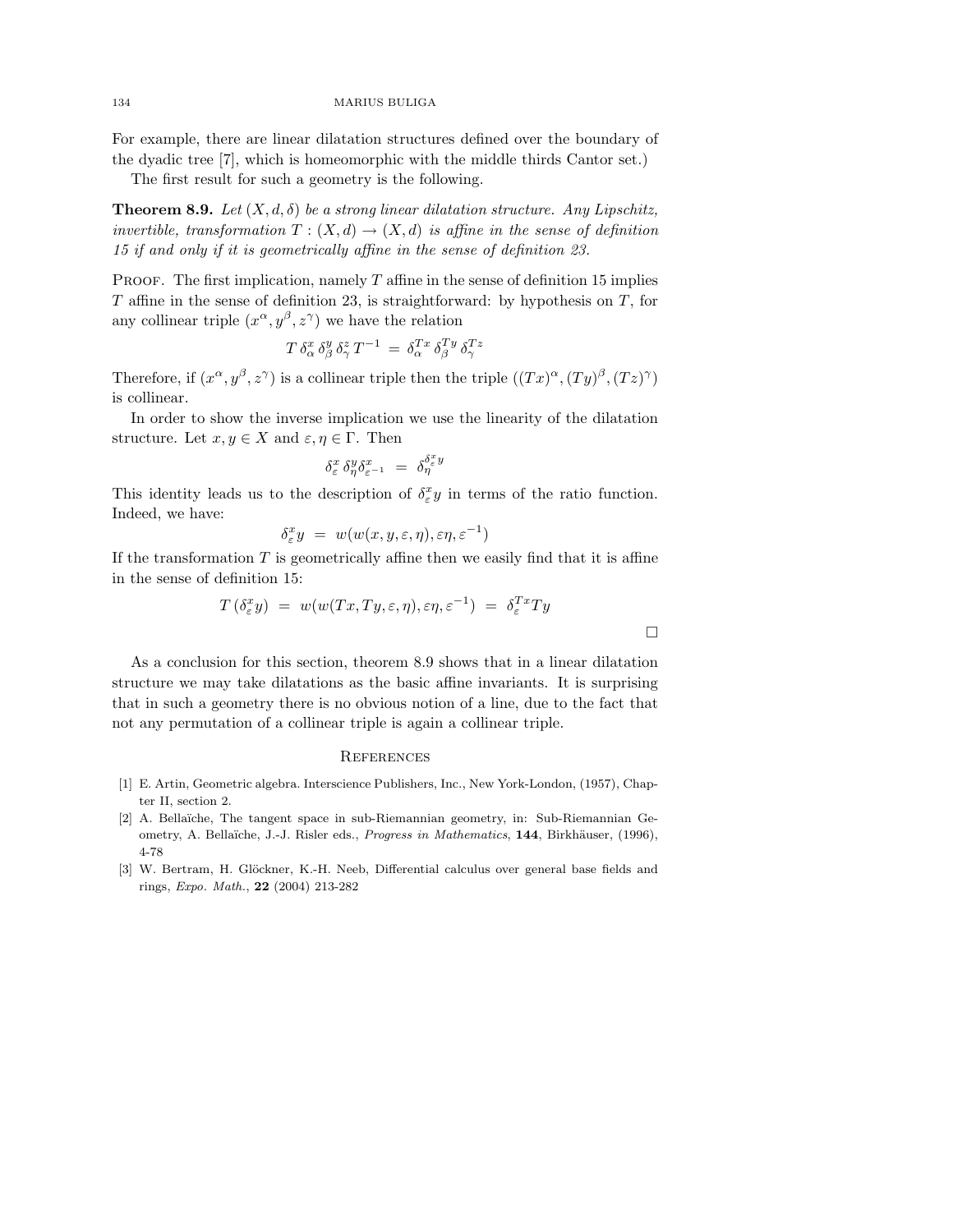For example, there are linear dilatation structures defined over the boundary of the dyadic tree [7], which is homeomorphic with the middle thirds Cantor set.)

The first result for such a geometry is the following.

**Theorem 8.9.** *Let $(X, d, \delta)$ be a strong linear dilatation structure. Any Lipschitz, invertible, transformation $T : (X, d) \rightarrow (X, d)$ is affine in the sense of definition 15 if and only if it is geometrically affine in the sense of definition 23.*

Proof. The first implication, namely $T$ affine in the sense of definition 15 implies $T$ affine in the sense of definition 23, is straightforward: by hypothesis on $T$, for any collinear triple $(x^{\alpha}, y^{\beta}, z^{\gamma})$ we have the relation

$$T \, \delta^{x}_{\alpha} \, \delta^{y}_{\beta} \, \delta^{z}_{\gamma} \, T^{-1} \; = \; \delta^{Tx}_{\alpha} \, \delta^{Ty}_{\beta} \, \delta^{Tz}_{\gamma}$$

Therefore, if $(x^{\alpha}, y^{\beta}, z^{\gamma})$ is a collinear triple then the triple $((Tx)^{\alpha}, (Ty)^{\beta}, (Tz)^{\gamma})$ is collinear.

In order to show the inverse implication we use the linearity of the dilatation structure. Let $x, y \in X$ and $\varepsilon, \eta \in \Gamma$. Then

$$\delta^{x}_{\varepsilon} \, \delta^{y}_{\eta} \delta^{x}_{\varepsilon^{-1}} \; = \; \delta^{\delta^{x}_{\varepsilon} y}_{\eta}$$

This identity leads us to the description of $\delta^{x}_{\varepsilon} y$ in terms of the ratio function. Indeed, we have:

$$\delta^{x}_{\varepsilon} y \; = \; w(w(x, y, \varepsilon, \eta), \varepsilon\eta, \varepsilon^{-1})$$

If the transformation $T$ is geometrically affine then we easily find that it is affine in the sense of definition 15:

$$T \, (\delta^{x}_{\varepsilon} y) \; = \; w(w(Tx, Ty, \varepsilon, \eta), \varepsilon\eta, \varepsilon^{-1}) \; = \; \delta^{Tx}_{\varepsilon} Ty$$

□

As a conclusion for this section, theorem 8.9 shows that in a linear dilatation structure we may take dilatations as the basic affine invariants. It is surprising that in such a geometry there is no obvious notion of a line, due to the fact that not any permutation of a collinear triple is again a collinear triple.

## References

[1] E. Artin, Geometric algebra. Interscience Publishers, Inc., New York-London, (1957), Chapter II, section 2.

[2] A. Bellaïche, The tangent space in sub-Riemannian geometry, in: Sub-Riemannian Geometry, A. Bellaïche, J.-J. Risler eds., *Progress in Mathematics*, **144**, Birkhäuser, (1996), 4-78

[3] W. Bertram, H. Glöckner, K.-H. Neeb, Differential calculus over general base fields and rings, *Expo. Math.*, **22** (2004) 213-282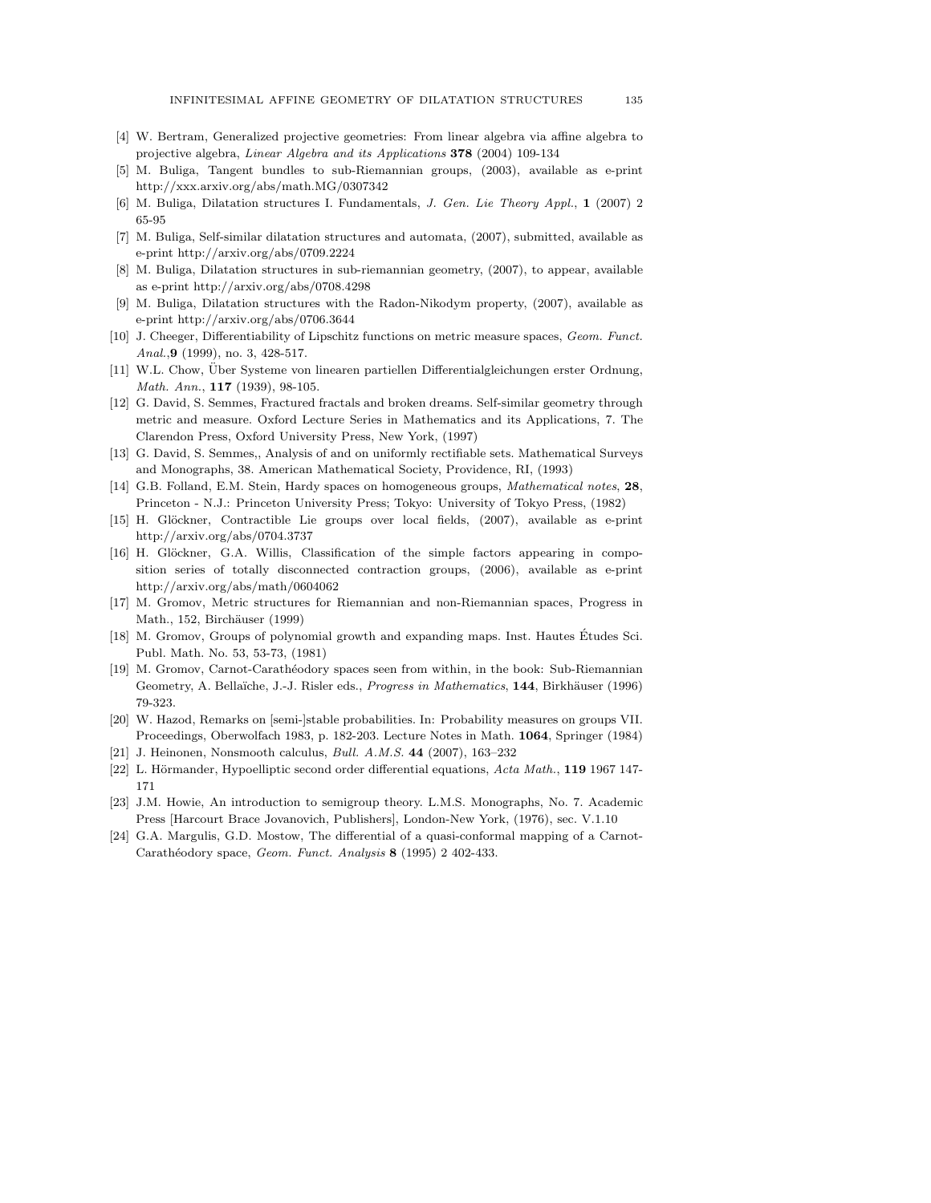[4] W. Bertram, Generalized projective geometries: From linear algebra via affine algebra to projective algebra, *Linear Algebra and its Applications* **378** (2004) 109-134

[5] M. Buliga, Tangent bundles to sub-Riemannian groups, (2003), available as e-print http://xxx.arxiv.org/abs/math.MG/0307342

[6] M. Buliga, Dilatation structures I. Fundamentals, *J. Gen. Lie Theory Appl.*, **1** (2007) 2 65-95

[7] M. Buliga, Self-similar dilatation structures and automata, (2007), submitted, available as e-print http://arxiv.org/abs/0709.2224

[8] M. Buliga, Dilatation structures in sub-riemannian geometry, (2007), to appear, available as e-print http://arxiv.org/abs/0708.4298

[9] M. Buliga, Dilatation structures with the Radon-Nikodym property, (2007), available as e-print http://arxiv.org/abs/0706.3644

[10] J. Cheeger, Differentiability of Lipschitz functions on metric measure spaces, *Geom. Funct. Anal.*,**9** (1999), no. 3, 428-517.

[11] W.L. Chow, Über Systeme von linearen partiellen Differentialgleichungen erster Ordnung, *Math. Ann.*, **117** (1939), 98-105.

[12] G. David, S. Semmes, Fractured fractals and broken dreams. Self-similar geometry through metric and measure. Oxford Lecture Series in Mathematics and its Applications, 7. The Clarendon Press, Oxford University Press, New York, (1997)

[13] G. David, S. Semmes,, Analysis of and on uniformly rectifiable sets. Mathematical Surveys and Monographs, 38. American Mathematical Society, Providence, RI, (1993)

[14] G.B. Folland, E.M. Stein, Hardy spaces on homogeneous groups, *Mathematical notes*, **28**, Princeton - N.J.: Princeton University Press; Tokyo: University of Tokyo Press, (1982)

[15] H. Glöckner, Contractible Lie groups over local fields, (2007), available as e-print http://arxiv.org/abs/0704.3737

[16] H. Glöckner, G.A. Willis, Classification of the simple factors appearing in composition series of totally disconnected contraction groups, (2006), available as e-print http://arxiv.org/abs/math/0604062

[17] M. Gromov, Metric structures for Riemannian and non-Riemannian spaces, Progress in Math., 152, Birchäuser (1999)

[18] M. Gromov, Groups of polynomial growth and expanding maps. Inst. Hautes Études Sci. Publ. Math. No. 53, 53-73, (1981)

[19] M. Gromov, Carnot-Carathéodory spaces seen from within, in the book: Sub-Riemannian Geometry, A. Bellaïche, J.-J. Risler eds., *Progress in Mathematics*, **144**, Birkhäuser (1996) 79-323.

[20] W. Hazod, Remarks on [semi-]stable probabilities. In: Probability measures on groups VII. Proceedings, Oberwolfach 1983, p. 182-203. Lecture Notes in Math. **1064**, Springer (1984)

[21] J. Heinonen, Nonsmooth calculus, *Bull. A.M.S.* **44** (2007), 163–232

[22] L. Hörmander, Hypoelliptic second order differential equations, *Acta Math.*, **119** 1967 147-171

[23] J.M. Howie, An introduction to semigroup theory. L.M.S. Monographs, No. 7. Academic Press [Harcourt Brace Jovanovich, Publishers], London-New York, (1976), sec. V.1.10

[24] G.A. Margulis, G.D. Mostow, The differential of a quasi-conformal mapping of a Carnot-Carathéodory space, *Geom. Funct. Analysis* **8** (1995) 2 402-433.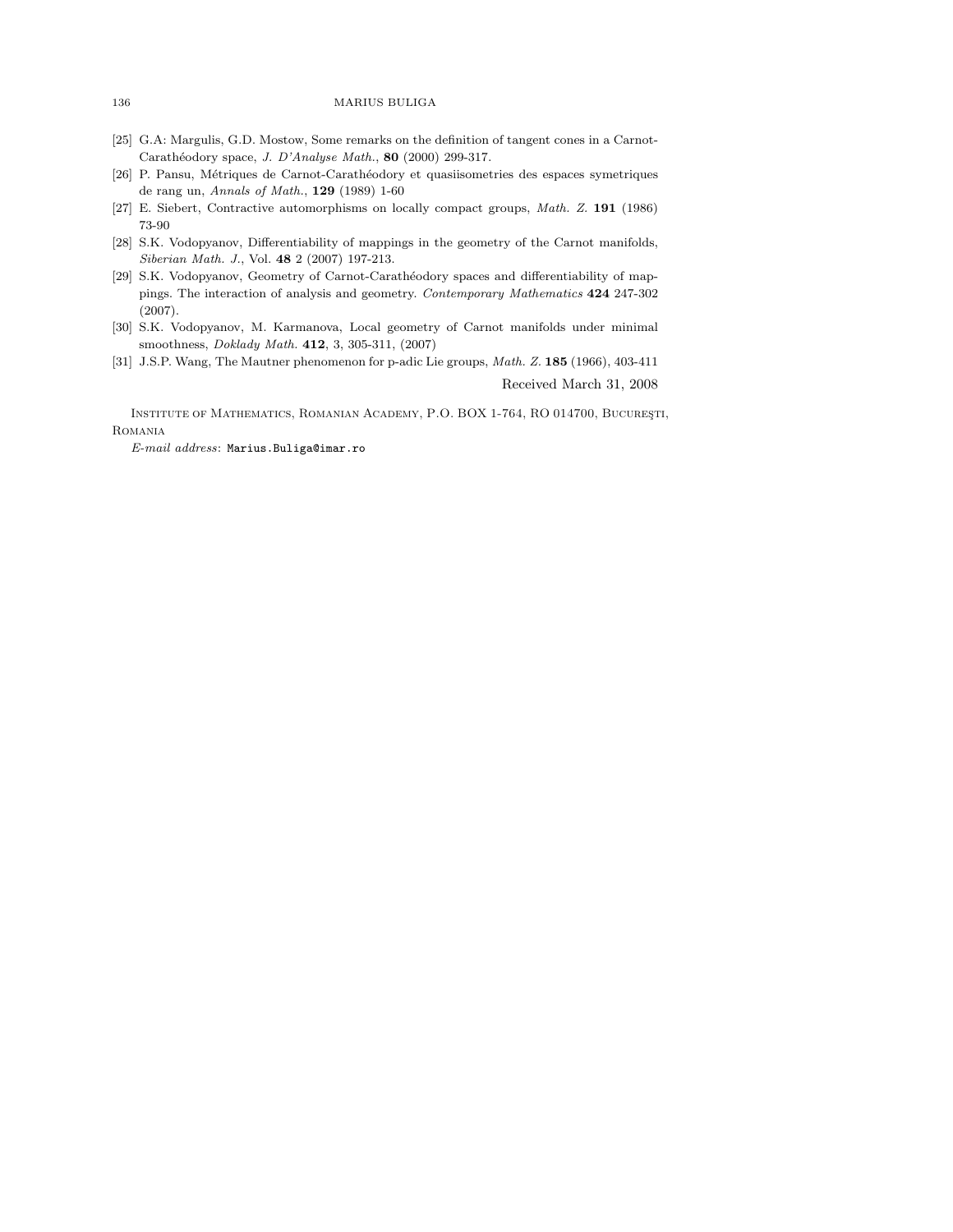[25] G.A: Margulis, G.D. Mostow, Some remarks on the definition of tangent cones in a Carnot-Carathéodory space, *J. D'Analyse Math.*, **80** (2000) 299-317.

[26] P. Pansu, Métriques de Carnot-Carathéodory et quasiisometries des espaces symetriques de rang un, *Annals of Math.*, **129** (1989) 1-60

[27] E. Siebert, Contractive automorphisms on locally compact groups, *Math. Z.* **191** (1986) 73-90

[28] S.K. Vodopyanov, Differentiability of mappings in the geometry of the Carnot manifolds, *Siberian Math. J.*, Vol. **48** 2 (2007) 197-213.

[29] S.K. Vodopyanov, Geometry of Carnot-Carathéodory spaces and differentiability of mappings. The interaction of analysis and geometry. *Contemporary Mathematics* **424** 247-302 (2007).

[30] S.K. Vodopyanov, M. Karmanova, Local geometry of Carnot manifolds under minimal smoothness, *Doklady Math.* **412**, 3, 305-311, (2007)

[31] J.S.P. Wang, The Mautner phenomenon for p-adic Lie groups, *Math. Z.* **185** (1966), 403-411

Received March 31, 2008

Institute of Mathematics, Romanian Academy, P.O. BOX 1-764, RO 014700, Bucureşti, Romania

*E-mail address*: Marius.Buliga@imar.ro